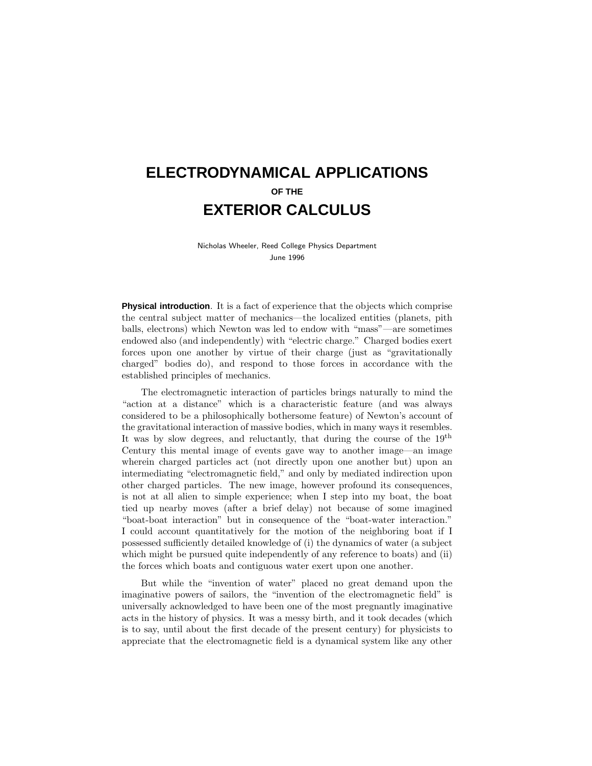# ELECTRODYNAMICAL APPLICATIONS

### OF THE

# EXTERIOR CALCULUS

Nicholas Wheeler, Reed College Physics Department
June 1996

**Physical introduction**. It is a fact of experience that the objects which comprise the central subject matter of mechanics—the localized entities (planets, pith balls, electrons) which Newton was led to endow with "mass"—are sometimes endowed also (and independently) with "electric charge." Charged bodies exert forces upon one another by virtue of their charge (just as "gravitationally charged" bodies do), and respond to those forces in accordance with the established principles of mechanics.

The electromagnetic interaction of particles brings naturally to mind the "action at a distance" which is a characteristic feature (and was always considered to be a philosophically bothersome feature) of Newton's account of the gravitational interaction of massive bodies, which in many ways it resembles. It was by slow degrees, and reluctantly, that during the course of the $19^{\text{th}}$ Century this mental image of events gave way to another image—an image wherein charged particles act (not directly upon one another but) upon an intermediating "electromagnetic field," and only by mediated indirection upon other charged particles. The new image, however profound its consequences, is not at all alien to simple experience; when I step into my boat, the boat tied up nearby moves (after a brief delay) not because of some imagined "boat-boat interaction" but in consequence of the "boat-water interaction." I could account quantitatively for the motion of the neighboring boat if I possessed sufficiently detailed knowledge of (i) the dynamics of water (a subject which might be pursued quite independently of any reference to boats) and (ii) the forces which boats and contiguous water exert upon one another.

But while the "invention of water" placed no great demand upon the imaginative powers of sailors, the "invention of the electromagnetic field" is universally acknowledged to have been one of the most pregnantly imaginative acts in the history of physics. It was a messy birth, and it took decades (which is to say, until about the first decade of the present century) for physicists to appreciate that the electromagnetic field is a dynamical system like any other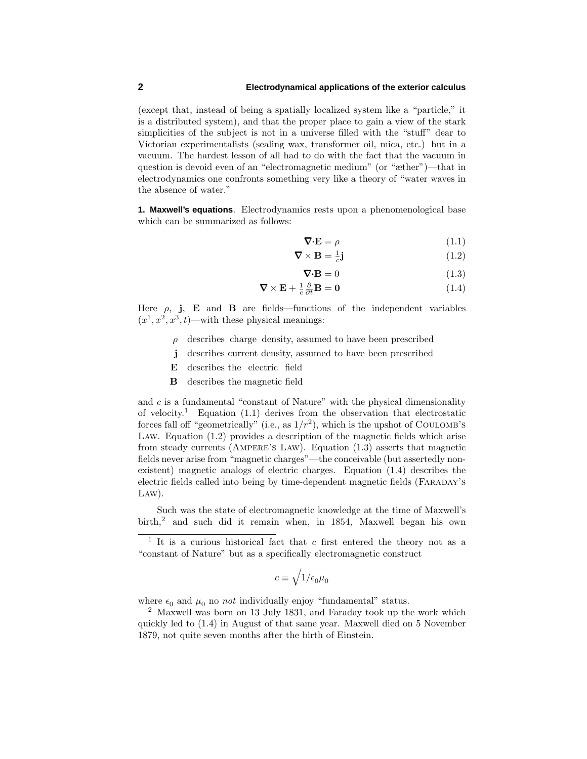(except that, instead of being a spatially localized system like a "particle," it is a distributed system), and that the proper place to gain a view of the stark simplicities of the subject is not in a universe filled with the "stuff" dear to Victorian experimentalists (sealing wax, transformer oil, mica, etc.) but in a vacuum. The hardest lesson of all had to do with the fact that the vacuum in question is devoid even of an "electromagnetic medium" (or "æther")—that in electrodynamics one confronts something very like a theory of "water waves in the absence of water."

**1. Maxwell's equations**. Electrodynamics rests upon a phenomenological base which can be summarized as follows:

$$\boldsymbol{\nabla}\cdot\mathbf{E} = \rho \tag{1.1}$$

$$\boldsymbol{\nabla}\times\mathbf{B} = \tfrac{1}{c}\mathbf{j} \tag{1.2}$$

$$\boldsymbol{\nabla}\cdot\mathbf{B} = 0 \tag{1.3}$$

$$\boldsymbol{\nabla}\times\mathbf{E} + \tfrac{1}{c}\tfrac{\partial}{\partial t}\mathbf{B} = \mathbf{0} \tag{1.4}$$

Here $\rho$, $\mathbf{j}$, $\mathbf{E}$ and $\mathbf{B}$ are fields—functions of the independent variables $(x^1, x^2, x^3, t)$—with these physical meanings:

- $\rho$ describes charge density, assumed to have been prescribed
- $\mathbf{j}$ describes current density, assumed to have been prescribed
- $\mathbf{E}$ describes the electric field
- $\mathbf{B}$ describes the magnetic field

and $c$ is a fundamental "constant of Nature" with the physical dimensionality of velocity.[1] Equation (1.1) derives from the observation that electrostatic forces fall off "geometrically" (i.e., as $1/r^2$), which is the upshot of COULOMB'S LAW. Equation (1.2) provides a description of the magnetic fields which arise from steady currents (AMPERE'S LAW). Equation (1.3) asserts that magnetic fields never arise from "magnetic charges"—the conceivable (but assertedly non-existent) magnetic analogs of electric charges. Equation (1.4) describes the electric fields called into being by time-dependent magnetic fields (FARADAY'S LAW).

Such was the state of electromagnetic knowledge at the time of Maxwell's birth,[2] and such did it remain when, in 1854, Maxwell began his own

---

[1] It is a curious historical fact that $c$ first entered the theory not as a "constant of Nature" but as a specifically electromagnetic construct

$$c \equiv \sqrt{1/\epsilon_0\mu_0}$$

where $\epsilon_0$ and $\mu_0$ no *not* individually enjoy "fundamental" status.

[2] Maxwell was born on 13 July 1831, and Faraday took up the work which quickly led to (1.4) in August of that same year. Maxwell died on 5 November 1879, not quite seven months after the birth of Einstein.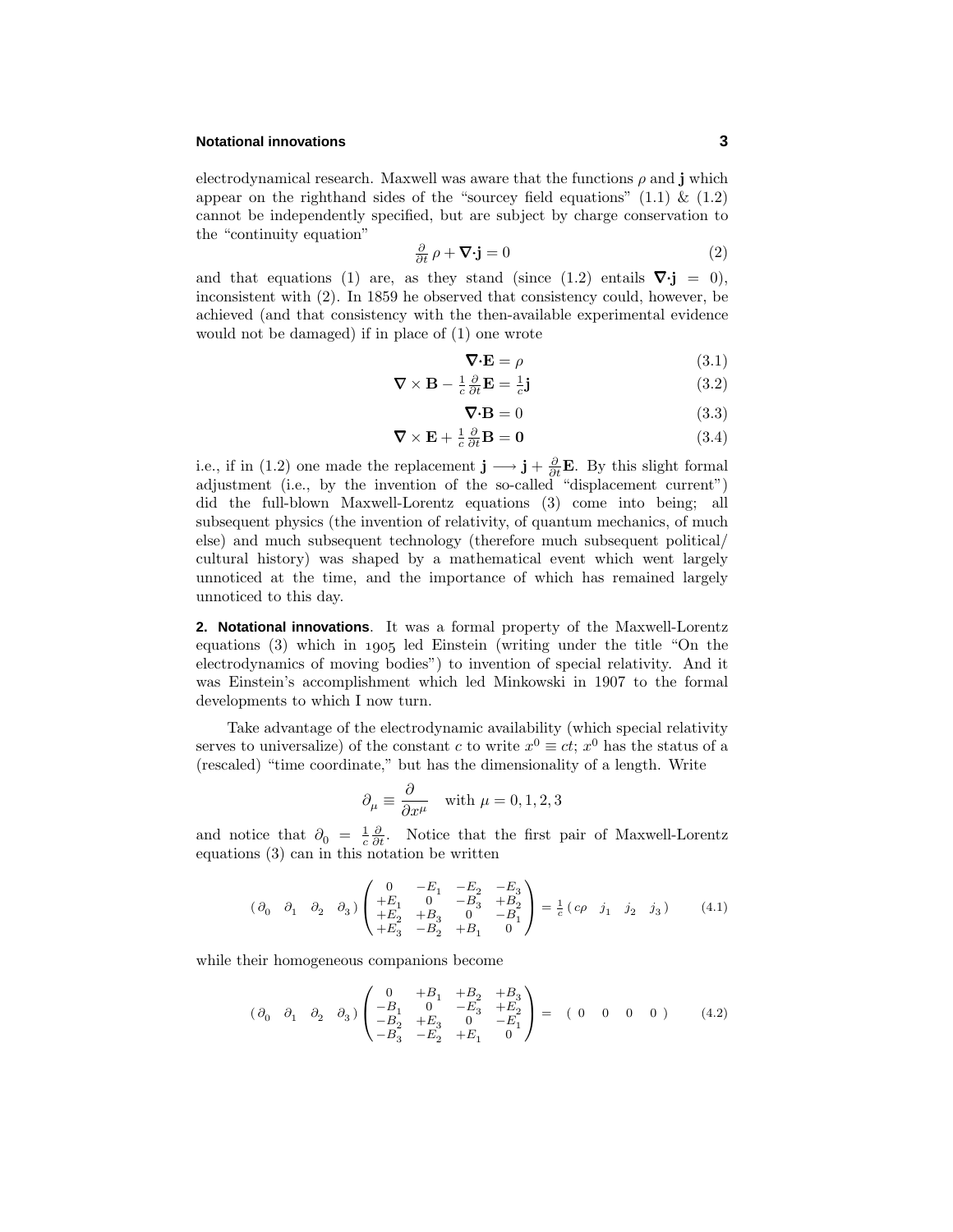electrodynamical research. Maxwell was aware that the functions $\rho$ and $\mathbf{j}$ which appear on the righthand sides of the "sourcey field equations" (1.1) & (1.2) cannot be independently specified, but are subject by charge conservation to the "continuity equation"

$$\tfrac{\partial}{\partial t}\,\rho + \boldsymbol{\nabla}\!\cdot\!\mathbf{j} = 0 \tag{2}$$

and that equations (1) are, as they stand (since (1.2) entails $\boldsymbol{\nabla}\!\cdot\!\mathbf{j} = 0$), inconsistent with (2). In 1859 he observed that consistency could, however, be achieved (and that consistency with the then-available experimental evidence would not be damaged) if in place of (1) one wrote

$$\boldsymbol{\nabla}\!\cdot\!\mathbf{E} = \rho \tag{3.1}$$

$$\boldsymbol{\nabla}\times\mathbf{B} - \tfrac{1}{c}\tfrac{\partial}{\partial t}\mathbf{E} = \tfrac{1}{c}\mathbf{j} \tag{3.2}$$

$$\boldsymbol{\nabla}\!\cdot\!\mathbf{B} = 0 \tag{3.3}$$

$$\boldsymbol{\nabla}\times\mathbf{E} + \tfrac{1}{c}\tfrac{\partial}{\partial t}\mathbf{B} = \mathbf{0} \tag{3.4}$$

i.e., if in (1.2) one made the replacement $\mathbf{j} \longrightarrow \mathbf{j} + \frac{\partial}{\partial t}\mathbf{E}$. By this slight formal adjustment (i.e., by the invention of the so-called "displacement current") did the full-blown Maxwell-Lorentz equations (3) come into being; all subsequent physics (the invention of relativity, of quantum mechanics, of much else) and much subsequent technology (therefore much subsequent political/cultural history) was shaped by a mathematical event which went largely unnoticed at the time, and the importance of which has remained largely unnoticed to this day.

**2. Notational innovations**. It was a formal property of the Maxwell-Lorentz equations (3) which in 1905 led Einstein (writing under the title "On the electrodynamics of moving bodies") to invention of special relativity. And it was Einstein's accomplishment which led Minkowski in 1907 to the formal developments to which I now turn.

Take advantage of the electrodynamic availability (which special relativity serves to universalize) of the constant $c$ to write $x^0 \equiv ct$; $x^0$ has the status of a (rescaled) "time coordinate," but has the dimensionality of a length. Write

$$\partial_\mu \equiv \frac{\partial}{\partial x^\mu} \quad \text{with } \mu = 0, 1, 2, 3$$

and notice that $\partial_0 = \frac{1}{c}\frac{\partial}{\partial t}$. Notice that the first pair of Maxwell-Lorentz equations (3) can in this notation be written

$$\begin{pmatrix} \partial_0 & \partial_1 & \partial_2 & \partial_3 \end{pmatrix} \begin{pmatrix} 0 & -E_1 & -E_2 & -E_3 \\ +E_1 & 0 & -B_3 & +B_2 \\ +E_2 & +B_3 & 0 & -B_1 \\ +E_3 & -B_2 & +B_1 & 0 \end{pmatrix} = \tfrac{1}{c}\begin{pmatrix} c\rho & j_1 & j_2 & j_3 \end{pmatrix} \tag{4.1}$$

while their homogeneous companions become

$$\begin{pmatrix} \partial_0 & \partial_1 & \partial_2 & \partial_3 \end{pmatrix} \begin{pmatrix} 0 & +B_1 & +B_2 & +B_3 \\ -B_1 & 0 & -E_3 & +E_2 \\ -B_2 & +E_3 & 0 & -E_1 \\ -B_3 & -E_2 & +E_1 & 0 \end{pmatrix} = \begin{pmatrix} 0 & 0 & 0 & 0 \end{pmatrix} \tag{4.2}$$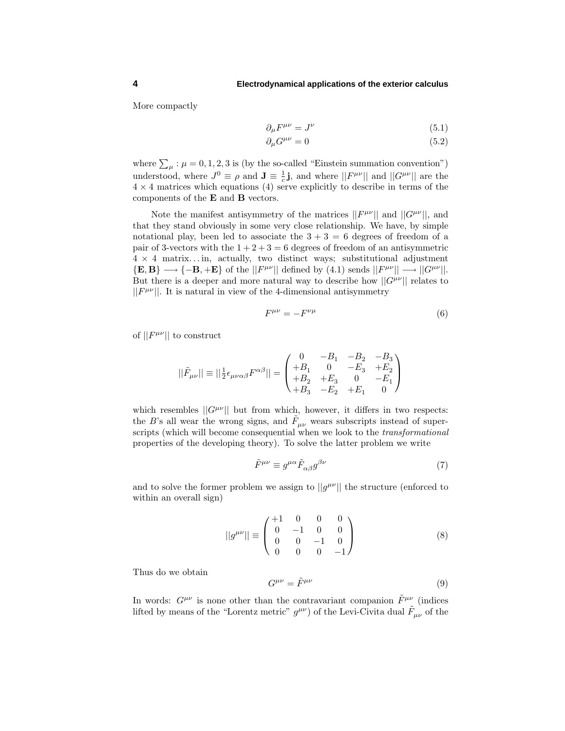More compactly

$$\partial_\mu F^{\mu\nu} = J^\nu \tag{5.1}$$

$$\partial_\mu G^{\mu\nu} = 0 \tag{5.2}$$

where $\sum_\mu : \mu = 0, 1, 2, 3$ is (by the so-called "Einstein summation convention") understood, where $J^0 \equiv \rho$ and $\mathbf{J} \equiv \frac{1}{c}\mathbf{j}$, and where $||F^{\mu\nu}||$ and $||G^{\mu\nu}||$ are the $4 \times 4$ matrices which equations (4) serve explicitly to describe in terms of the components of the $\mathbf{E}$ and $\mathbf{B}$ vectors.

Note the manifest antisymmetry of the matrices $||F^{\mu\nu}||$ and $||G^{\mu\nu}||$, and that they stand obviously in some very close relationship. We have, by simple notational play, been led to associate the $3 + 3 = 6$ degrees of freedom of a pair of 3-vectors with the $1 + 2 + 3 = 6$ degrees of freedom of an antisymmetric $4 \times 4$ matrix... in, actually, two distinct ways; substitutional adjustment $\{\mathbf{E}, \mathbf{B}\} \longrightarrow \{-\mathbf{B}, +\mathbf{E}\}$ of the $||F^{\mu\nu}||$ defined by (4.1) sends $||F^{\mu\nu}|| \longrightarrow ||G^{\mu\nu}||$. But there is a deeper and more natural way to describe how $||G^{\mu\nu}||$ relates to $||F^{\mu\nu}||$. It is natural in view of the 4-dimensional antisymmetry

$$F^{\mu\nu} = -F^{\nu\mu} \tag{6}$$

of $||F^{\mu\nu}||$ to construct

$$||\tilde{F}_{\mu\nu}|| \equiv ||\tfrac{1}{2}\epsilon_{\mu\nu\alpha\beta}F^{\alpha\beta}|| = \begin{pmatrix} 0 & -B_1 & -B_2 & -B_3 \\ +B_1 & 0 & -E_3 & +E_2 \\ +B_2 & +E_3 & 0 & -E_1 \\ +B_3 & -E_2 & +E_1 & 0 \end{pmatrix}$$

which resembles $||G^{\mu\nu}||$ but from which, however, it differs in two respects: the $B$'s all wear the wrong signs, and $\tilde{F}_{\mu\nu}$ wears subscripts instead of superscripts (which will become consequential when we look to the *transformational* properties of the developing theory). To solve the latter problem we write

$$\tilde{F}^{\mu\nu} \equiv g^{\mu\alpha}\tilde{F}_{\alpha\beta}g^{\beta\nu} \tag{7}$$

and to solve the former problem we assign to $||g^{\mu\nu}||$ the structure (enforced to within an overall sign)

$$||g^{\mu\nu}|| \equiv \begin{pmatrix} +1 & 0 & 0 & 0 \\ 0 & -1 & 0 & 0 \\ 0 & 0 & -1 & 0 \\ 0 & 0 & 0 & -1 \end{pmatrix} \tag{8}$$

Thus do we obtain

$$G^{\mu\nu} = \tilde{F}^{\mu\nu} \tag{9}$$

In words: $G^{\mu\nu}$ is none other than the contravariant companion $\tilde{F}^{\mu\nu}$ (indices lifted by means of the "Lorentz metric" $g^{\mu\nu}$) of the Levi-Civita dual $\tilde{F}_{\mu\nu}$ of the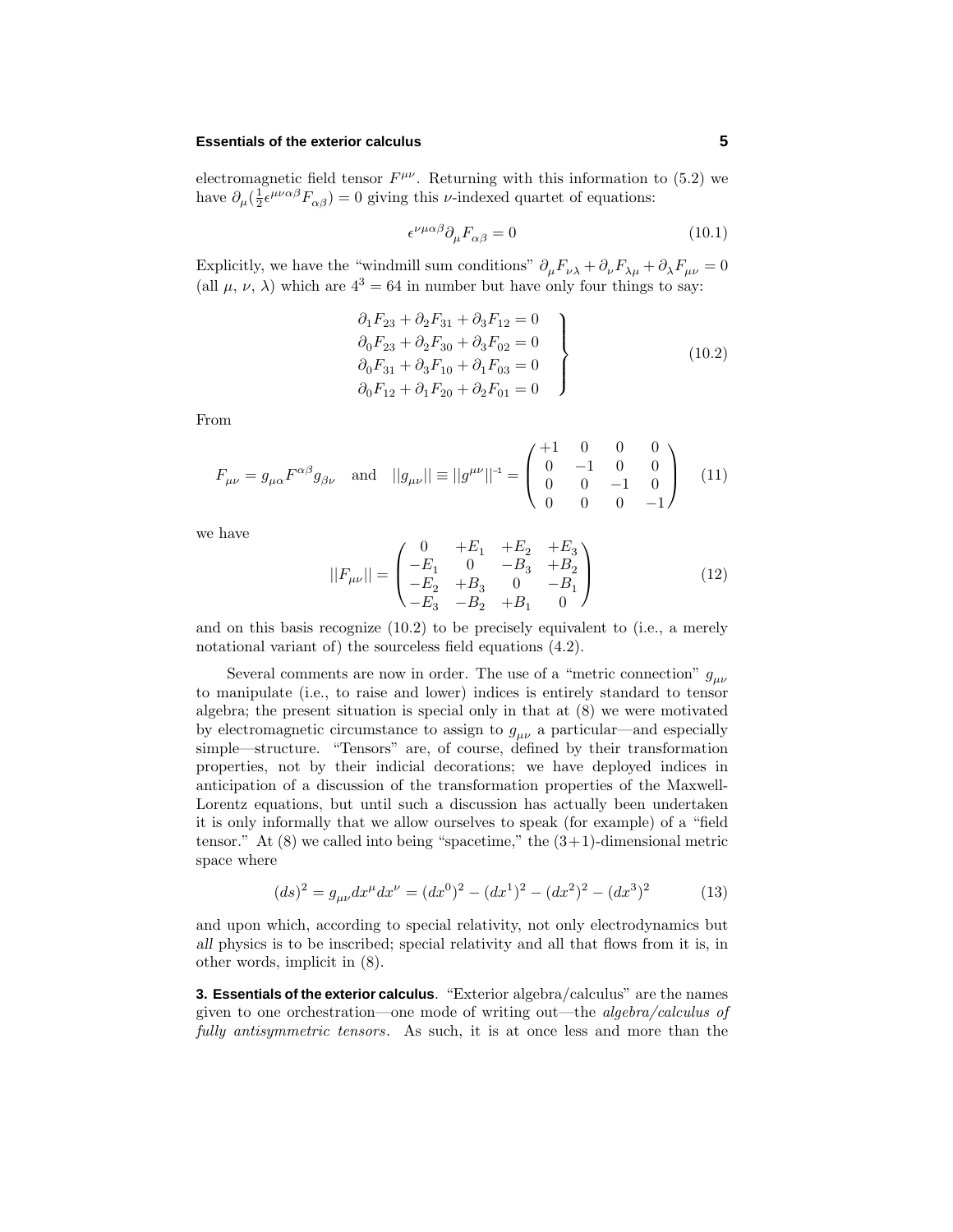electromagnetic field tensor $F^{\mu\nu}$. Returning with this information to (5.2) we have $\partial_\mu(\frac{1}{2}\epsilon^{\mu\nu\alpha\beta}F_{\alpha\beta}) = 0$ giving this $\nu$-indexed quartet of equations:

$$\epsilon^{\nu\mu\alpha\beta}\partial_\mu F_{\alpha\beta} = 0 \tag{10.1}$$

Explicitly, we have the "windmill sum conditions" $\partial_\mu F_{\nu\lambda} + \partial_\nu F_{\lambda\mu} + \partial_\lambda F_{\mu\nu} = 0$ (all $\mu$, $\nu$, $\lambda$) which are $4^3 = 64$ in number but have only four things to say:

$$\left.\begin{aligned}
\partial_1 F_{23} + \partial_2 F_{31} + \partial_3 F_{12} = 0\\
\partial_0 F_{23} + \partial_2 F_{30} + \partial_3 F_{02} = 0\\
\partial_0 F_{31} + \partial_3 F_{10} + \partial_1 F_{03} = 0\\
\partial_0 F_{12} + \partial_1 F_{20} + \partial_2 F_{01} = 0
\end{aligned}\right\} \tag{10.2}$$

From

$$F_{\mu\nu} = g_{\mu\alpha}F^{\alpha\beta}g_{\beta\nu} \quad \text{and} \quad ||g_{\mu\nu}|| \equiv ||g^{\mu\nu}||^{-1} = \begin{pmatrix} +1 & 0 & 0 & 0\\ 0 & -1 & 0 & 0\\ 0 & 0 & -1 & 0\\ 0 & 0 & 0 & -1 \end{pmatrix} \tag{11}$$

we have

$$||F_{\mu\nu}|| = \begin{pmatrix} 0 & +E_1 & +E_2 & +E_3\\ -E_1 & 0 & -B_3 & +B_2\\ -E_2 & +B_3 & 0 & -B_1\\ -E_3 & -B_2 & +B_1 & 0 \end{pmatrix} \tag{12}$$

and on this basis recognize (10.2) to be precisely equivalent to (i.e., a merely notational variant of) the sourceless field equations (4.2).

Several comments are now in order. The use of a "metric connection" $g_{\mu\nu}$ to manipulate (i.e., to raise and lower) indices is entirely standard to tensor algebra; the present situation is special only in that at (8) we were motivated by electromagnetic circumstance to assign to $g_{\mu\nu}$ a particular—and especially simple—structure. "Tensors" are, of course, defined by their transformation properties, not by their indicial decorations; we have deployed indices in anticipation of a discussion of the transformation properties of the Maxwell-Lorentz equations, but until such a discussion has actually been undertaken it is only informally that we allow ourselves to speak (for example) of a "field tensor." At (8) we called into being "spacetime," the $(3+1)$-dimensional metric space where

$$(ds)^2 = g_{\mu\nu}dx^\mu dx^\nu = (dx^0)^2 - (dx^1)^2 - (dx^2)^2 - (dx^3)^2 \tag{13}$$

and upon which, according to special relativity, not only electrodynamics but *all* physics is to be inscribed; special relativity and all that flows from it is, in other words, implicit in (8).

**3. Essentials of the exterior calculus**. "Exterior algebra/calculus" are the names given to one orchestration—one mode of writing out—the *algebra/calculus of fully antisymmetric tensors*. As such, it is at once less and more than the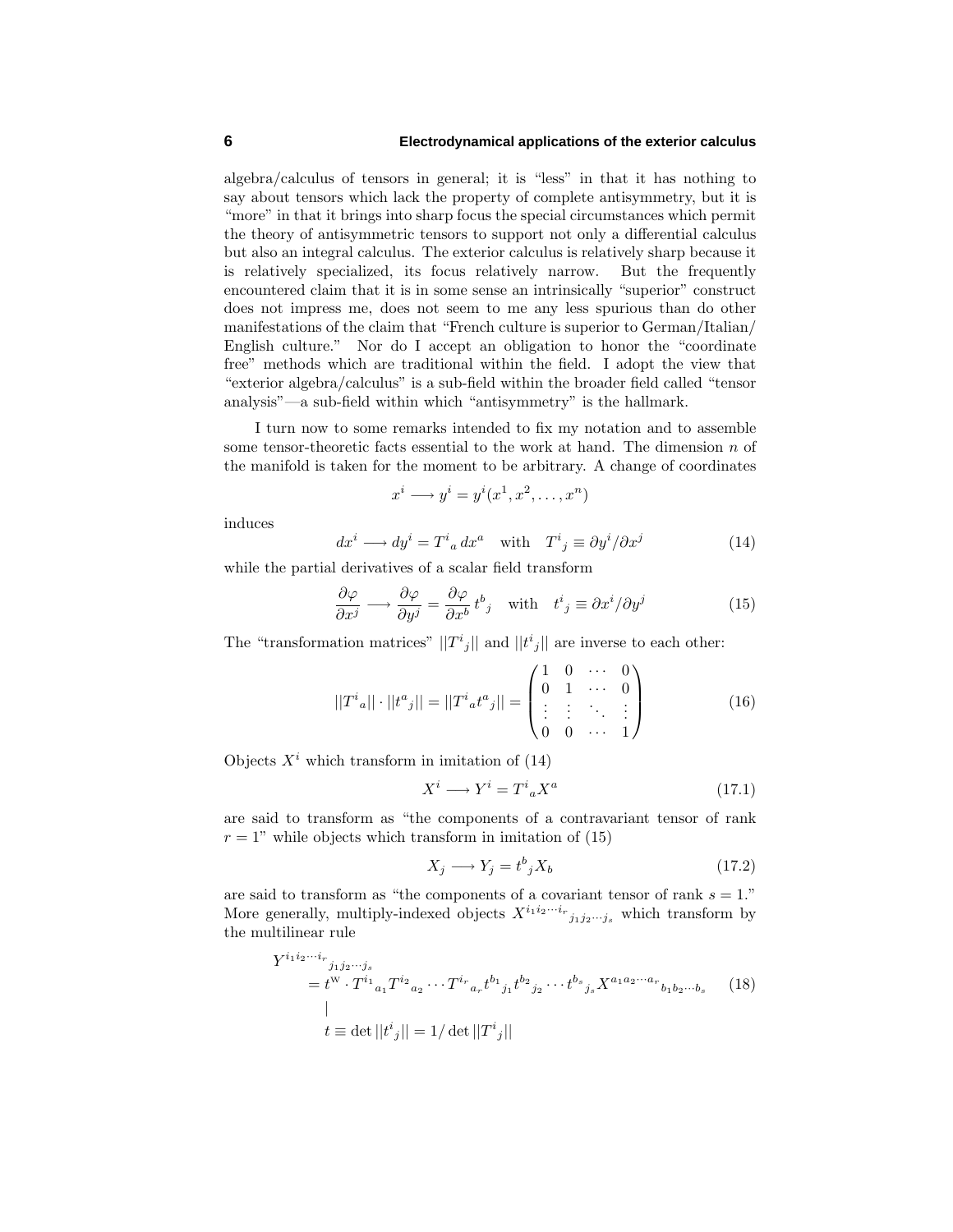algebra/calculus of tensors in general; it is "less" in that it has nothing to say about tensors which lack the property of complete antisymmetry, but it is "more" in that it brings into sharp focus the special circumstances which permit the theory of antisymmetric tensors to support not only a differential calculus but also an integral calculus. The exterior calculus is relatively sharp because it is relatively specialized, its focus relatively narrow. But the frequently encountered claim that it is in some sense an intrinsically "superior" construct does not impress me, does not seem to me any less spurious than do other manifestations of the claim that "French culture is superior to German/Italian/English culture." Nor do I accept an obligation to honor the "coordinate free" methods which are traditional within the field. I adopt the view that "exterior algebra/calculus" is a sub-field within the broader field called "tensor analysis"—a sub-field within which "antisymmetry" is the hallmark.

I turn now to some remarks intended to fix my notation and to assemble some tensor-theoretic facts essential to the work at hand. The dimension $n$ of the manifold is taken for the moment to be arbitrary. A change of coordinates

$$x^i \longrightarrow y^i = y^i(x^1, x^2, \ldots, x^n)$$

induces

$$dx^i \longrightarrow dy^i = T^i{}_a \, dx^a \quad \text{with} \quad T^i{}_j \equiv \partial y^i / \partial x^j \tag{14}$$

while the partial derivatives of a scalar field transform

$$\frac{\partial \varphi}{\partial x^j} \longrightarrow \frac{\partial \varphi}{\partial y^j} = \frac{\partial \varphi}{\partial x^b} \, t^b{}_j \quad \text{with} \quad t^i{}_j \equiv \partial x^i / \partial y^j \tag{15}$$

The "transformation matrices" $||T^i{}_j||$ and $||t^i{}_j||$ are inverse to each other:

$$||T^i{}_a|| \cdot ||t^a{}_j|| = ||T^i{}_a t^a{}_j|| = \begin{pmatrix} 1 & 0 & \cdots & 0 \\ 0 & 1 & \cdots & 0 \\ \vdots & \vdots & \ddots & \vdots \\ 0 & 0 & \cdots & 1 \end{pmatrix} \tag{16}$$

Objects $X^i$ which transform in imitation of (14)

$$X^i \longrightarrow Y^i = T^i{}_a X^a \tag{17.1}$$

are said to transform as "the components of a contravariant tensor of rank $r = 1$" while objects which transform in imitation of (15)

$$X_j \longrightarrow Y_j = t^b{}_j X_b \tag{17.2}$$

are said to transform as "the components of a covariant tensor of rank $s = 1$." More generally, multiply-indexed objects $X^{i_1 i_2 \cdots i_r}{}_{j_1 j_2 \cdots j_s}$ which transform by the multilinear rule

$$\begin{aligned} Y^{i_1 i_2 \cdots i_r}{}_{j_1 j_2 \cdots j_s} &= t^{\mathrm{W}} \cdot T^{i_1}{}_{a_1} T^{i_2}{}_{a_2} \cdots T^{i_r}{}_{a_r} t^{b_1}{}_{j_1} t^{b_2}{}_{j_2} \cdots t^{b_s}{}_{j_s} X^{a_1 a_2 \cdots a_r}{}_{b_1 b_2 \cdots b_s} \\ &\ \ | \\ &\ \ t \equiv \det ||t^i{}_j|| = 1/ \det ||T^i{}_j|| \end{aligned} \tag{18}$$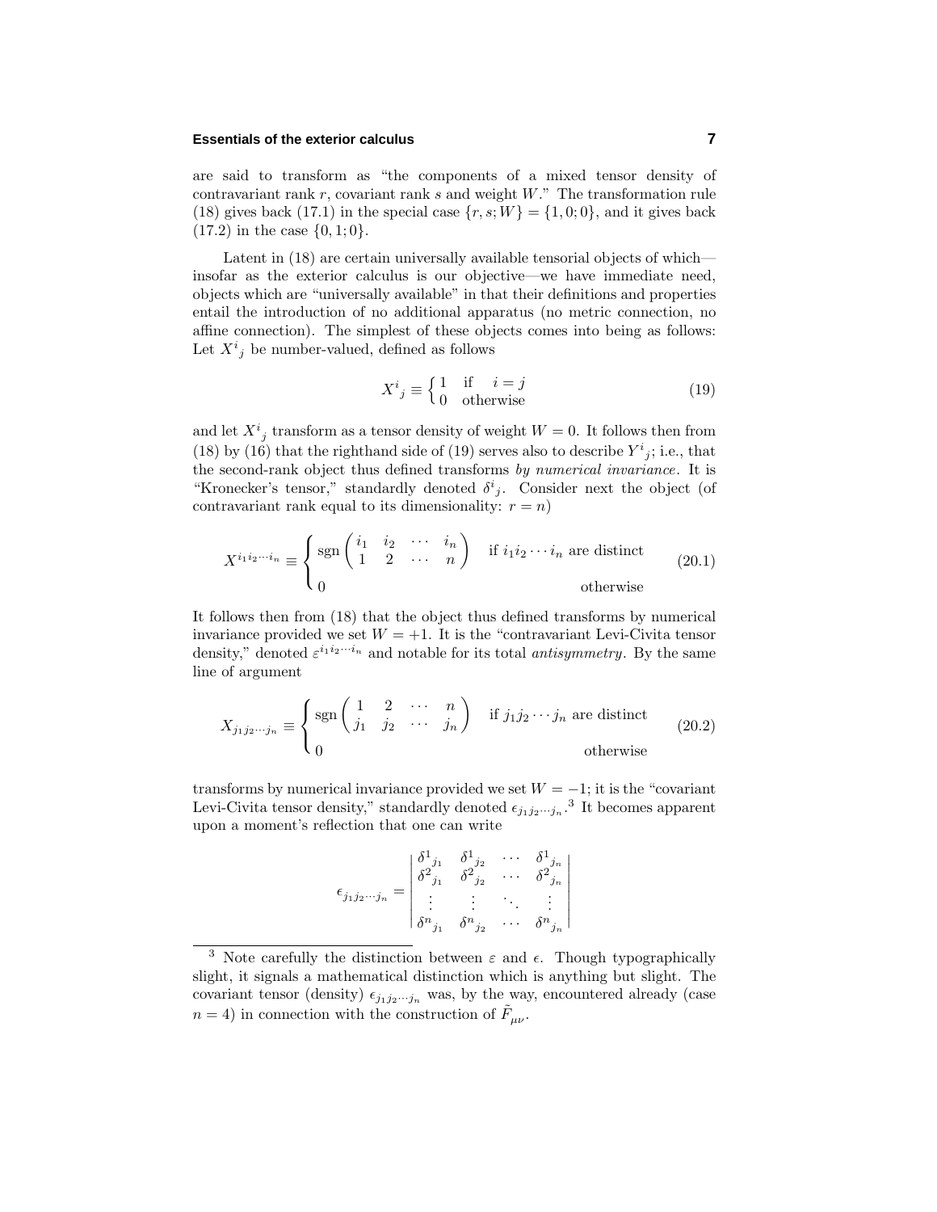are said to transform as "the components of a mixed tensor density of contravariant rank $r$, covariant rank $s$ and weight $W$." The transformation rule (18) gives back (17.1) in the special case $\{r, s; W\} = \{1, 0; 0\}$, and it gives back (17.2) in the case $\{0, 1; 0\}$.

Latent in (18) are certain universally available tensorial objects of which—insofar as the exterior calculus is our objective—we have immediate need, objects which are "universally available" in that their definitions and properties entail the introduction of no additional apparatus (no metric connection, no affine connection). The simplest of these objects comes into being as follows: Let $X^i{}_j$ be number-valued, defined as follows

$$X^i{}_j \equiv \begin{cases} 1 & \text{if} \quad i = j \\ 0 & \text{otherwise} \end{cases} \tag{19}$$

and let $X^i{}_j$ transform as a tensor density of weight $W = 0$. It follows then from (18) by (16) that the righthand side of (19) serves also to describe $Y^i{}_j$; i.e., that the second-rank object thus defined transforms *by numerical invariance*. It is "Kronecker's tensor," standardly denoted $\delta^i{}_j$. Consider next the object (of contravariant rank equal to its dimensionality: $r = n$)

$$X^{i_1 i_2 \cdots i_n} \equiv \begin{cases} \text{sgn}\begin{pmatrix} i_1 & i_2 & \cdots & i_n \\ 1 & 2 & \cdots & n \end{pmatrix} & \text{if } i_1 i_2 \cdots i_n \text{ are distinct} \\ 0 & \text{otherwise} \end{cases} \tag{20.1}$$

It follows then from (18) that the object thus defined transforms by numerical invariance provided we set $W = +1$. It is the "contravariant Levi-Civita tensor density," denoted $\varepsilon^{i_1 i_2 \cdots i_n}$ and notable for its total *antisymmetry*. By the same line of argument

$$X_{j_1 j_2 \cdots j_n} \equiv \begin{cases} \text{sgn}\begin{pmatrix} 1 & 2 & \cdots & n \\ j_1 & j_2 & \cdots & j_n \end{pmatrix} & \text{if } j_1 j_2 \cdots j_n \text{ are distinct} \\ 0 & \text{otherwise} \end{cases} \tag{20.2}$$

transforms by numerical invariance provided we set $W = -1$; it is the "covariant Levi-Civita tensor density," standardly denoted $\epsilon_{j_1 j_2 \cdots j_n}$.[3] It becomes apparent upon a moment's reflection that one can write

$$\epsilon_{j_1 j_2 \cdots j_n} = \begin{vmatrix} \delta^1{}_{j_1} & \delta^1{}_{j_2} & \cdots & \delta^1{}_{j_n} \\ \delta^2{}_{j_1} & \delta^2{}_{j_2} & \cdots & \delta^2{}_{j_n} \\ \vdots & \vdots & \ddots & \vdots \\ \delta^n{}_{j_1} & \delta^n{}_{j_2} & \cdots & \delta^n{}_{j_n} \end{vmatrix}$$

---

[3] Note carefully the distinction between $\varepsilon$ and $\epsilon$. Though typographically slight, it signals a mathematical distinction which is anything but slight. The covariant tensor (density) $\epsilon_{j_1 j_2 \cdots j_n}$ was, by the way, encountered already (case $n = 4$) in connection with the construction of $\tilde{F}_{\mu\nu}$.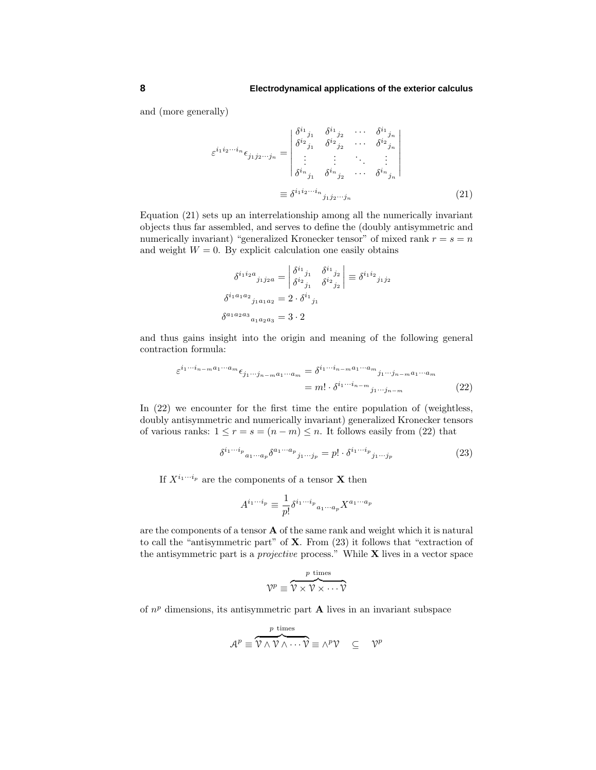and (more generally)

$$
\varepsilon^{i_1 i_2 \cdots i_n} \epsilon_{j_1 j_2 \cdots j_n} = \begin{vmatrix} \delta^{i_1}{}_{j_1} & \delta^{i_1}{}_{j_2} & \cdots & \delta^{i_1}{}_{j_n} \\ \delta^{i_2}{}_{j_1} & \delta^{i_2}{}_{j_2} & \cdots & \delta^{i_2}{}_{j_n} \\ \vdots & \vdots & \ddots & \vdots \\ \delta^{i_n}{}_{j_1} & \delta^{i_n}{}_{j_2} & \cdots & \delta^{i_n}{}_{j_n} \end{vmatrix}
$$

$$
\equiv \delta^{i_1 i_2 \cdots i_n}{}_{j_1 j_2 \cdots j_n} \tag{21}
$$

Equation (21) sets up an interrelationship among all the numerically invariant objects thus far assembled, and serves to define the (doubly antisymmetric and numerically invariant) "generalized Kronecker tensor" of mixed rank $r = s = n$ and weight $W = 0$. By explicit calculation one easily obtains

$$
\delta^{i_1 i_2 a}{}_{j_1 j_2 a} = \begin{vmatrix} \delta^{i_1}{}_{j_1} & \delta^{i_1}{}_{j_2} \\ \delta^{i_2}{}_{j_1} & \delta^{i_2}{}_{j_2} \end{vmatrix} \equiv \delta^{i_1 i_2}{}_{j_1 j_2}
$$

$$
\delta^{i_1 a_1 a_2}{}_{j_1 a_1 a_2} = 2 \cdot \delta^{i_1}{}_{j_1}
$$

$$
\delta^{a_1 a_2 a_3}{}_{a_1 a_2 a_3} = 3 \cdot 2
$$

and thus gains insight into the origin and meaning of the following general contraction formula:

$$
\begin{aligned}
\varepsilon^{i_1 \cdots i_{n-m} a_1 \cdots a_m} \epsilon_{j_1 \cdots j_{n-m} a_1 \cdots a_m} &= \delta^{i_1 \cdots i_{n-m} a_1 \cdots a_m}{}_{j_1 \cdots j_{n-m} a_1 \cdots a_m} \\
&= m! \cdot \delta^{i_1 \cdots i_{n-m}}{}_{j_1 \cdots j_{n-m}}
\end{aligned} \tag{22}
$$

In (22) we encounter for the first time the entire population of (weightless, doubly antisymmetric and numerically invariant) generalized Kronecker tensors of various ranks: $1 \leq r = s = (n-m) \leq n$. It follows easily from (22) that

$$
\delta^{i_1 \cdots i_p}{}_{a_1 \cdots a_p} \delta^{a_1 \cdots a_p}{}_{j_1 \cdots j_p} = p! \cdot \delta^{i_1 \cdots i_p}{}_{j_1 \cdots j_p} \tag{23}
$$

If $X^{i_1 \cdots i_p}$ are the components of a tensor $\mathbf{X}$ then

$$
A^{i_1 \cdots i_p} \equiv \frac{1}{p!} \delta^{i_1 \cdots i_p}{}_{a_1 \cdots a_p} X^{a_1 \cdots a_p}
$$

are the components of a tensor $\mathbf{A}$ of the same rank and weight which it is natural to call the "antisymmetric part" of $\mathbf{X}$. From (23) it follows that "extraction of the antisymmetric part is a *projective* process." While $\mathbf{X}$ lives in a vector space

$$
\mathcal{V}^p \equiv \overbrace{\mathcal{V} \times \mathcal{V} \times \cdots \mathcal{V}}^{p \text{ times}}
$$

of $n^p$ dimensions, its antisymmetric part $\mathbf{A}$ lives in an invariant subspace

$$
\mathcal{A}^p \equiv \overbrace{\mathcal{V} \wedge \mathcal{V} \wedge \cdots \mathcal{V}}^{p \text{ times}} \equiv \wedge^p \mathcal{V} \quad \subseteq \quad \mathcal{V}^p
$$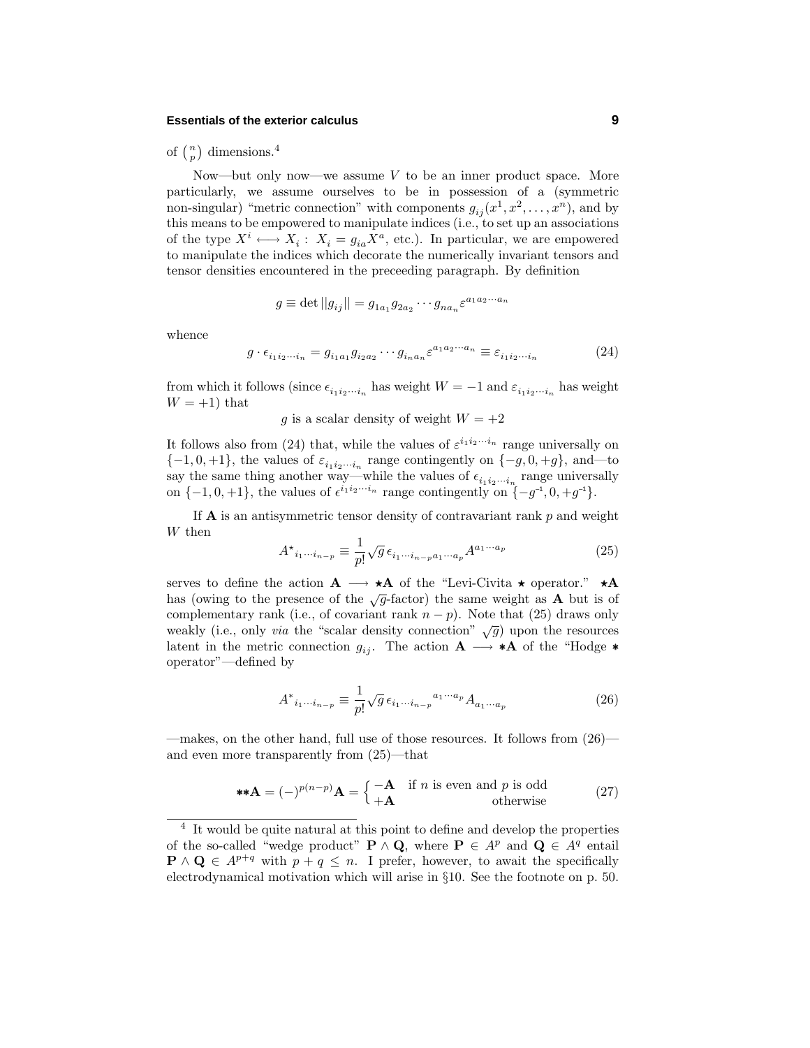of $\binom{n}{p}$ dimensions.[4]

Now—but only now—we assume $V$ to be an inner product space. More particularly, we assume ourselves to be in possession of a (symmetric non-singular) "metric connection" with components $g_{ij}(x^1, x^2, \ldots, x^n)$, and by this means to be empowered to manipulate indices (i.e., to set up an associations of the type $X^i \longleftrightarrow X_i : X_i = g_{ia}X^a$, etc.). In particular, we are empowered to manipulate the indices which decorate the numerically invariant tensors and tensor densities encountered in the preceeding paragraph. By definition

$$g \equiv \det \|g_{ij}\| = g_{1a_1} g_{2a_2} \cdots g_{na_n} \varepsilon^{a_1 a_2 \cdots a_n}$$

whence

$$g \cdot \epsilon_{i_1 i_2 \cdots i_n} = g_{i_1 a_1} g_{i_2 a_2} \cdots g_{i_n a_n} \varepsilon^{a_1 a_2 \cdots a_n} \equiv \varepsilon_{i_1 i_2 \cdots i_n} \tag{24}$$

from which it follows (since $\epsilon_{i_1 i_2 \cdots i_n}$ has weight $W = -1$ and $\varepsilon_{i_1 i_2 \cdots i_n}$ has weight $W = +1$) that

$g$ is a scalar density of weight $W = +2$

It follows also from (24) that, while the values of $\varepsilon^{i_1 i_2 \cdots i_n}$ range universally on $\{-1, 0, +1\}$, the values of $\varepsilon_{i_1 i_2 \cdots i_n}$ range contingently on $\{-g, 0, +g\}$, and—to say the same thing another way—while the values of $\epsilon_{i_1 i_2 \cdots i_n}$ range universally on $\{-1, 0, +1\}$, the values of $\epsilon^{i_1 i_2 \cdots i_n}$ range contingently on $\{-g^{-1}, 0, +g^{-1}\}$.

If $\mathbf{A}$ is an antisymmetric tensor density of contravariant rank $p$ and weight $W$ then

$$A^\star{}_{i_1 \cdots i_{n-p}} \equiv \frac{1}{p!} \sqrt{g}\, \epsilon_{i_1 \cdots i_{n-p} a_1 \cdots a_p} A^{a_1 \cdots a_p} \tag{25}$$

serves to define the action $\mathbf{A} \longrightarrow \star\mathbf{A}$ of the "Levi-Civita $\star$ operator." $\star\mathbf{A}$ has (owing to the presence of the $\sqrt{g}$-factor) the same weight as $\mathbf{A}$ but is of complementary rank (i.e., of covariant rank $n - p$). Note that (25) draws only weakly (i.e., only *via* the "scalar density connection" $\sqrt{g}$) upon the resources latent in the metric connection $g_{ij}$. The action $\mathbf{A} \longrightarrow *\mathbf{A}$ of the "Hodge $*$ operator"—defined by

$$A^*{}_{i_1 \cdots i_{n-p}} \equiv \frac{1}{p!} \sqrt{g}\, \epsilon_{i_1 \cdots i_{n-p}}{}^{a_1 \cdots a_p} A_{a_1 \cdots a_p} \tag{26}$$

—makes, on the other hand, full use of those resources. It follows from (26)—and even more transparently from (25)—that

$$**\mathbf{A} = (-)^{p(n-p)} \mathbf{A} = \begin{cases} -\mathbf{A} & \text{if } n \text{ is even and } p \text{ is odd} \\ +\mathbf{A} & \text{otherwise} \end{cases} \tag{27}$$

---

[4] It would be quite natural at this point to define and develop the properties of the so-called "wedge product" $\mathbf{P} \wedge \mathbf{Q}$, where $\mathbf{P} \in A^p$ and $\mathbf{Q} \in A^q$ entail $\mathbf{P} \wedge \mathbf{Q} \in A^{p+q}$ with $p + q \leq n$. I prefer, however, to await the specifically electrodynamical motivation which will arise in §10. See the footnote on p. 50.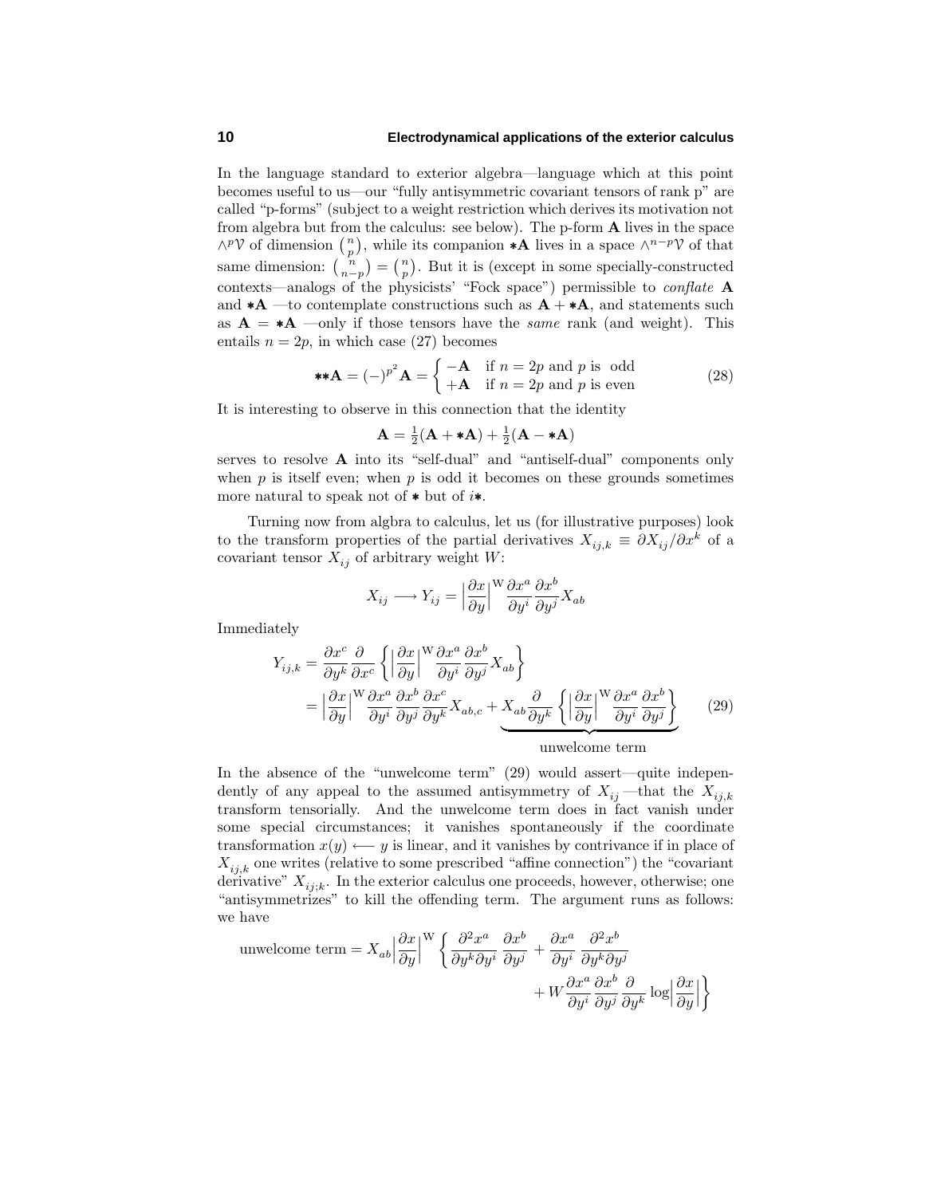In the language standard to exterior algebra—language which at this point becomes useful to us—our "fully antisymmetric covariant tensors of rank p" are called "p-forms" (subject to a weight restriction which derives its motivation not from algebra but from the calculus: see below). The p-form $\mathbf{A}$ lives in the space $\wedge^p\mathcal{V}$ of dimension $\binom{n}{p}$, while its companion $*\mathbf{A}$ lives in a space $\wedge^{n-p}\mathcal{V}$ of that same dimension: $\binom{n}{n-p} = \binom{n}{p}$. But it is (except in some specially-constructed contexts—analogs of the physicists' "Fock space") permissible to *conflate* $\mathbf{A}$ and $*\mathbf{A}$ —to contemplate constructions such as $\mathbf{A} + *\mathbf{A}$, and statements such as $\mathbf{A} = *\mathbf{A}$ —only if those tensors have the *same* rank (and weight). This entails $n = 2p$, in which case (27) becomes

$$**\mathbf{A} = (-)^{p^2}\mathbf{A} = \begin{cases} -\mathbf{A} & \text{if } n = 2p \text{ and } p \text{ is odd} \\ +\mathbf{A} & \text{if } n = 2p \text{ and } p \text{ is even} \end{cases} \tag{28}$$

It is interesting to observe in this connection that the identity

$$\mathbf{A} = \tfrac{1}{2}(\mathbf{A} + *\mathbf{A}) + \tfrac{1}{2}(\mathbf{A} - *\mathbf{A})$$

serves to resolve $\mathbf{A}$ into its "self-dual" and "antiself-dual" components only when $p$ is itself even; when $p$ is odd it becomes on these grounds sometimes more natural to speak not of $*$ but of $i*$.

Turning now from algbra to calculus, let us (for illustrative purposes) look to the transform properties of the partial derivatives $X_{ij,k} \equiv \partial X_{ij}/\partial x^k$ of a covariant tensor $X_{ij}$ of arbitrary weight $W$:

$$X_{ij} \longrightarrow Y_{ij} = \Big|\frac{\partial x}{\partial y}\Big|^{\mathrm{W}} \frac{\partial x^a}{\partial y^i}\frac{\partial x^b}{\partial y^j} X_{ab}$$

Immediately

$$\begin{aligned} Y_{ij,k} &= \frac{\partial x^c}{\partial y^k}\frac{\partial}{\partial x^c}\left\{\Big|\frac{\partial x}{\partial y}\Big|^{\mathrm{W}} \frac{\partial x^a}{\partial y^i}\frac{\partial x^b}{\partial y^j} X_{ab}\right\} \\ &= \Big|\frac{\partial x}{\partial y}\Big|^{\mathrm{W}} \frac{\partial x^a}{\partial y^i}\frac{\partial x^b}{\partial y^j}\frac{\partial x^c}{\partial y^k} X_{ab,c} + \underbrace{X_{ab}\frac{\partial}{\partial y^k}\left\{\Big|\frac{\partial x}{\partial y}\Big|^{\mathrm{W}} \frac{\partial x^a}{\partial y^i}\frac{\partial x^b}{\partial y^j}\right\}}_{\text{unwelcome term}} \end{aligned} \tag{29}$$

In the absence of the "unwelcome term" (29) would assert—quite independently of any appeal to the assumed antisymmetry of $X_{ij}$ —that the $X_{ij,k}$ transform tensorially. And the unwelcome term does in fact vanish under some special circumstances; it vanishes spontaneously if the coordinate transformation $x(y) \longleftarrow y$ is linear, and it vanishes by contrivance if in place of $X_{ij,k}$ one writes (relative to some prescribed "affine connection") the "covariant derivative" $X_{ij;k}$. In the exterior calculus one proceeds, however, otherwise; one "antisymmetrizes" to kill the offending term. The argument runs as follows: we have

$$\begin{aligned} \text{unwelcome term} = X_{ab}\Big|\frac{\partial x}{\partial y}\Big|^{\mathrm{W}}\bigg\{ &\frac{\partial^2 x^a}{\partial y^k \partial y^i}\,\frac{\partial x^b}{\partial y^j} + \frac{\partial x^a}{\partial y^i}\,\frac{\partial^2 x^b}{\partial y^k \partial y^j} \\ &+ W\frac{\partial x^a}{\partial y^i}\frac{\partial x^b}{\partial y^j}\frac{\partial}{\partial y^k}\log\Big|\frac{\partial x}{\partial y}\Big|\bigg\} \end{aligned}$$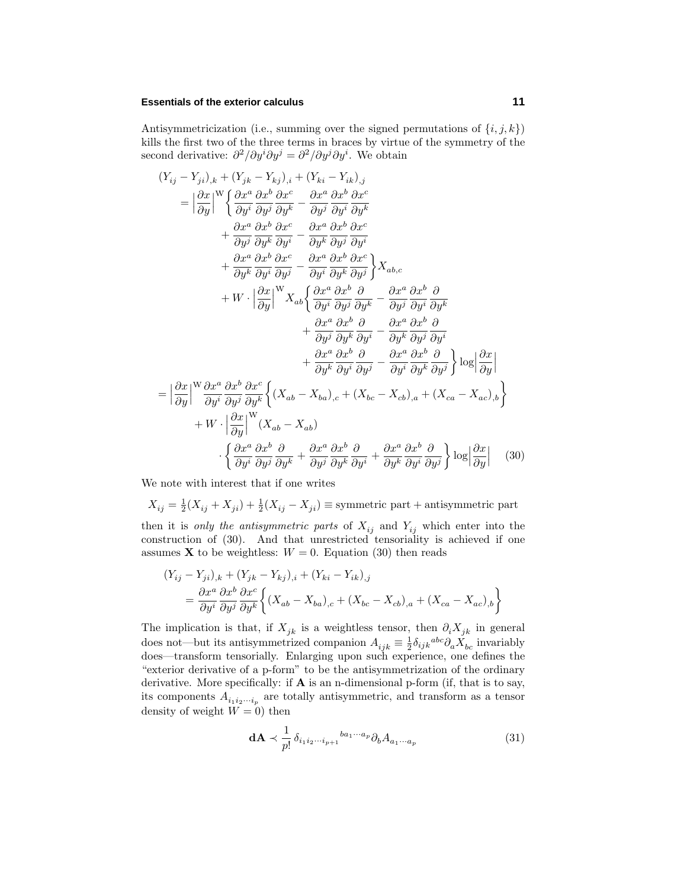Antisymmetricization (i.e., summing over the signed permutations of $\{i,j,k\}$) kills the first two of the three terms in braces by virtue of the symmetry of the second derivative: $\partial^2/\partial y^i \partial y^j = \partial^2/\partial y^j \partial y^i$. We obtain

$$
\begin{aligned}
(Y_{ij} - Y_{ji})_{,k} &+ (Y_{jk} - Y_{kj})_{,i} + (Y_{ki} - Y_{ik})_{,j} \\
= \Big|\frac{\partial x}{\partial y}\Big|^{\mathrm{W}} &\bigg\{ \frac{\partial x^a}{\partial y^i}\frac{\partial x^b}{\partial y^j}\frac{\partial x^c}{\partial y^k} - \frac{\partial x^a}{\partial y^j}\frac{\partial x^b}{\partial y^i}\frac{\partial x^c}{\partial y^k} \\
&+ \frac{\partial x^a}{\partial y^j}\frac{\partial x^b}{\partial y^k}\frac{\partial x^c}{\partial y^i} - \frac{\partial x^a}{\partial y^k}\frac{\partial x^b}{\partial y^j}\frac{\partial x^c}{\partial y^i} \\
&+ \frac{\partial x^a}{\partial y^k}\frac{\partial x^b}{\partial y^i}\frac{\partial x^c}{\partial y^j} - \frac{\partial x^a}{\partial y^i}\frac{\partial x^b}{\partial y^k}\frac{\partial x^c}{\partial y^j} \bigg\} X_{ab,c} \\
&+ W\cdot \Big|\frac{\partial x}{\partial y}\Big|^{\mathrm{W}} X_{ab} \bigg\{ \frac{\partial x^a}{\partial y^i}\frac{\partial x^b}{\partial y^j}\frac{\partial}{\partial y^k} - \frac{\partial x^a}{\partial y^j}\frac{\partial x^b}{\partial y^i}\frac{\partial}{\partial y^k} \\
&\qquad + \frac{\partial x^a}{\partial y^j}\frac{\partial x^b}{\partial y^k}\frac{\partial}{\partial y^i} - \frac{\partial x^a}{\partial y^k}\frac{\partial x^b}{\partial y^j}\frac{\partial}{\partial y^i} \\
&\qquad + \frac{\partial x^a}{\partial y^k}\frac{\partial x^b}{\partial y^i}\frac{\partial}{\partial y^j} - \frac{\partial x^a}{\partial y^i}\frac{\partial x^b}{\partial y^k}\frac{\partial}{\partial y^j} \bigg\} \log\Big|\frac{\partial x}{\partial y}\Big| \\
= \Big|\frac{\partial x}{\partial y}\Big|^{\mathrm{W}} &\frac{\partial x^a}{\partial y^i}\frac{\partial x^b}{\partial y^j}\frac{\partial x^c}{\partial y^k} \Big\{ (X_{ab} - X_{ba})_{,c} + (X_{bc} - X_{cb})_{,a} + (X_{ca} - X_{ac})_{,b} \Big\} \\
&+ W\cdot \Big|\frac{\partial x}{\partial y}\Big|^{\mathrm{W}} (X_{ab} - X_{ab}) \\
&\quad \cdot \bigg\{ \frac{\partial x^a}{\partial y^i}\frac{\partial x^b}{\partial y^j}\frac{\partial}{\partial y^k} + \frac{\partial x^a}{\partial y^j}\frac{\partial x^b}{\partial y^k}\frac{\partial}{\partial y^i} + \frac{\partial x^a}{\partial y^k}\frac{\partial x^b}{\partial y^i}\frac{\partial}{\partial y^j} \bigg\} \log\Big|\frac{\partial x}{\partial y}\Big| \qquad (30)
\end{aligned}
$$

We note with interest that if one writes

$$X_{ij} = \tfrac{1}{2}(X_{ij} + X_{ji}) + \tfrac{1}{2}(X_{ij} - X_{ji}) \equiv \text{symmetric part} + \text{antisymmetric part}$$

then it is *only the antisymmetric parts* of $X_{ij}$ and $Y_{ij}$ which enter into the construction of (30). And that unrestricted tensoriality is achieved if one assumes $\mathbf{X}$ to be weightless: $W = 0$. Equation (30) then reads

$$
\begin{aligned}
(Y_{ij} - Y_{ji})_{,k} &+ (Y_{jk} - Y_{kj})_{,i} + (Y_{ki} - Y_{ik})_{,j} \\
&= \frac{\partial x^a}{\partial y^i}\frac{\partial x^b}{\partial y^j}\frac{\partial x^c}{\partial y^k} \Big\{ (X_{ab} - X_{ba})_{,c} + (X_{bc} - X_{cb})_{,a} + (X_{ca} - X_{ac})_{,b} \Big\}
\end{aligned}
$$

The implication is that, if $X_{jk}$ is a weightless tensor, then $\partial_i X_{jk}$ in general does not—but its antisymmetrized companion $A_{ijk} \equiv \frac{1}{2}\delta_{ijk}{}^{abc}\partial_a X_{bc}$ invariably does—transform tensorially. Enlarging upon such experience, one defines the "exterior derivative of a p-form" to be the antisymmetrization of the ordinary derivative. More specifically: if $\mathbf{A}$ is an n-dimensional p-form (if, that is to say, its components $A_{i_1 i_2 \cdots i_p}$ are totally antisymmetric, and transform as a tensor density of weight $W = 0$) then

$$\mathbf{dA} \prec \frac{1}{p!}\,\delta_{i_1 i_2 \cdots i_{p+1}}{}^{ba_1 \cdots a_p} \partial_b A_{a_1 \cdots a_p} \qquad (31)$$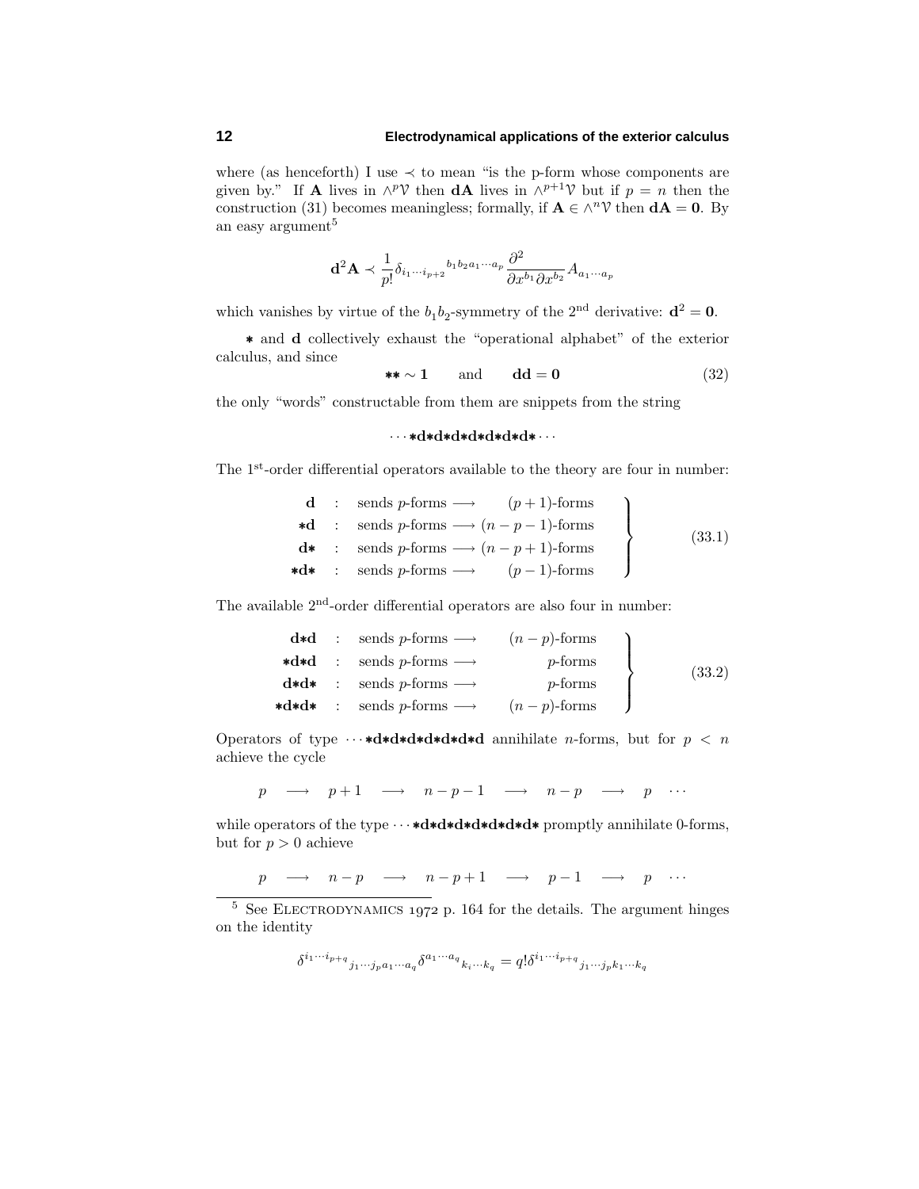where (as henceforth) I use $\prec$ to mean "is the p-form whose components are given by." If $\mathbf{A}$ lives in $\wedge^p\mathcal{V}$ then $\mathbf{dA}$ lives in $\wedge^{p+1}\mathcal{V}$ but if $p = n$ then the construction (31) becomes meaningless; formally, if $\mathbf{A} \in \wedge^n\mathcal{V}$ then $\mathbf{dA} = \mathbf{0}$. By an easy argument[5]

$$\mathbf{d}^2\mathbf{A} \prec \frac{1}{p!}\delta_{i_1\cdots i_{p+2}}{}^{b_1 b_2 a_1\cdots a_p}\frac{\partial^2}{\partial x^{b_1}\partial x^{b_2}}A_{a_1\cdots a_p}$$

which vanishes by virtue of the $b_1 b_2$-symmetry of the $2^{\text{nd}}$ derivative: $\mathbf{d}^2 = \mathbf{0}$.

$\ast$ and $\mathbf{d}$ collectively exhaust the "operational alphabet" of the exterior calculus, and since

$$\ast\ast \sim \mathbf{1} \qquad \text{and} \qquad \mathbf{dd} = \mathbf{0} \tag{32}$$

the only "words" constructable from them are snippets from the string

$$\cdots\ast\mathbf{d}\ast\mathbf{d}\ast\mathbf{d}\ast\mathbf{d}\ast\mathbf{d}\ast\mathbf{d}\ast\cdots$$

The $1^{\text{st}}$-order differential operators available to the theory are four in number:

$$\left.\begin{array}{rcl}
\mathbf{d} & : & \text{sends } p\text{-forms} \longrightarrow \quad (p+1)\text{-forms}\\
\ast\mathbf{d} & : & \text{sends } p\text{-forms} \longrightarrow (n-p-1)\text{-forms}\\
\mathbf{d}\ast & : & \text{sends } p\text{-forms} \longrightarrow (n-p+1)\text{-forms}\\
\ast\mathbf{d}\ast & : & \text{sends } p\text{-forms} \longrightarrow \quad (p-1)\text{-forms}
\end{array}\right\} \tag{33.1}$$

The available $2^{\text{nd}}$-order differential operators are also four in number:

$$\left.\begin{array}{rcl}
\mathbf{d}\ast\mathbf{d} & : & \text{sends } p\text{-forms} \longrightarrow \quad (n-p)\text{-forms}\\
\ast\mathbf{d}\ast\mathbf{d} & : & \text{sends } p\text{-forms} \longrightarrow \quad p\text{-forms}\\
\mathbf{d}\ast\mathbf{d}\ast & : & \text{sends } p\text{-forms} \longrightarrow \quad p\text{-forms}\\
\ast\mathbf{d}\ast\mathbf{d}\ast & : & \text{sends } p\text{-forms} \longrightarrow \quad (n-p)\text{-forms}
\end{array}\right\} \tag{33.2}$$

Operators of type $\cdots\ast\mathbf{d}\ast\mathbf{d}\ast\mathbf{d}\ast\mathbf{d}\ast\mathbf{d}\ast\mathbf{d}$ annihilate $n$-forms, but for $p < n$ achieve the cycle

$$p \quad\longrightarrow\quad p+1 \quad\longrightarrow\quad n-p-1 \quad\longrightarrow\quad n-p \quad\longrightarrow\quad p \quad \cdots$$

while operators of the type $\cdots\ast\mathbf{d}\ast\mathbf{d}\ast\mathbf{d}\ast\mathbf{d}\ast\mathbf{d}\ast\mathbf{d}\ast$ promptly annihilate 0-forms, but for $p > 0$ achieve

$$p \quad\longrightarrow\quad n-p \quad\longrightarrow\quad n-p+1 \quad\longrightarrow\quad p-1 \quad\longrightarrow\quad p \quad \cdots$$

---

[5] See ELECTRODYNAMICS 1972 p. 164 for the details. The argument hinges on the identity

$$\delta^{i_1\cdots i_{p+q}}{}_{j_1\cdots j_p a_1\cdots a_q}\delta^{a_1\cdots a_q}{}_{k_i\cdots k_q} = q!\,\delta^{i_1\cdots i_{p+q}}{}_{j_1\cdots j_p k_1\cdots k_q}$$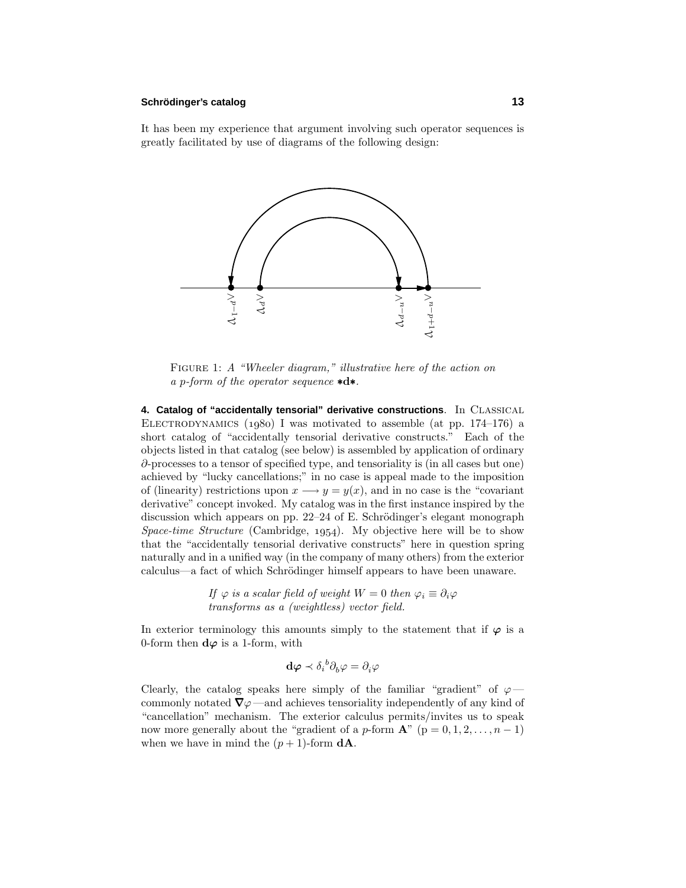It has been my experience that argument involving such operator sequences is greatly facilitated by use of diagrams of the following design:

FIGURE 1: *A "Wheeler diagram," illustrative here of the action on a p-form of the operator sequence* $*\mathbf{d}*$.

**4. Catalog of "accidentally tensorial" derivative constructions**. In CLASSICAL ELECTRODYNAMICS (1980) I was motivated to assemble (at pp. 174–176) a short catalog of "accidentally tensorial derivative constructs." Each of the objects listed in that catalog (see below) is assembled by application of ordinary $\partial$-processes to a tensor of specified type, and tensoriality is (in all cases but one) achieved by "lucky cancellations;" in no case is appeal made to the imposition of (linearity) restrictions upon $x \longrightarrow y = y(x)$, and in no case is the "covariant derivative" concept invoked. My catalog was in the first instance inspired by the discussion which appears on pp. 22–24 of E. Schrödinger's elegant monograph *Space-time Structure* (Cambridge, 1954). My objective here will be to show that the "accidentally tensorial derivative constructs" here in question spring naturally and in a unified way (in the company of many others) from the exterior calculus—a fact of which Schrödinger himself appears to have been unaware.

> *If $\varphi$ is a scalar field of weight $W = 0$ then $\varphi_i \equiv \partial_i \varphi$ transforms as a (weightless) vector field.*

In exterior terminology this amounts simply to the statement that if $\boldsymbol{\varphi}$ is a 0-form then $\mathbf{d}\boldsymbol{\varphi}$ is a 1-form, with

$$\mathbf{d}\boldsymbol{\varphi} \prec \delta_i{}^b \partial_b \varphi = \partial_i \varphi$$

Clearly, the catalog speaks here simply of the familiar "gradient" of $\varphi$—commonly notated $\boldsymbol{\nabla}\varphi$—and achieves tensoriality independently of any kind of "cancellation" mechanism. The exterior calculus permits/invites us to speak now more generally about the "gradient of a $p$-form $\mathbf{A}$" ($p = 0, 1, 2, \ldots, n-1$) when we have in mind the $(p+1)$-form $\mathbf{dA}$.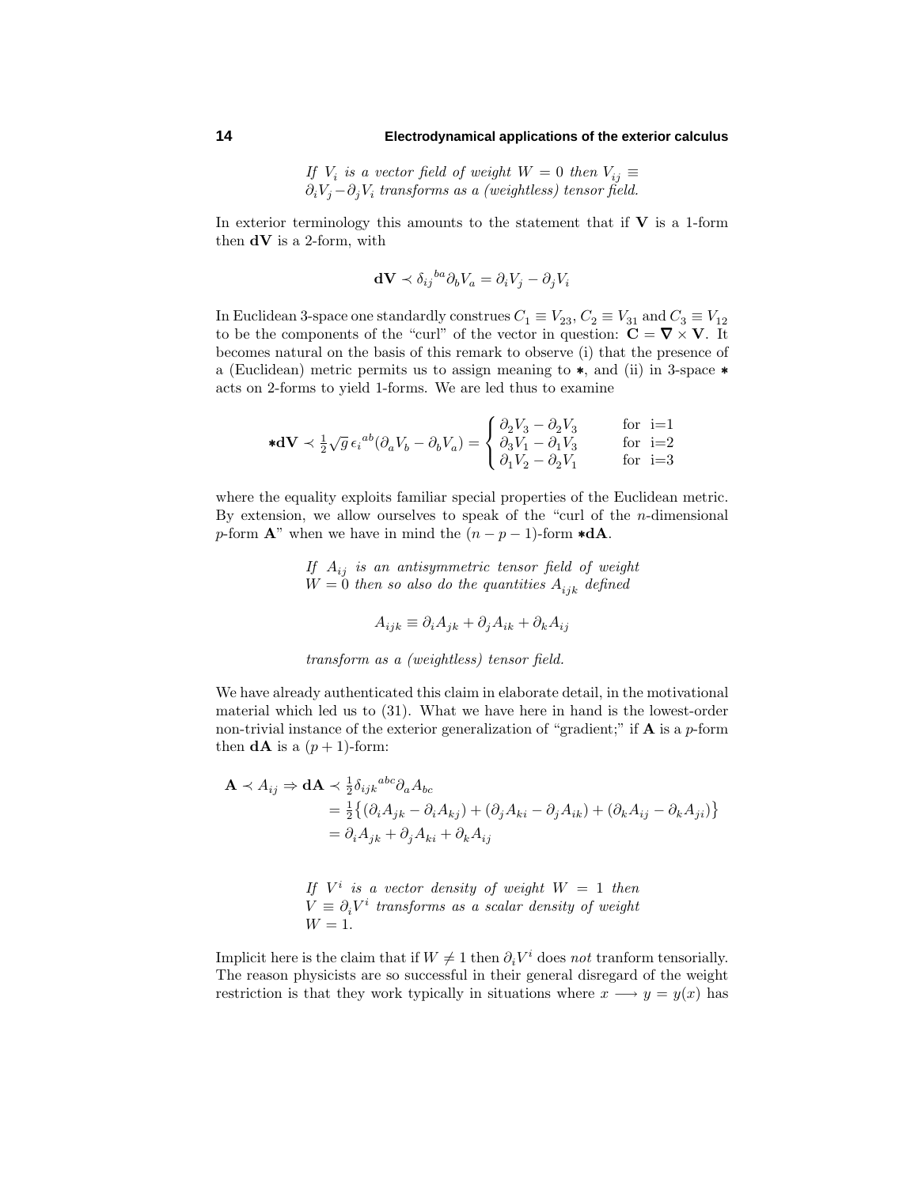*If $V_i$ is a vector field of weight $W = 0$ then $V_{ij} \equiv \partial_i V_j - \partial_j V_i$ transforms as a (weightless) tensor field.*

In exterior terminology this amounts to the statement that if $\mathbf{V}$ is a 1-form then $\mathbf{dV}$ is a 2-form, with

$$\mathbf{dV} \prec \delta_{ij}{}^{ba}\partial_b V_a = \partial_i V_j - \partial_j V_i$$

In Euclidean 3-space one standardly construes $C_1 \equiv V_{23}$, $C_2 \equiv V_{31}$ and $C_3 \equiv V_{12}$ to be the components of the "curl" of the vector in question: $\mathbf{C} = \boldsymbol{\nabla} \times \mathbf{V}$. It becomes natural on the basis of this remark to observe (i) that the presence of a (Euclidean) metric permits us to assign meaning to $\ast$, and (ii) in 3-space $\ast$ acts on 2-forms to yield 1-forms. We are led thus to examine

$$\ast\mathbf{dV} \prec \tfrac{1}{2}\sqrt{g}\,\epsilon_i{}^{ab}(\partial_a V_b - \partial_b V_a) = \begin{cases} \partial_2 V_3 - \partial_2 V_3 & \text{for i=1} \\ \partial_3 V_1 - \partial_1 V_3 & \text{for i=2} \\ \partial_1 V_2 - \partial_2 V_1 & \text{for i=3} \end{cases}$$

where the equality exploits familiar special properties of the Euclidean metric. By extension, we allow ourselves to speak of the "curl of the $n$-dimensional $p$-form $\mathbf{A}$" when we have in mind the $(n-p-1)$-form $\ast\mathbf{dA}$.

*If $A_{ij}$ is an antisymmetric tensor field of weight $W = 0$ then so also do the quantities $A_{ijk}$ defined*

$$A_{ijk} \equiv \partial_i A_{jk} + \partial_j A_{ik} + \partial_k A_{ij}$$

*transform as a (weightless) tensor field.*

We have already authenticated this claim in elaborate detail, in the motivational material which led us to (31). What we have here in hand is the lowest-order non-trivial instance of the exterior generalization of "gradient;" if $\mathbf{A}$ is a $p$-form then $\mathbf{dA}$ is a $(p+1)$-form:

$$\begin{aligned} \mathbf{A} \prec A_{ij} \Rightarrow \mathbf{dA} &\prec \tfrac{1}{2}\delta_{ijk}{}^{abc}\partial_a A_{bc} \\ &= \tfrac{1}{2}\big\{(\partial_i A_{jk} - \partial_i A_{kj}) + (\partial_j A_{ki} - \partial_j A_{ik}) + (\partial_k A_{ij} - \partial_k A_{ji})\big\} \\ &= \partial_i A_{jk} + \partial_j A_{ki} + \partial_k A_{ij} \end{aligned}$$

*If $V^i$ is a vector density of weight $W = 1$ then $V \equiv \partial_i V^i$ transforms as a scalar density of weight $W = 1$.*

Implicit here is the claim that if $W \neq 1$ then $\partial_i V^i$ does *not* tranform tensorially. The reason physicists are so successful in their general disregard of the weight restriction is that they work typically in situations where $x \longrightarrow y = y(x)$ has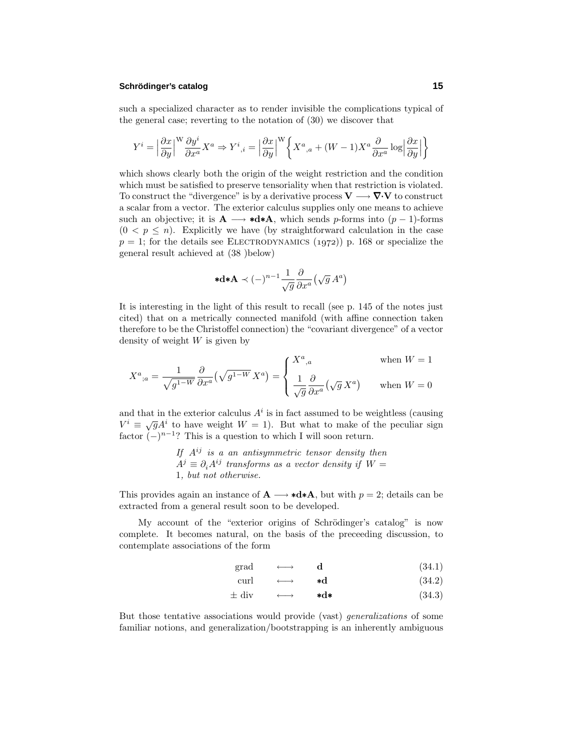such a specialized character as to render invisible the complications typical of the general case; reverting to the notation of (30) we discover that

$$Y^i = \Big|\frac{\partial x}{\partial y}\Big|^{\mathrm{W}}\frac{\partial y^i}{\partial x^a}X^a \Rightarrow Y^i{}_{,i} = \Big|\frac{\partial x}{\partial y}\Big|^{\mathrm{W}}\Big\{X^a{}_{,a} + (W-1)X^a\frac{\partial}{\partial x^a}\log\Big|\frac{\partial x}{\partial y}\Big|\Big\}$$

which shows clearly both the origin of the weight restriction and the condition which must be satisfied to preserve tensoriality when that restriction is violated. To construct the "divergence" is by a derivative process $\mathbf{V} \longrightarrow \boldsymbol{\nabla}\boldsymbol{\cdot}\mathbf{V}$ to construct a scalar from a vector. The exterior calculus supplies only one means to achieve such an objective; it is $\mathbf{A} \longrightarrow *\mathbf{d}*\mathbf{A}$, which sends $p$-forms into $(p-1)$-forms $(0 < p \leq n)$. Explicitly we have (by straightforward calculation in the case $p = 1$; for the details see ELECTRODYNAMICS (1972)) p. 168 or specialize the general result achieved at (38 )below)

$$*\mathbf{d}*\mathbf{A} \prec (-)^{n-1}\frac{1}{\sqrt{g}}\frac{\partial}{\partial x^a}\big(\sqrt{g}\,A^a\big)$$

It is interesting in the light of this result to recall (see p. 145 of the notes just cited) that on a metrically connected manifold (with affine connection taken therefore to be the Christoffel connection) the "covariant divergence" of a vector density of weight $W$ is given by

$$X^a{}_{;a} = \frac{1}{\sqrt{g^{1-W}}}\frac{\partial}{\partial x^a}\big(\sqrt{g^{1-W}}\,X^a\big) = \begin{cases} X^a{}_{,a} & \text{when } W = 1 \\[6pt] \dfrac{1}{\sqrt{g}}\dfrac{\partial}{\partial x^a}\big(\sqrt{g}\,X^a\big) & \text{when } W = 0 \end{cases}$$

and that in the exterior calculus $A^i$ is in fact assumed to be weightless (causing $V^i \equiv \sqrt{g}A^i$ to have weight $W = 1$). But what to make of the peculiar sign factor $(-)^{n-1}$? This is a question to which I will soon return.

> *If $A^{ij}$ is a an antisymmetric tensor density then $A^j \equiv \partial_i A^{ij}$ transforms as a vector density if $W = 1$, but not otherwise.*

This provides again an instance of $\mathbf{A} \longrightarrow *\mathbf{d}*\mathbf{A}$, but with $p = 2$; details can be extracted from a general result soon to be developed.

My account of the "exterior origins of Schrödinger's catalog" is now complete. It becomes natural, on the basis of the preceeding discussion, to contemplate associations of the form

$$\text{grad} \quad \longleftrightarrow \quad \mathbf{d} \tag{34.1}$$

$$\text{curl} \quad \longleftrightarrow \quad *\mathbf{d} \tag{34.2}$$

$$\pm\,\text{div} \quad \longleftrightarrow \quad *\mathbf{d}* \tag{34.3}$$

But those tentative associations would provide (vast) *generalizations* of some familiar notions, and generalization/bootstrapping is an inherently ambiguous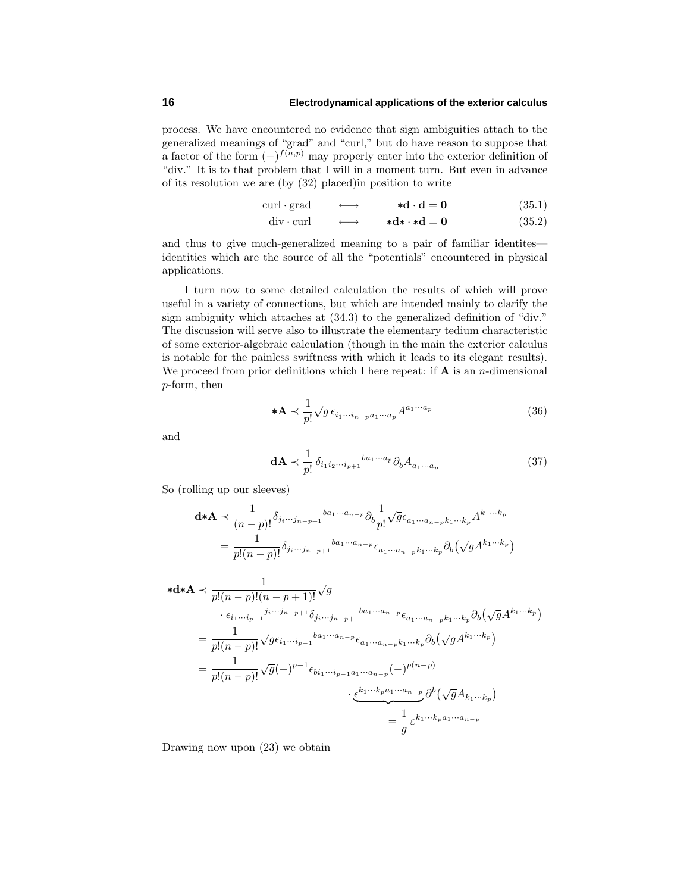process. We have encountered no evidence that sign ambiguities attach to the generalized meanings of "grad" and "curl," but do have reason to suppose that a factor of the form $(-)^{f(n,p)}$ may properly enter into the exterior definition of "div." It is to that problem that I will in a moment turn. But even in advance of its resolution we are (by (32) placed)in position to write

$$\text{curl}\cdot\text{grad} \quad \longleftrightarrow \quad \boldsymbol{*\mathrm{d}\cdot\mathrm{d}=0} \tag{35.1}$$

$$\text{div}\cdot\text{curl} \quad \longleftrightarrow \quad \boldsymbol{*\mathrm{d}*\cdot*\mathrm{d}=0} \tag{35.2}$$

and thus to give much-generalized meaning to a pair of familiar identites—identities which are the source of all the "potentials" encountered in physical applications.

I turn now to some detailed calculation the results of which will prove useful in a variety of connections, but which are intended mainly to clarify the sign ambiguity which attaches at (34.3) to the generalized definition of "div." The discussion will serve also to illustrate the elementary tedium characteristic of some exterior-algebraic calculation (though in the main the exterior calculus is notable for the painless swiftness with which it leads to its elegant results). We proceed from prior definitions which I here repeat: if $\mathbf{A}$ is an $n$-dimensional $p$-form, then

$$\boldsymbol{*}\mathbf{A} \prec \frac{1}{p!}\sqrt{g}\,\epsilon_{i_1\cdots i_{n-p}a_1\cdots a_p}A^{a_1\cdots a_p} \tag{36}$$

and

$$\mathbf{dA} \prec \frac{1}{p!}\,\delta_{i_1 i_2\cdots i_{p+1}}{}^{ba_1\cdots a_p}\partial_b A_{a_1\cdots a_p} \tag{37}$$

So (rolling up our sleeves)

$$\begin{aligned}
\mathbf{d}\boldsymbol{*}\mathbf{A} &\prec \frac{1}{(n-p)!}\delta_{j_i\cdots j_{n-p+1}}{}^{ba_1\cdots a_{n-p}}\partial_b\frac{1}{p!}\sqrt{g}\epsilon_{a_1\cdots a_{n-p}k_1\cdots k_p}A^{k_1\cdots k_p}\\
&= \frac{1}{p!(n-p)!}\delta_{j_i\cdots j_{n-p+1}}{}^{ba_1\cdots a_{n-p}}\epsilon_{a_1\cdots a_{n-p}k_1\cdots k_p}\partial_b\big(\sqrt{g}A^{k_1\cdots k_p}\big)
\end{aligned}$$

$$\begin{aligned}
\boldsymbol{*}\mathbf{d}\boldsymbol{*}\mathbf{A} &\prec \frac{1}{p!(n-p)!(n-p+1)!}\sqrt{g}\\
&\qquad\cdot\,\epsilon_{i_1\cdots i_{p-1}}{}^{j_i\cdots j_{n-p+1}}\delta_{j_i\cdots j_{n-p+1}}{}^{ba_1\cdots a_{n-p}}\epsilon_{a_1\cdots a_{n-p}k_1\cdots k_p}\partial_b\big(\sqrt{g}A^{k_1\cdots k_p}\big)\\
&= \frac{1}{p!(n-p)!}\sqrt{g}\epsilon_{i_1\cdots i_{p-1}}{}^{ba_1\cdots a_{n-p}}\epsilon_{a_1\cdots a_{n-p}k_1\cdots k_p}\partial_b\big(\sqrt{g}A^{k_1\cdots k_p}\big)\\
&= \frac{1}{p!(n-p)!}\sqrt{g}(-)^{p-1}\epsilon_{bi_1\cdots i_{p-1}a_1\cdots a_{n-p}}(-)^{p(n-p)}\\
&\qquad\qquad\cdot\underbrace{\epsilon^{k_1\cdots k_p a_1\cdots a_{n-p}}}_{\displaystyle =\frac{1}{g}\,\varepsilon^{k_1\cdots k_p a_1\cdots a_{n-p}}}\partial^b\big(\sqrt{g}A_{k_1\cdots k_p}\big)
\end{aligned}$$

Drawing now upon (23) we obtain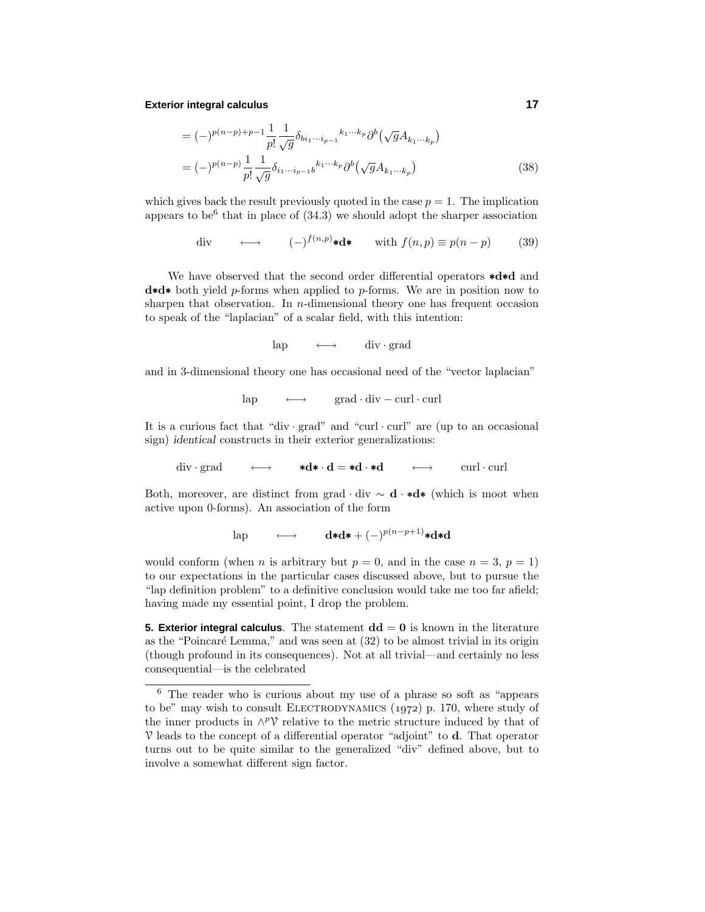$$
\begin{aligned}
&= (-)^{p(n-p)+p-1}\frac{1}{p!}\frac{1}{\sqrt{g}}\delta_{bi_1\cdots i_{p-1}}{}^{k_1\cdots k_p}\partial^b\big(\sqrt{g}A_{k_1\cdots k_p}\big) \\
&= (-)^{p(n-p)}\frac{1}{p!}\frac{1}{\sqrt{g}}\delta_{i_1\cdots i_{p-1}b}{}^{k_1\cdots k_p}\partial^b\big(\sqrt{g}A_{k_1\cdots k_p}\big)
\end{aligned}
\tag{38}
$$

which gives back the result previously quoted in the case $p = 1$. The implication appears to be[6] that in place of (34.3) we should adopt the sharper association

$$
\text{div} \qquad \longleftrightarrow \qquad (-)^{f(n,p)}{*}\mathbf{d}{*} \qquad \text{with } f(n,p) \equiv p(n-p) \tag{39}
$$

We have observed that the second order differential operators ${*}\mathbf{d}{*}\mathbf{d}$ and $\mathbf{d}{*}\mathbf{d}{*}$ both yield $p$-forms when applied to $p$-forms. We are in position now to sharpen that observation. In $n$-dimensional theory one has frequent occasion to speak of the "laplacian" of a scalar field, with this intention:

$$
\text{lap} \qquad \longleftrightarrow \qquad \text{div}\cdot\text{grad}
$$

and in 3-dimensional theory one has occasional need of the "vector laplacian"

$$
\text{lap} \qquad \longleftrightarrow \qquad \text{grad}\cdot\text{div} - \text{curl}\cdot\text{curl}
$$

It is a curious fact that "div · grad" and "curl · curl" are (up to an occasional sign) *identical* constructs in their exterior generalizations:

$$
\text{div}\cdot\text{grad} \qquad \longleftrightarrow \qquad {*}\mathbf{d}{*}\cdot\mathbf{d} = {*}\mathbf{d}\cdot{*}\mathbf{d} \qquad \longleftrightarrow \qquad \text{curl}\cdot\text{curl}
$$

Both, moreover, are distinct from grad · div $\sim \mathbf{d}\cdot{*}\mathbf{d}{*}$ (which is moot when active upon 0-forms). An association of the form

$$
\text{lap} \qquad \longleftrightarrow \qquad \mathbf{d}{*}\mathbf{d}{*} + (-)^{p(n-p+1)}{*}\mathbf{d}{*}\mathbf{d}
$$

would conform (when $n$ is arbitrary but $p = 0$, and in the case $n = 3$, $p = 1$) to our expectations in the particular cases discussed above, but to pursue the "lap definition problem" to a definitive conclusion would take me too far afield; having made my essential point, I drop the problem.

**5. Exterior integral calculus**. The statement $\mathbf{dd} = \mathbf{0}$ is known in the literature as the "Poincaré Lemma," and was seen at (32) to be almost trivial in its origin (though profound in its consequences). Not at all trivial—and certainly no less consequential—is the celebrated

---

[6] The reader who is curious about my use of a phrase so soft as "appears to be" may wish to consult ELECTRODYNAMICS (1972) p. 170, where study of the inner products in $\wedge^p\mathcal{V}$ relative to the metric structure induced by that of $\mathcal{V}$ leads to the concept of a differential operator "adjoint" to $\mathbf{d}$. That operator turns out to be quite similar to the generalized "div" defined above, but to involve a somewhat different sign factor.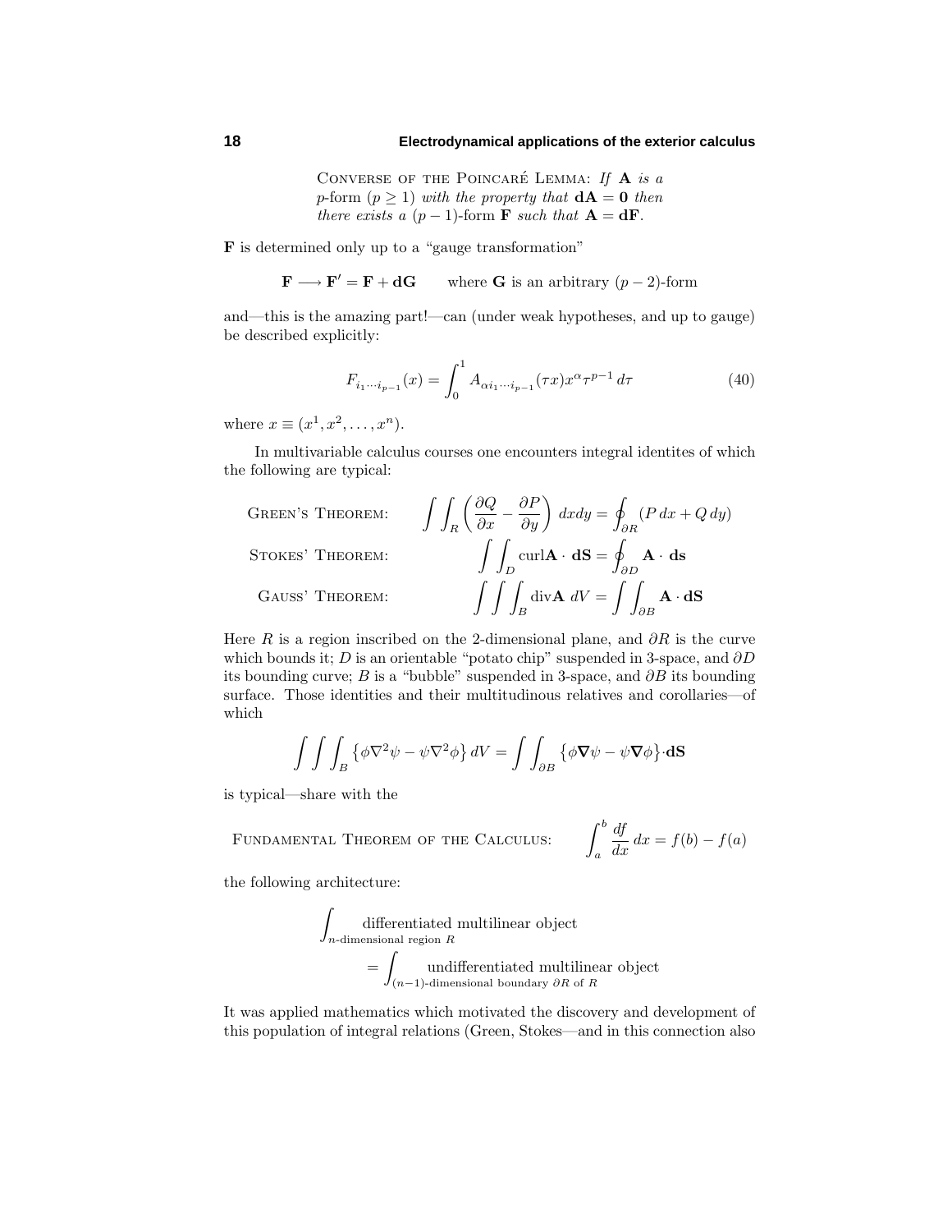Converse of the Poincaré Lemma: *If* $\mathbf{A}$ *is a* $p$-form $(p \geq 1)$ *with the property that* $\mathbf{dA} = \mathbf{0}$ *then there exists a* $(p-1)$-form $\mathbf{F}$ *such that* $\mathbf{A} = \mathbf{dF}$.

$\mathbf{F}$ is determined only up to a "gauge transformation"

$$\mathbf{F} \longrightarrow \mathbf{F}' = \mathbf{F} + \mathbf{dG} \qquad \text{where } \mathbf{G} \text{ is an arbitrary } (p-2)\text{-form}$$

and—this is the amazing part!—can (under weak hypotheses, and up to gauge) be described explicitly:

$$F_{i_1 \cdots i_{p-1}}(x) = \int_0^1 A_{\alpha i_1 \cdots i_{p-1}}(\tau x) x^\alpha \tau^{p-1}\, d\tau \tag{40}$$

where $x \equiv (x^1, x^2, \ldots, x^n)$.

In multivariable calculus courses one encounters integral identites of which the following are typical:

$$\text{Green's Theorem:} \qquad \int\!\!\int_R \left( \frac{\partial Q}{\partial x} - \frac{\partial P}{\partial y} \right) dxdy = \oint_{\partial R} (P\, dx + Q\, dy)$$

$$\text{Stokes' Theorem:} \qquad \int\!\!\int_D \text{curl}\mathbf{A} \cdot \mathbf{dS} = \oint_{\partial D} \mathbf{A} \cdot \mathbf{ds}$$

$$\text{Gauss' Theorem:} \qquad \int\!\!\int\!\!\int_B \text{div}\mathbf{A}\; dV = \int\!\!\int_{\partial B} \mathbf{A} \cdot \mathbf{dS}$$

Here $R$ is a region inscribed on the 2-dimensional plane, and $\partial R$ is the curve which bounds it; $D$ is an orientable "potato chip" suspended in 3-space, and $\partial D$ its bounding curve; $B$ is a "bubble" suspended in 3-space, and $\partial B$ its bounding surface. Those identities and their multitudinous relatives and corollaries—of which

$$\int\!\!\int\!\!\int_B \left\{ \phi \nabla^2 \psi - \psi \nabla^2 \phi \right\} dV = \int\!\!\int_{\partial B} \left\{ \phi \boldsymbol{\nabla} \psi - \psi \boldsymbol{\nabla} \phi \right\} \cdot \mathbf{dS}$$

is typical—share with the

$$\text{Fundamental Theorem of the Calculus:} \qquad \int_a^b \frac{df}{dx}\, dx = f(b) - f(a)$$

the following architecture:

$$\int_{n\text{-dimensional region } R} \text{differentiated multilinear object}$$
$$= \int_{(n-1)\text{-dimensional boundary } \partial R \text{ of } R} \text{undifferentiated multilinear object}$$

It was applied mathematics which motivated the discovery and development of this population of integral relations (Green, Stokes—and in this connection also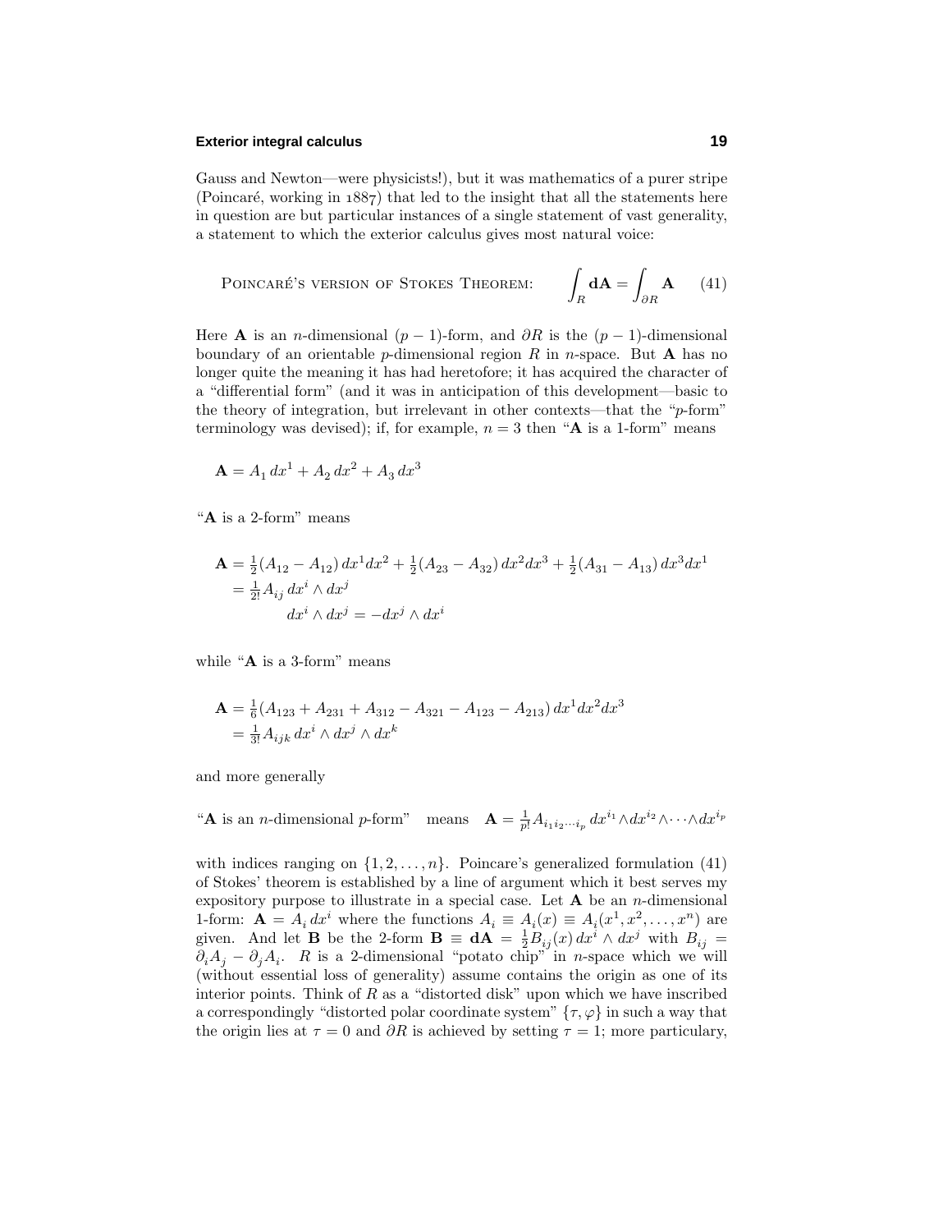Gauss and Newton—were physicists!), but it was mathematics of a purer stripe (Poincaré, working in 1887) that led to the insight that all the statements here in question are but particular instances of a single statement of vast generality, a statement to which the exterior calculus gives most natural voice:

$$\text{Poincaré's version of Stokes Theorem:} \qquad \int_R \mathbf{dA} = \int_{\partial R} \mathbf{A} \tag{41}$$

Here $\mathbf{A}$ is an $n$-dimensional $(p-1)$-form, and $\partial R$ is the $(p-1)$-dimensional boundary of an orientable $p$-dimensional region $R$ in $n$-space. But $\mathbf{A}$ has no longer quite the meaning it has had heretofore; it has acquired the character of a "differential form" (and it was in anticipation of this development—basic to the theory of integration, but irrelevant in other contexts—that the "$p$-form" terminology was devised); if, for example, $n = 3$ then "$\mathbf{A}$ is a 1-form" means

$$\mathbf{A} = A_1\,dx^1 + A_2\,dx^2 + A_3\,dx^3$$

"$\mathbf{A}$ is a 2-form" means

$$\begin{aligned}\mathbf{A} &= \tfrac{1}{2}(A_{12} - A_{12})\,dx^1dx^2 + \tfrac{1}{2}(A_{23} - A_{32})\,dx^2dx^3 + \tfrac{1}{2}(A_{31} - A_{13})\,dx^3dx^1\\ &= \tfrac{1}{2!}A_{ij}\,dx^i \wedge dx^j\\ &\qquad dx^i \wedge dx^j = -dx^j \wedge dx^i\end{aligned}$$

while "$\mathbf{A}$ is a 3-form" means

$$\begin{aligned}\mathbf{A} &= \tfrac{1}{6}(A_{123} + A_{231} + A_{312} - A_{321} - A_{123} - A_{213})\,dx^1dx^2dx^3\\ &= \tfrac{1}{3!}A_{ijk}\,dx^i \wedge dx^j \wedge dx^k\end{aligned}$$

and more generally

"$\mathbf{A}$ is an $n$-dimensional $p$-form" means $\mathbf{A} = \frac{1}{p!}A_{i_1 i_2 \cdots i_p}\,dx^{i_1} \wedge dx^{i_2} \wedge \cdots \wedge dx^{i_p}$

with indices ranging on $\{1, 2, \ldots, n\}$. Poincare's generalized formulation (41) of Stokes' theorem is established by a line of argument which it best serves my expository purpose to illustrate in a special case. Let $\mathbf{A}$ be an $n$-dimensional 1-form: $\mathbf{A} = A_i\,dx^i$ where the functions $A_i \equiv A_i(x) \equiv A_i(x^1, x^2, \ldots, x^n)$ are given. And let $\mathbf{B}$ be the 2-form $\mathbf{B} \equiv \mathbf{dA} = \frac{1}{2}B_{ij}(x)\,dx^i \wedge dx^j$ with $B_{ij} = \partial_i A_j - \partial_j A_i$. $R$ is a 2-dimensional "potato chip" in $n$-space which we will (without essential loss of generality) assume contains the origin as one of its interior points. Think of $R$ as a "distorted disk" upon which we have inscribed a correspondingly "distorted polar coordinate system" $\{\tau, \varphi\}$ in such a way that the origin lies at $\tau = 0$ and $\partial R$ is achieved by setting $\tau = 1$; more particulary,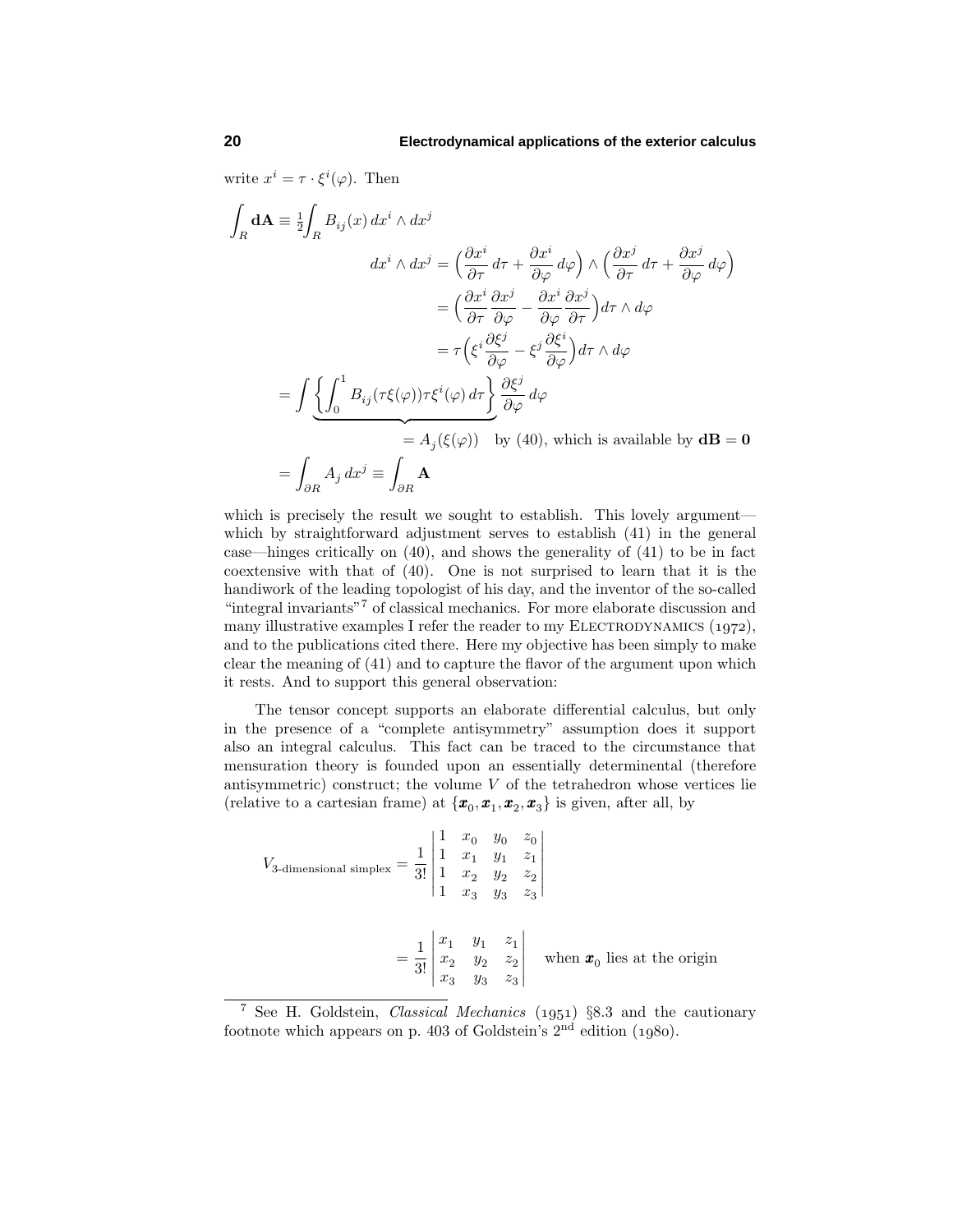write $x^i = \tau \cdot \xi^i(\varphi)$. Then

$$
\begin{aligned}
\int_R \mathbf{dA} &\equiv \tfrac{1}{2}\int_R B_{ij}(x)\,dx^i \wedge dx^j \\
&\qquad dx^i \wedge dx^j = \Big(\frac{\partial x^i}{\partial \tau}\,d\tau + \frac{\partial x^i}{\partial \varphi}\,d\varphi\Big) \wedge \Big(\frac{\partial x^j}{\partial \tau}\,d\tau + \frac{\partial x^j}{\partial \varphi}\,d\varphi\Big) \\
&\qquad\qquad = \Big(\frac{\partial x^i}{\partial \tau}\frac{\partial x^j}{\partial \varphi} - \frac{\partial x^i}{\partial \varphi}\frac{\partial x^j}{\partial \tau}\Big)d\tau \wedge d\varphi \\
&\qquad\qquad = \tau\Big(\xi^i\frac{\partial \xi^j}{\partial \varphi} - \xi^j\frac{\partial \xi^i}{\partial \varphi}\Big)d\tau \wedge d\varphi \\
&= \int \underbrace{\Big\{\int_0^1 B_{ij}(\tau\xi(\varphi))\tau\xi^i(\varphi)\,d\tau\Big\}}_{=\,A_j(\xi(\varphi))\quad\text{by (40), which is available by } \mathbf{dB}=\mathbf{0}} \frac{\partial \xi^j}{\partial \varphi}\,d\varphi \\
&= \int_{\partial R} A_j\,dx^j \equiv \int_{\partial R} \mathbf{A}
\end{aligned}
$$

which is precisely the result we sought to establish. This lovely argument—which by straightforward adjustment serves to establish (41) in the general case—hinges critically on (40), and shows the generality of (41) to be in fact coextensive with that of (40). One is not surprised to learn that it is the handiwork of the leading topologist of his day, and the inventor of the so-called "integral invariants"[7] of classical mechanics. For more elaborate discussion and many illustrative examples I refer the reader to my ELECTRODYNAMICS (1972), and to the publications cited there. Here my objective has been simply to make clear the meaning of (41) and to capture the flavor of the argument upon which it rests. And to support this general observation:

The tensor concept supports an elaborate differential calculus, but only in the presence of a "complete antisymmetry" assumption does it support also an integral calculus. This fact can be traced to the circumstance that mensuration theory is founded upon an essentially determinental (therefore antisymmetric) construct; the volume $V$ of the tetrahedron whose vertices lie (relative to a cartesian frame) at $\{\boldsymbol{x}_0, \boldsymbol{x}_1, \boldsymbol{x}_2, \boldsymbol{x}_3\}$ is given, after all, by

$$
V_{\text{3-dimensional simplex}} = \frac{1}{3!}\begin{vmatrix} 1 & x_0 & y_0 & z_0 \\ 1 & x_1 & y_1 & z_1 \\ 1 & x_2 & y_2 & z_2 \\ 1 & x_3 & y_3 & z_3 \end{vmatrix}
$$

$$
= \frac{1}{3!}\begin{vmatrix} x_1 & y_1 & z_1 \\ x_2 & y_2 & z_2 \\ x_3 & y_3 & z_3 \end{vmatrix} \quad \text{when } \boldsymbol{x}_0 \text{ lies at the origin}
$$

---

[7] See H. Goldstein, *Classical Mechanics* (1951) §8.3 and the cautionary footnote which appears on p. 403 of Goldstein's 2nd edition (1980).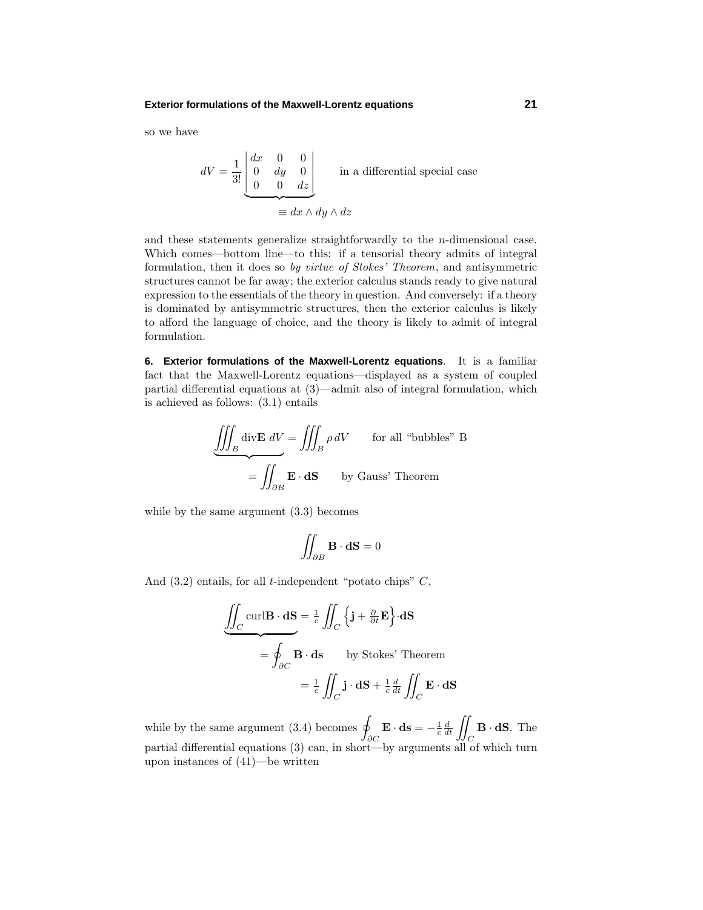so we have

$$dV = \frac{1}{3!}\underbrace{\begin{vmatrix} dx & 0 & 0 \\ 0 & dy & 0 \\ 0 & 0 & dz \end{vmatrix}}_{\equiv\, dx\wedge dy\wedge dz} \qquad \text{in a differential special case}$$

and these statements generalize straightforwardly to the $n$-dimensional case. Which comes—bottom line—to this: if a tensorial theory admits of integral formulation, then it does so *by virtue of Stokes' Theorem*, and antisymmetric structures cannot be far away; the exterior calculus stands ready to give natural expression to the essentials of the theory in question. And conversely: if a theory is dominated by antisymmetric structures, then the exterior calculus is likely to afford the language of choice, and the theory is likely to admit of integral formulation.

**6. Exterior formulations of the Maxwell-Lorentz equations**. It is a familiar fact that the Maxwell-Lorentz equations—displayed as a system of coupled partial differential equations at (3)—admit also of integral formulation, which is achieved as follows: (3.1) entails

$$\underbrace{\iiint_B \text{div}\mathbf{E}\; dV}_{\displaystyle =\iint_{\partial B}\mathbf{E}\cdot\mathbf{dS}\quad\text{by Gauss' Theorem}} = \iiint_B \rho\, dV \qquad \text{for all ``bubbles'' B}$$

while by the same argument (3.3) becomes

$$\iint_{\partial B}\mathbf{B}\cdot\mathbf{dS} = 0$$

And (3.2) entails, for all $t$-independent "potato chips" $C$,

$$\begin{aligned}
\underbrace{\iint_C \text{curl}\mathbf{B}\cdot\mathbf{dS}}_{} &= \tfrac{1}{c}\iint_C \Big\{\mathbf{j}+\tfrac{\partial}{\partial t}\mathbf{E}\Big\}\cdot\mathbf{dS}\\
&= \oint_{\partial C}\mathbf{B}\cdot\mathbf{ds} \qquad \text{by Stokes' Theorem}\\
&= \tfrac{1}{c}\iint_C \mathbf{j}\cdot\mathbf{dS} + \tfrac{1}{c}\tfrac{d}{dt}\iint_C \mathbf{E}\cdot\mathbf{dS}
\end{aligned}$$

while by the same argument (3.4) becomes $\oint_{\partial C}\mathbf{E}\cdot\mathbf{ds} = -\frac{1}{c}\frac{d}{dt}\iint_C \mathbf{B}\cdot\mathbf{dS}$. The partial differential equations (3) can, in short—by arguments all of which turn upon instances of (41)—be written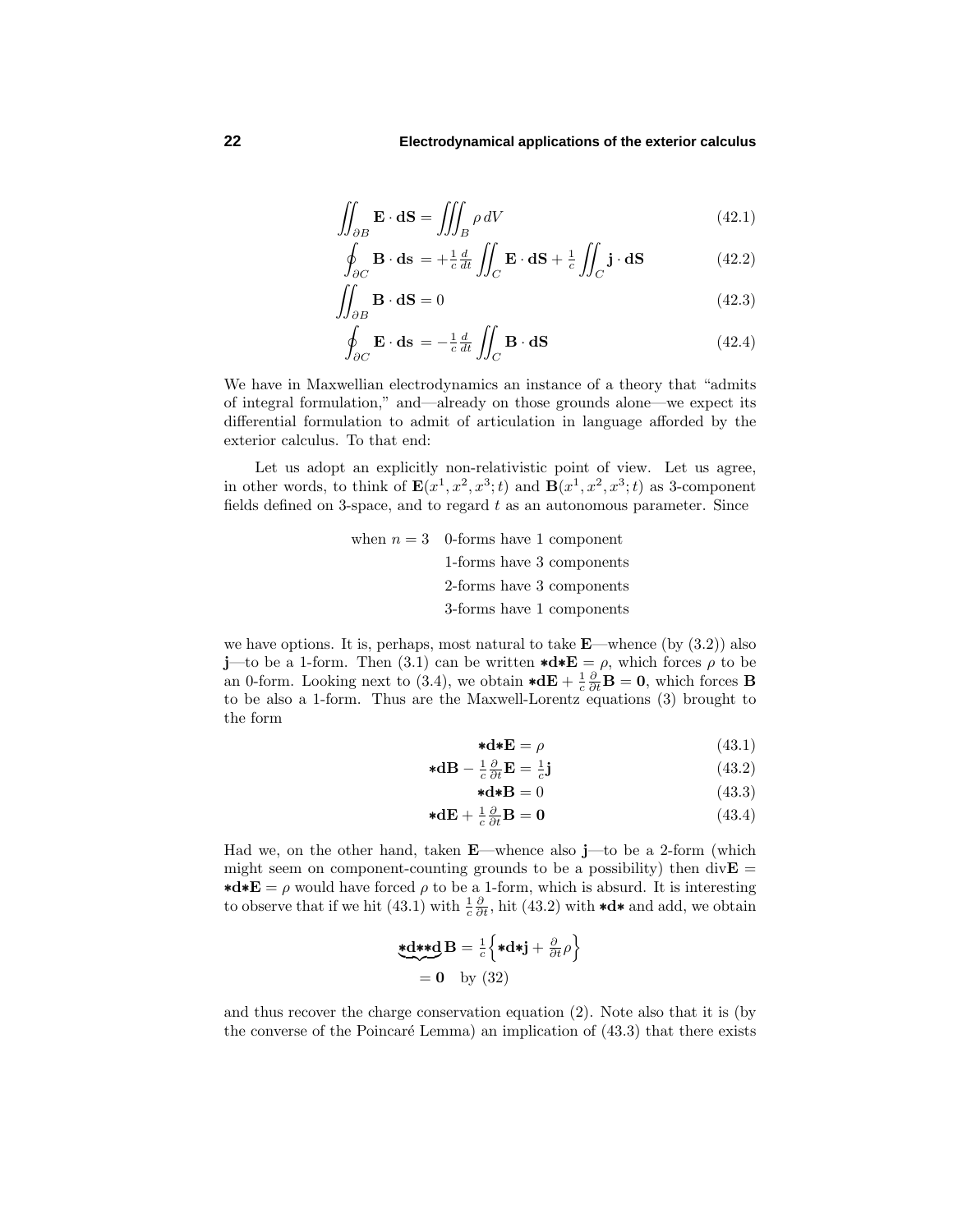$$\iint_{\partial B} \mathbf{E}\cdot\mathbf{dS} = \iiint_B \rho\, dV \tag{42.1}$$

$$\oint_{\partial C} \mathbf{B}\cdot\mathbf{ds} = +\tfrac{1}{c}\tfrac{d}{dt}\iint_C \mathbf{E}\cdot\mathbf{dS} + \tfrac{1}{c}\iint_C \mathbf{j}\cdot\mathbf{dS} \tag{42.2}$$

$$\iint_{\partial B} \mathbf{B}\cdot\mathbf{dS} = 0 \tag{42.3}$$

$$\oint_{\partial C} \mathbf{E}\cdot\mathbf{ds} = -\tfrac{1}{c}\tfrac{d}{dt}\iint_C \mathbf{B}\cdot\mathbf{dS} \tag{42.4}$$

We have in Maxwellian electrodynamics an instance of a theory that "admits of integral formulation," and—already on those grounds alone—we expect its differential formulation to admit of articulation in language afforded by the exterior calculus. To that end:

Let us adopt an explicitly non-relativistic point of view. Let us agree, in other words, to think of $\mathbf{E}(x^1, x^2, x^3; t)$ and $\mathbf{B}(x^1, x^2, x^3; t)$ as 3-component fields defined on 3-space, and to regard $t$ as an autonomous parameter. Since

when $n = 3$ 0-forms have 1 component
1-forms have 3 components
2-forms have 3 components
3-forms have 1 components

we have options. It is, perhaps, most natural to take $\mathbf{E}$—whence (by (3.2)) also $\mathbf{j}$—to be a 1-form. Then (3.1) can be written $*\mathbf{d}*\mathbf{E} = \rho$, which forces $\rho$ to be an 0-form. Looking next to (3.4), we obtain $*\mathbf{dE} + \frac{1}{c}\frac{\partial}{\partial t}\mathbf{B} = \mathbf{0}$, which forces $\mathbf{B}$ to be also a 1-form. Thus are the Maxwell-Lorentz equations (3) brought to the form

$$*\mathbf{d}*\mathbf{E} = \rho \tag{43.1}$$

$$*\mathbf{dB} - \tfrac{1}{c}\tfrac{\partial}{\partial t}\mathbf{E} = \tfrac{1}{c}\mathbf{j} \tag{43.2}$$

$$*\mathbf{d}*\mathbf{B} = 0 \tag{43.3}$$

$$*\mathbf{dE} + \tfrac{1}{c}\tfrac{\partial}{\partial t}\mathbf{B} = \mathbf{0} \tag{43.4}$$

Had we, on the other hand, taken $\mathbf{E}$—whence also $\mathbf{j}$—to be a 2-form (which might seem on component-counting grounds to be a possibility) then $\text{div}\mathbf{E} = *\mathbf{d}*\mathbf{E} = \rho$ would have forced $\rho$ to be a 1-form, which is absurd. It is interesting to observe that if we hit (43.1) with $\frac{1}{c}\frac{\partial}{\partial t}$, hit (43.2) with $*\mathbf{d}*$ and add, we obtain

$$\begin{aligned}\underbrace{*\mathbf{d}**\mathbf{d}}\mathbf{B} &= \tfrac{1}{c}\Big\{*\mathbf{d}*\mathbf{j} + \tfrac{\partial}{\partial t}\rho\Big\}\\ &= \mathbf{0} \quad \text{by (32)}\end{aligned}$$

and thus recover the charge conservation equation (2). Note also that it is (by the converse of the Poincaré Lemma) an implication of (43.3) that there exists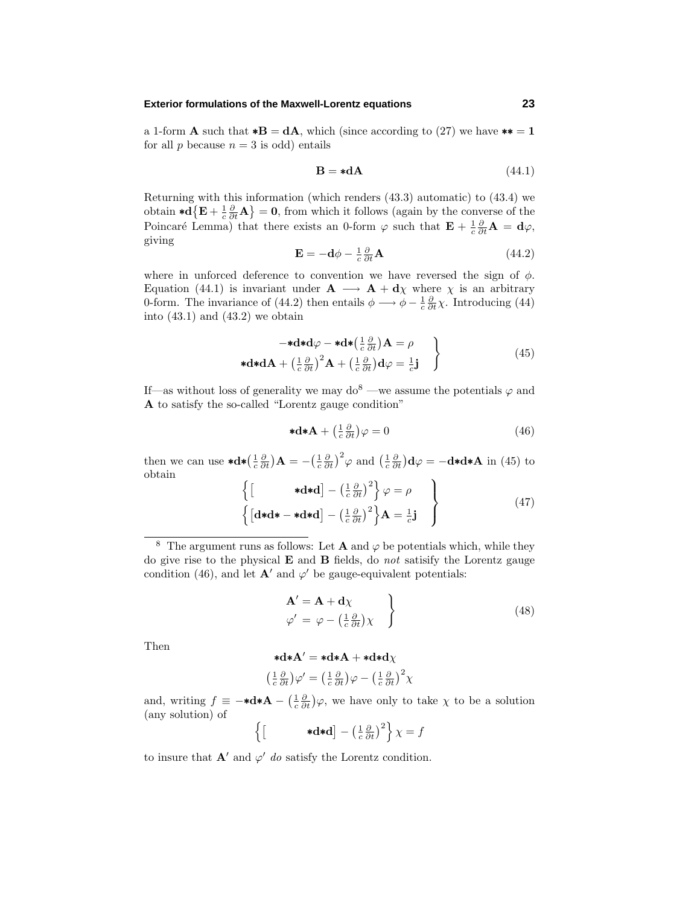a 1-form $\mathbf{A}$ such that $*\mathbf{B} = \mathbf{dA}$, which (since according to (27) we have $** = \mathbf{1}$ for all $p$ because $n = 3$ is odd) entails

$$\mathbf{B} = *\mathbf{dA} \tag{44.1}$$

Returning with this information (which renders (43.3) automatic) to (43.4) we obtain $*\mathbf{d}\big\{\mathbf{E} + \frac{1}{c}\frac{\partial}{\partial t}\mathbf{A}\big\} = \mathbf{0}$, from which it follows (again by the converse of the Poincaré Lemma) that there exists an 0-form $\varphi$ such that $\mathbf{E} + \frac{1}{c}\frac{\partial}{\partial t}\mathbf{A} = \mathbf{d}\varphi$, giving

$$\mathbf{E} = -\mathbf{d}\phi - \tfrac{1}{c}\tfrac{\partial}{\partial t}\mathbf{A} \tag{44.2}$$

where in unforced deference to convention we have reversed the sign of $\phi$. Equation (44.1) is invariant under $\mathbf{A} \longrightarrow \mathbf{A} + \mathbf{d}\chi$ where $\chi$ is an arbitrary 0-form. The invariance of (44.2) then entails $\phi \longrightarrow \phi - \frac{1}{c}\frac{\partial}{\partial t}\chi$. Introducing (44) into (43.1) and (43.2) we obtain

$$\left.\begin{aligned} -*\mathbf{d}*\mathbf{d}\varphi - *\mathbf{d}*\big(\tfrac{1}{c}\tfrac{\partial}{\partial t}\big)\mathbf{A} &= \rho \\ *\mathbf{d}*\mathbf{dA} + \big(\tfrac{1}{c}\tfrac{\partial}{\partial t}\big)^2\mathbf{A} + \big(\tfrac{1}{c}\tfrac{\partial}{\partial t}\big)\mathbf{d}\varphi &= \tfrac{1}{c}\mathbf{j} \end{aligned}\right\} \tag{45}$$

If—as without loss of generality we may do[8] —we assume the potentials $\varphi$ and $\mathbf{A}$ to satisfy the so-called "Lorentz gauge condition"

$$*\mathbf{d}*\mathbf{A} + \big(\tfrac{1}{c}\tfrac{\partial}{\partial t}\big)\varphi = 0 \tag{46}$$

then we can use $*\mathbf{d}*\big(\frac{1}{c}\frac{\partial}{\partial t}\big)\mathbf{A} = -\big(\frac{1}{c}\frac{\partial}{\partial t}\big)^2\varphi$ and $\big(\frac{1}{c}\frac{\partial}{\partial t}\big)\mathbf{d}\varphi = -\mathbf{d}*\mathbf{d}*\mathbf{A}$ in (45) to obtain

$$\left.\begin{aligned} \Big\{\big[\qquad\quad *\mathbf{d}*\mathbf{d}\big] - \big(\tfrac{1}{c}\tfrac{\partial}{\partial t}\big)^2\Big\}\varphi &= \rho \\ \Big\{\big[\mathbf{d}*\mathbf{d}* - *\mathbf{d}*\mathbf{d}\big] - \big(\tfrac{1}{c}\tfrac{\partial}{\partial t}\big)^2\Big\}\mathbf{A} &= \tfrac{1}{c}\mathbf{j} \end{aligned}\right\} \tag{47}$$

---

[8] The argument runs as follows: Let $\mathbf{A}$ and $\varphi$ be potentials which, while they do give rise to the physical $\mathbf{E}$ and $\mathbf{B}$ fields, do *not* satisify the Lorentz gauge condition (46), and let $\mathbf{A}'$ and $\varphi'$ be gauge-equivalent potentials:

$$\left.\begin{aligned} \mathbf{A}' &= \mathbf{A} + \mathbf{d}\chi \\ \varphi' &= \varphi - \big(\tfrac{1}{c}\tfrac{\partial}{\partial t}\big)\chi \end{aligned}\right\} \tag{48}$$

Then

$$*\mathbf{d}*\mathbf{A}' = *\mathbf{d}*\mathbf{A} + *\mathbf{d}*\mathbf{d}\chi$$

$$\big(\tfrac{1}{c}\tfrac{\partial}{\partial t}\big)\varphi' = \big(\tfrac{1}{c}\tfrac{\partial}{\partial t}\big)\varphi - \big(\tfrac{1}{c}\tfrac{\partial}{\partial t}\big)^2\chi$$

and, writing $f \equiv -*\mathbf{d}*\mathbf{A} - \big(\frac{1}{c}\frac{\partial}{\partial t}\big)\varphi$, we have only to take $\chi$ to be a solution (any solution) of

$$\Big\{\big[\qquad\quad *\mathbf{d}*\mathbf{d}\big] - \big(\tfrac{1}{c}\tfrac{\partial}{\partial t}\big)^2\Big\}\chi = f$$

to insure that $\mathbf{A}'$ and $\varphi'$ *do* satisfy the Lorentz condition.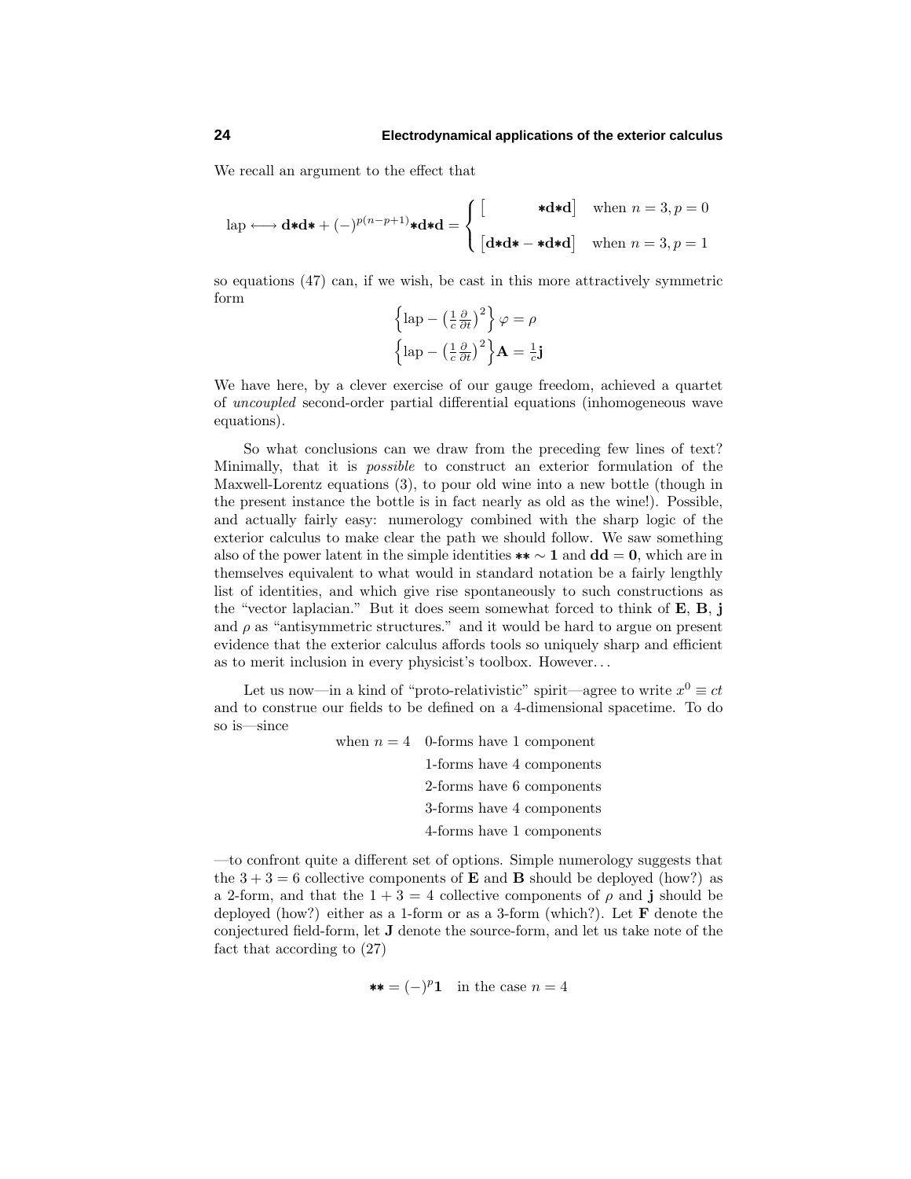We recall an argument to the effect that

$$
\text{lap} \longleftrightarrow \mathbf{d}{*}\mathbf{d}{*} + (-)^{p(n-p+1)}{*}\mathbf{d}{*}\mathbf{d} = \begin{cases} \big[ \qquad\qquad {*}\mathbf{d}{*}\mathbf{d}\big] & \text{when } n=3, p=0 \\ \\ \big[\mathbf{d}{*}\mathbf{d}{*} - {*}\mathbf{d}{*}\mathbf{d}\big] & \text{when } n=3, p=1 \end{cases}
$$

so equations (47) can, if we wish, be cast in this more attractively symmetric form

$$
\begin{aligned}
\Big\{\text{lap} - \big(\tfrac{1}{c}\tfrac{\partial}{\partial t}\big)^2\Big\}\,\varphi &= \rho \\
\Big\{\text{lap} - \big(\tfrac{1}{c}\tfrac{\partial}{\partial t}\big)^2\Big\}\mathbf{A} &= \tfrac{1}{c}\mathbf{j}
\end{aligned}
$$

We have here, by a clever exercise of our gauge freedom, achieved a quartet of *uncoupled* second-order partial differential equations (inhomogeneous wave equations).

So what conclusions can we draw from the preceding few lines of text? Minimally, that it is *possible* to construct an exterior formulation of the Maxwell-Lorentz equations (3), to pour old wine into a new bottle (though in the present instance the bottle is in fact nearly as old as the wine!). Possible, and actually fairly easy: numerology combined with the sharp logic of the exterior calculus to make clear the path we should follow. We saw something also of the power latent in the simple identities ${*}{*} \sim \mathbf{1}$ and $\mathbf{dd} = \mathbf{0}$, which are in themselves equivalent to what would in standard notation be a fairly lengthly list of identities, and which give rise spontaneously to such constructions as the "vector laplacian." But it does seem somewhat forced to think of $\mathbf{E}$, $\mathbf{B}$, $\mathbf{j}$ and $\rho$ as "antisymmetric structures." and it would be hard to argue on present evidence that the exterior calculus affords tools so uniquely sharp and efficient as to merit inclusion in every physicist's toolbox. However. . .

Let us now—in a kind of "proto-relativistic" spirit—agree to write $x^0 \equiv ct$ and to construe our fields to be defined on a 4-dimensional spacetime. To do so is—since

when $n = 4$ &nbsp; 0-forms have 1 component
1-forms have 4 components
2-forms have 6 components
3-forms have 4 components
4-forms have 1 components

—to confront quite a different set of options. Simple numerology suggests that the $3 + 3 = 6$ collective components of $\mathbf{E}$ and $\mathbf{B}$ should be deployed (how?) as a 2-form, and that the $1 + 3 = 4$ collective components of $\rho$ and $\mathbf{j}$ should be deployed (how?) either as a 1-form or as a 3-form (which?). Let $\mathbf{F}$ denote the conjectured field-form, let $\mathbf{J}$ denote the source-form, and let us take note of the fact that according to (27)

$$
{*}{*} = (-)^p\mathbf{1} \quad \text{in the case } n = 4
$$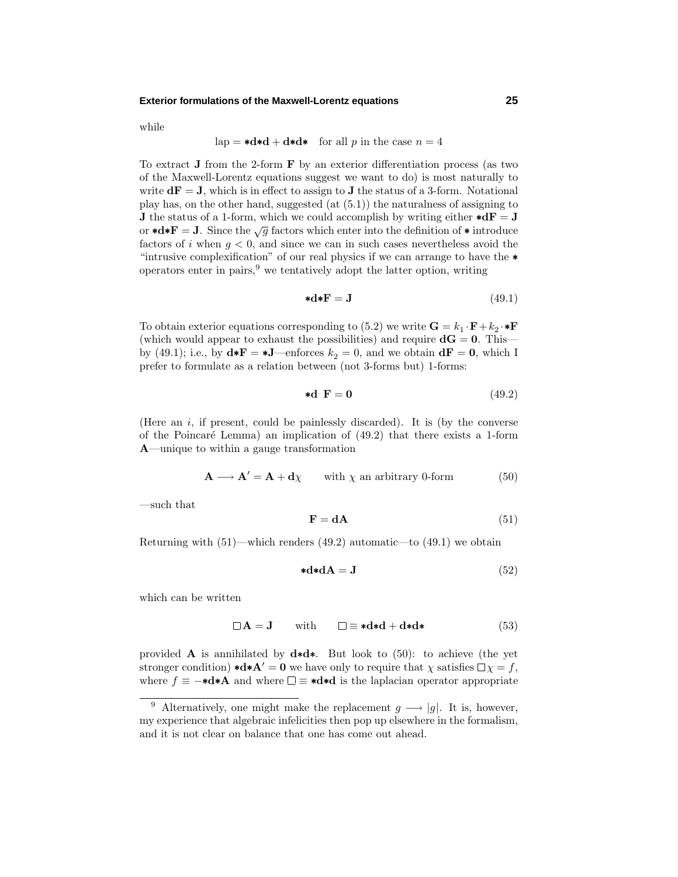while

$$\text{lap} = \boldsymbol{*}\mathbf{d}\boldsymbol{*}\mathbf{d} + \mathbf{d}\boldsymbol{*}\mathbf{d}\boldsymbol{*} \quad \text{for all } p \text{ in the case } n = 4$$

To extract $\mathbf{J}$ from the 2-form $\mathbf{F}$ by an exterior differentiation process (as two of the Maxwell-Lorentz equations suggest we want to do) is most naturally to write $\mathbf{dF} = \mathbf{J}$, which is in effect to assign to $\mathbf{J}$ the status of a 3-form. Notational play has, on the other hand, suggested (at (5.1)) the naturalness of assigning to $\mathbf{J}$ the status of a 1-form, which we could accomplish by writing either $\boldsymbol{*}\mathbf{dF} = \mathbf{J}$ or $\boldsymbol{*}\mathbf{d}\boldsymbol{*}\mathbf{F} = \mathbf{J}$. Since the $\sqrt{g}$ factors which enter into the definition of $\boldsymbol{*}$ introduce factors of $i$ when $g < 0$, and since we can in such cases nevertheless avoid the "intrusive complexification" of our real physics if we can arrange to have the $\boldsymbol{*}$ operators enter in pairs,[9] we tentatively adopt the latter option, writing

$$\boldsymbol{*}\mathbf{d}\boldsymbol{*}\mathbf{F} = \mathbf{J} \tag{49.1}$$

To obtain exterior equations corresponding to (5.2) we write $\mathbf{G} = k_1 \cdot \mathbf{F} + k_2 \cdot \boldsymbol{*}\mathbf{F}$ (which would appear to exhaust the possibilities) and require $\mathbf{dG} = \mathbf{0}$. This—by (49.1); i.e., by $\mathbf{d}\boldsymbol{*}\mathbf{F} = \boldsymbol{*}\mathbf{J}$—enforces $k_2 = 0$, and we obtain $\mathbf{dF} = \mathbf{0}$, which I prefer to formulate as a relation between (not 3-forms but) 1-forms:

$$\boldsymbol{*}\mathbf{d}\;\;\mathbf{F} = \mathbf{0} \tag{49.2}$$

(Here an $i$, if present, could be painlessly discarded). It is (by the converse of the Poincaré Lemma) an implication of (49.2) that there exists a 1-form $\mathbf{A}$—unique to within a gauge transformation

$$\mathbf{A} \longrightarrow \mathbf{A}' = \mathbf{A} + \mathbf{d}\chi \qquad \text{with } \chi \text{ an arbitrary 0-form} \tag{50}$$

—such that

$$\mathbf{F} = \mathbf{dA} \tag{51}$$

Returning with (51)—which renders (49.2) automatic—to (49.1) we obtain

$$\boldsymbol{*}\mathbf{d}\boldsymbol{*}\mathbf{dA} = \mathbf{J} \tag{52}$$

which can be written

$$\Box\mathbf{A} = \mathbf{J} \qquad \text{with} \qquad \Box \equiv \boldsymbol{*}\mathbf{d}\boldsymbol{*}\mathbf{d} + \mathbf{d}\boldsymbol{*}\mathbf{d}\boldsymbol{*} \tag{53}$$

provided $\mathbf{A}$ is annihilated by $\mathbf{d}\boldsymbol{*}\mathbf{d}\boldsymbol{*}$. But look to (50): to achieve (the yet stronger condition) $\boldsymbol{*}\mathbf{d}\boldsymbol{*}\mathbf{A}' = \mathbf{0}$ we have only to require that $\chi$ satisfies $\Box\chi = f$, where $f \equiv -\boldsymbol{*}\mathbf{d}\boldsymbol{*}\mathbf{A}$ and where $\Box \equiv \boldsymbol{*}\mathbf{d}\boldsymbol{*}\mathbf{d}$ is the laplacian operator appropriate

---

[9] Alternatively, one might make the replacement $g \longrightarrow |g|$. It is, however, my experience that algebraic infelicities then pop up elsewhere in the formalism, and it is not clear on balance that one has come out ahead.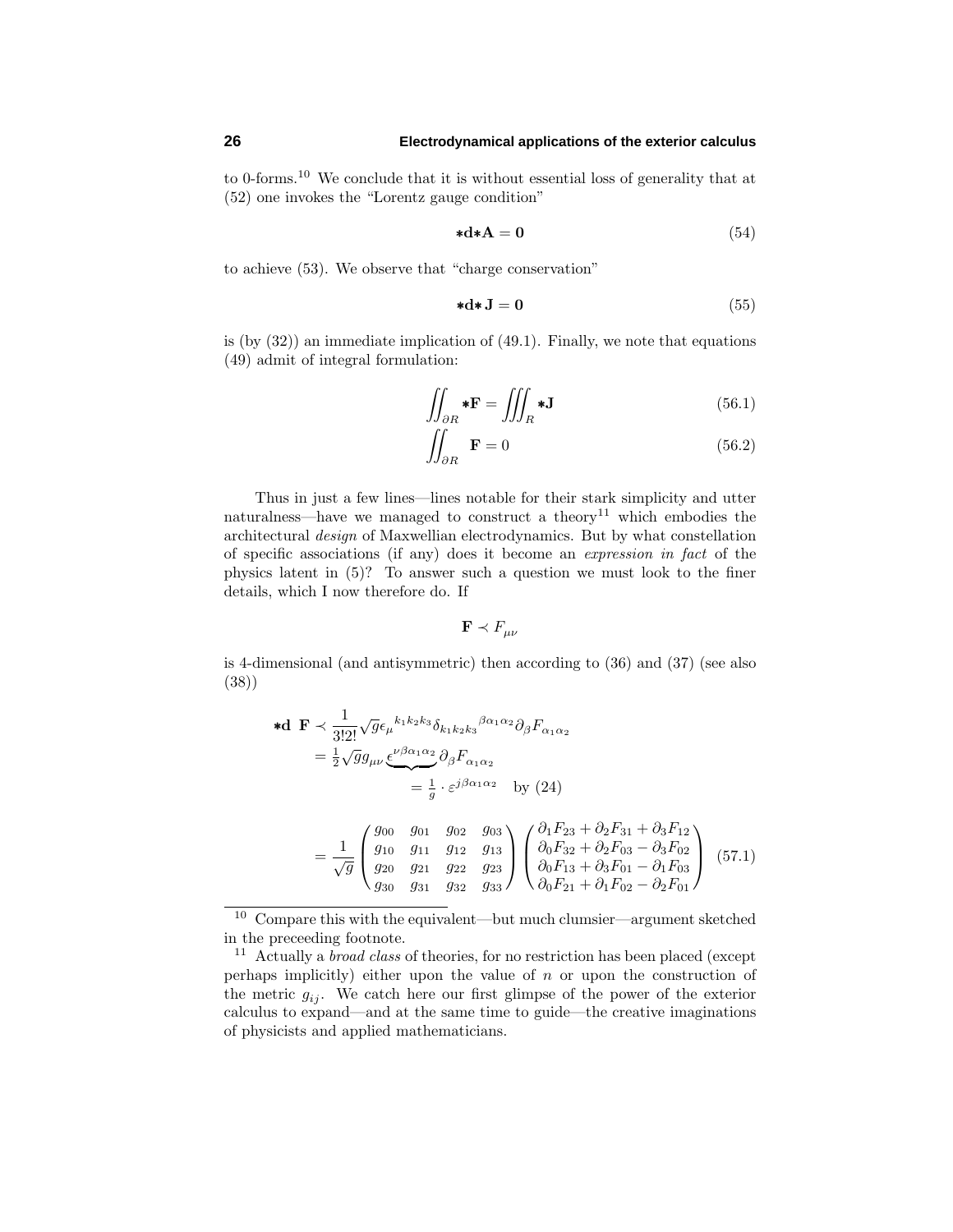to 0-forms.[10] We conclude that it is without essential loss of generality that at (52) one invokes the "Lorentz gauge condition"

$$\boldsymbol{*}\mathbf{d}\boldsymbol{*}\mathbf{A} = \mathbf{0} \tag{54}$$

to achieve (53). We observe that "charge conservation"

$$\boldsymbol{*}\mathbf{d}\boldsymbol{*}\mathbf{J} = \mathbf{0} \tag{55}$$

is (by (32)) an immediate implication of (49.1). Finally, we note that equations (49) admit of integral formulation:

$$\iint_{\partial R} \boldsymbol{*}\mathbf{F} = \iiint_R \boldsymbol{*}\mathbf{J} \tag{56.1}$$

$$\iint_{\partial R} \mathbf{F} = 0 \tag{56.2}$$

Thus in just a few lines—lines notable for their stark simplicity and utter naturalness—have we managed to construct a theory[11] which embodies the architectural *design* of Maxwellian electrodynamics. But by what constellation of specific associations (if any) does it become an *expression in fact* of the physics latent in (5)? To answer such a question we must look to the finer details, which I now therefore do. If

$$\mathbf{F} \prec F_{\mu\nu}$$

is 4-dimensional (and antisymmetric) then according to (36) and (37) (see also (38))

$$\begin{aligned}
\boldsymbol{*}\mathbf{d}\ \mathbf{F} &\prec \frac{1}{3!2!}\sqrt{g}\epsilon_\mu{}^{k_1k_2k_3}\delta_{k_1k_2k_3}{}^{\beta\alpha_1\alpha_2}\partial_\beta F_{\alpha_1\alpha_2} \\
&= \tfrac{1}{2}\sqrt{g}g_{\mu\nu}\underbrace{\epsilon^{\nu\beta\alpha_1\alpha_2}}_{=\frac{1}{g}\cdot\varepsilon^{j\beta\alpha_1\alpha_2}\quad\text{by (24)}}\partial_\beta F_{\alpha_1\alpha_2} \\
&= \frac{1}{\sqrt{g}}\begin{pmatrix} g_{00} & g_{01} & g_{02} & g_{03} \\ g_{10} & g_{11} & g_{12} & g_{13} \\ g_{20} & g_{21} & g_{22} & g_{23} \\ g_{30} & g_{31} & g_{32} & g_{33} \end{pmatrix}\begin{pmatrix} \partial_1 F_{23} + \partial_2 F_{31} + \partial_3 F_{12} \\ \partial_0 F_{32} + \partial_2 F_{03} - \partial_3 F_{02} \\ \partial_0 F_{13} + \partial_3 F_{01} - \partial_1 F_{03} \\ \partial_0 F_{21} + \partial_1 F_{02} - \partial_2 F_{01} \end{pmatrix}
\end{aligned} \tag{57.1}$$

---

[10] Compare this with the equivalent—but much clumsier—argument sketched in the preceeding footnote.

[11] Actually a *broad class* of theories, for no restriction has been placed (except perhaps implicitly) either upon the value of $n$ or upon the construction of the metric $g_{ij}$. We catch here our first glimpse of the power of the exterior calculus to expand—and at the same time to guide—the creative imaginations of physicists and applied mathematicians.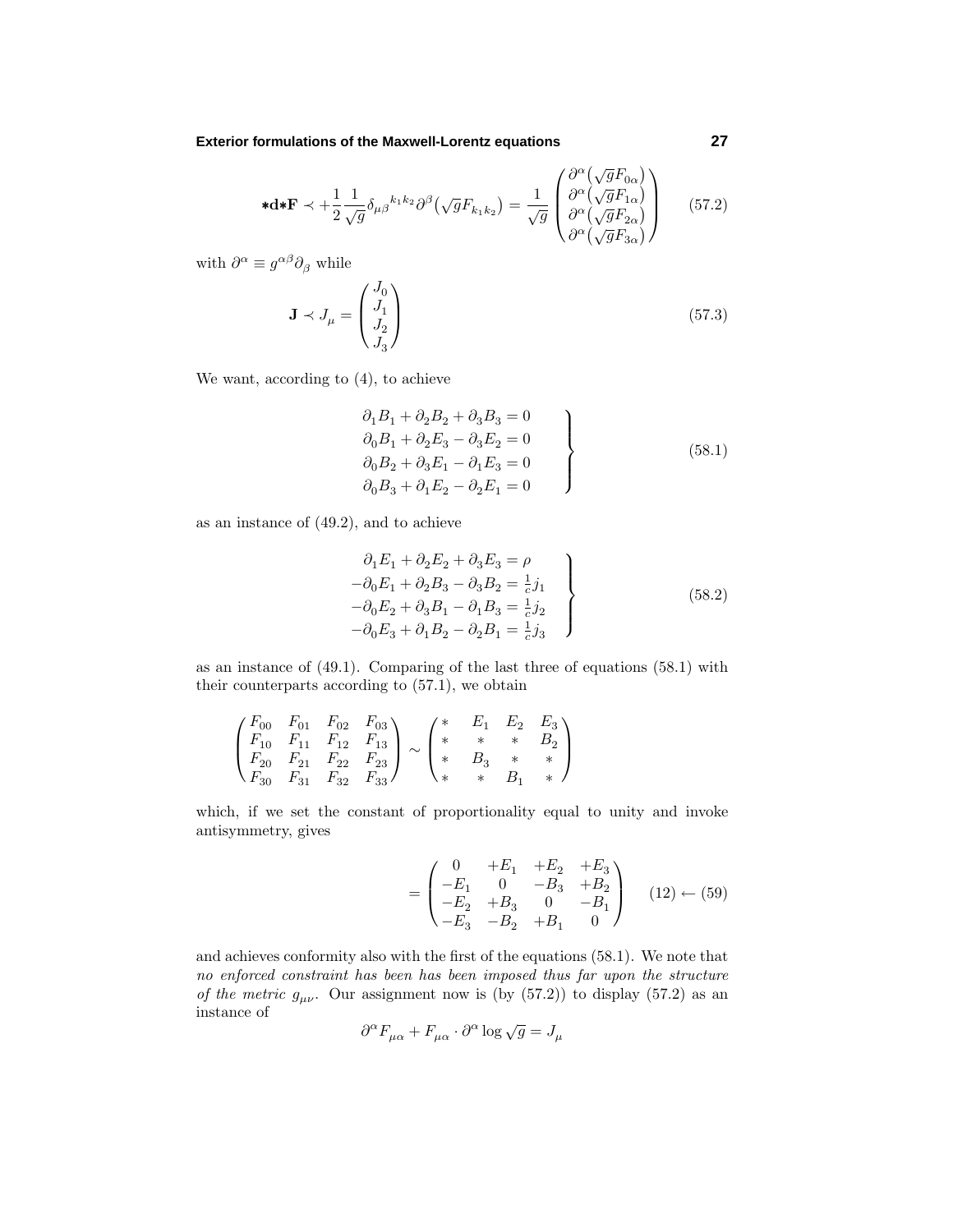$$
{*\mathbf{d}*\mathbf{F}} \prec +\frac{1}{2}\frac{1}{\sqrt{g}}\delta_{\mu\beta}{}^{k_1k_2}\partial^\beta\big(\sqrt{g}F_{k_1k_2}\big) = \frac{1}{\sqrt{g}}\begin{pmatrix} \partial^\alpha\big(\sqrt{g}F_{0\alpha}\big)\\ \partial^\alpha\big(\sqrt{g}F_{1\alpha}\big)\\ \partial^\alpha\big(\sqrt{g}F_{2\alpha}\big)\\ \partial^\alpha\big(\sqrt{g}F_{3\alpha}\big)\end{pmatrix} \qquad (57.2)
$$

with $\partial^\alpha \equiv g^{\alpha\beta}\partial_\beta$ while

$$
\mathbf{J} \prec J_\mu = \begin{pmatrix} J_0\\ J_1\\ J_2\\ J_3\end{pmatrix} \qquad (57.3)
$$

We want, according to (4), to achieve

$$
\left.\begin{aligned}
\partial_1 B_1 + \partial_2 B_2 + \partial_3 B_3 &= 0\\
\partial_0 B_1 + \partial_2 E_3 - \partial_3 E_2 &= 0\\
\partial_0 B_2 + \partial_3 E_1 - \partial_1 E_3 &= 0\\
\partial_0 B_3 + \partial_1 E_2 - \partial_2 E_1 &= 0
\end{aligned}\right\} \qquad (58.1)
$$

as an instance of (49.2), and to achieve

$$
\left.\begin{aligned}
\partial_1 E_1 + \partial_2 E_2 + \partial_3 E_3 &= \rho\\
-\partial_0 E_1 + \partial_2 B_3 - \partial_3 B_2 &= \tfrac{1}{c}j_1\\
-\partial_0 E_2 + \partial_3 B_1 - \partial_1 B_3 &= \tfrac{1}{c}j_2\\
-\partial_0 E_3 + \partial_1 B_2 - \partial_2 B_1 &= \tfrac{1}{c}j_3
\end{aligned}\right\} \qquad (58.2)
$$

as an instance of (49.1). Comparing of the last three of equations (58.1) with their counterparts according to (57.1), we obtain

$$
\begin{pmatrix} F_{00} & F_{01} & F_{02} & F_{03}\\ F_{10} & F_{11} & F_{12} & F_{13}\\ F_{20} & F_{21} & F_{22} & F_{23}\\ F_{30} & F_{31} & F_{32} & F_{33}\end{pmatrix} \sim \begin{pmatrix} * & E_1 & E_2 & E_3\\ * & * & * & B_2\\ * & B_3 & * & *\\ * & * & B_1 & *\end{pmatrix}
$$

which, if we set the constant of proportionality equal to unity and invoke antisymmetry, gives

$$
= \begin{pmatrix} 0 & +E_1 & +E_2 & +E_3\\ -E_1 & 0 & -B_3 & +B_2\\ -E_2 & +B_3 & 0 & -B_1\\ -E_3 & -B_2 & +B_1 & 0\end{pmatrix} \qquad (12) \leftarrow (59)
$$

and achieves conformity also with the first of the equations (58.1). We note that *no enforced constraint has been has been imposed thus far upon the structure of the metric* $g_{\mu\nu}$. Our assignment now is (by (57.2)) to display (57.2) as an instance of

$$
\partial^\alpha F_{\mu\alpha} + F_{\mu\alpha}\cdot\partial^\alpha \log\sqrt{g} = J_\mu
$$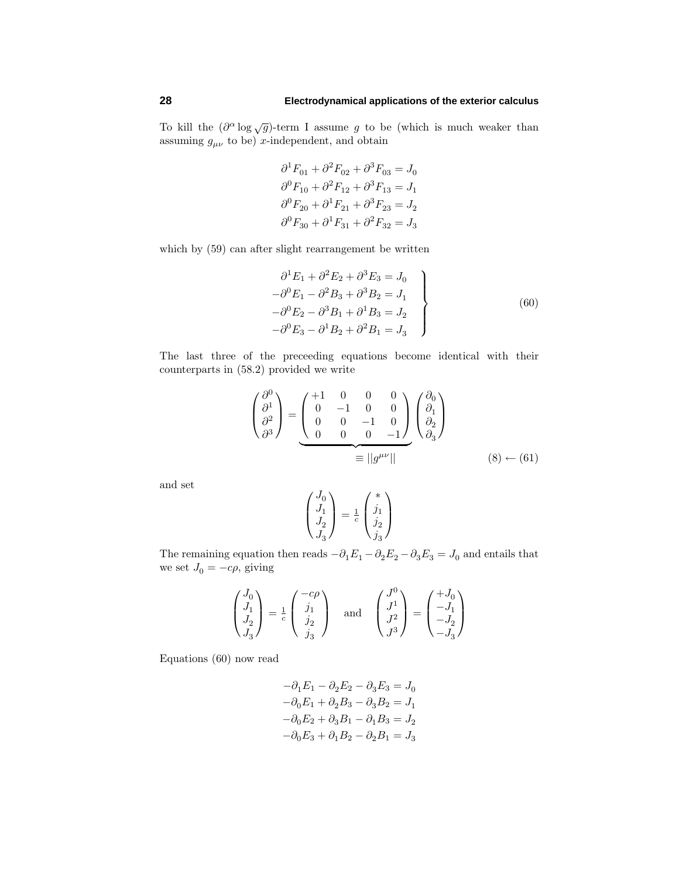To kill the $(\partial^\alpha \log \sqrt{g})$-term I assume $g$ to be (which is much weaker than assuming $g_{\mu\nu}$ to be) $x$-independent, and obtain

$$
\begin{aligned}
\partial^1 F_{01} + \partial^2 F_{02} + \partial^3 F_{03} &= J_0 \\
\partial^0 F_{10} + \partial^2 F_{12} + \partial^3 F_{13} &= J_1 \\
\partial^0 F_{20} + \partial^1 F_{21} + \partial^3 F_{23} &= J_2 \\
\partial^0 F_{30} + \partial^1 F_{31} + \partial^2 F_{32} &= J_3
\end{aligned}
$$

which by (59) can after slight rearrangement be written

$$
\left.
\begin{aligned}
\partial^1 E_1 + \partial^2 E_2 + \partial^3 E_3 &= J_0 \\
-\partial^0 E_1 - \partial^2 B_3 + \partial^3 B_2 &= J_1 \\
-\partial^0 E_2 - \partial^3 B_1 + \partial^1 B_3 &= J_2 \\
-\partial^0 E_3 - \partial^1 B_2 + \partial^2 B_1 &= J_3
\end{aligned}
\right\} \tag{60}
$$

The last three of the preceeding equations become identical with their counterparts in (58.2) provided we write

$$
\begin{pmatrix} \partial^0 \\ \partial^1 \\ \partial^2 \\ \partial^3 \end{pmatrix}
= \underbrace{\begin{pmatrix} +1 & 0 & 0 & 0 \\ 0 & -1 & 0 & 0 \\ 0 & 0 & -1 & 0 \\ 0 & 0 & 0 & -1 \end{pmatrix}}_{\equiv \|g^{\mu\nu}\|}
\begin{pmatrix} \partial_0 \\ \partial_1 \\ \partial_2 \\ \partial_3 \end{pmatrix}
\tag{8 $\leftarrow$ 61}
$$

and set

$$
\begin{pmatrix} J_0 \\ J_1 \\ J_2 \\ J_3 \end{pmatrix} = \tfrac{1}{c} \begin{pmatrix} * \\ j_1 \\ j_2 \\ j_3 \end{pmatrix}
$$

The remaining equation then reads $-\partial_1 E_1 - \partial_2 E_2 - \partial_3 E_3 = J_0$ and entails that we set $J_0 = -c\rho$, giving

$$
\begin{pmatrix} J_0 \\ J_1 \\ J_2 \\ J_3 \end{pmatrix} = \tfrac{1}{c} \begin{pmatrix} -c\rho \\ j_1 \\ j_2 \\ j_3 \end{pmatrix}
\quad \text{and} \quad
\begin{pmatrix} J^0 \\ J^1 \\ J^2 \\ J^3 \end{pmatrix} = \begin{pmatrix} +J_0 \\ -J_1 \\ -J_2 \\ -J_3 \end{pmatrix}
$$

Equations (60) now read

$$
\begin{aligned}
-\partial_1 E_1 - \partial_2 E_2 - \partial_3 E_3 &= J_0 \\
-\partial_0 E_1 + \partial_2 B_3 - \partial_3 B_2 &= J_1 \\
-\partial_0 E_2 + \partial_3 B_1 - \partial_1 B_3 &= J_2 \\
-\partial_0 E_3 + \partial_1 B_2 - \partial_2 B_1 &= J_3
\end{aligned}
$$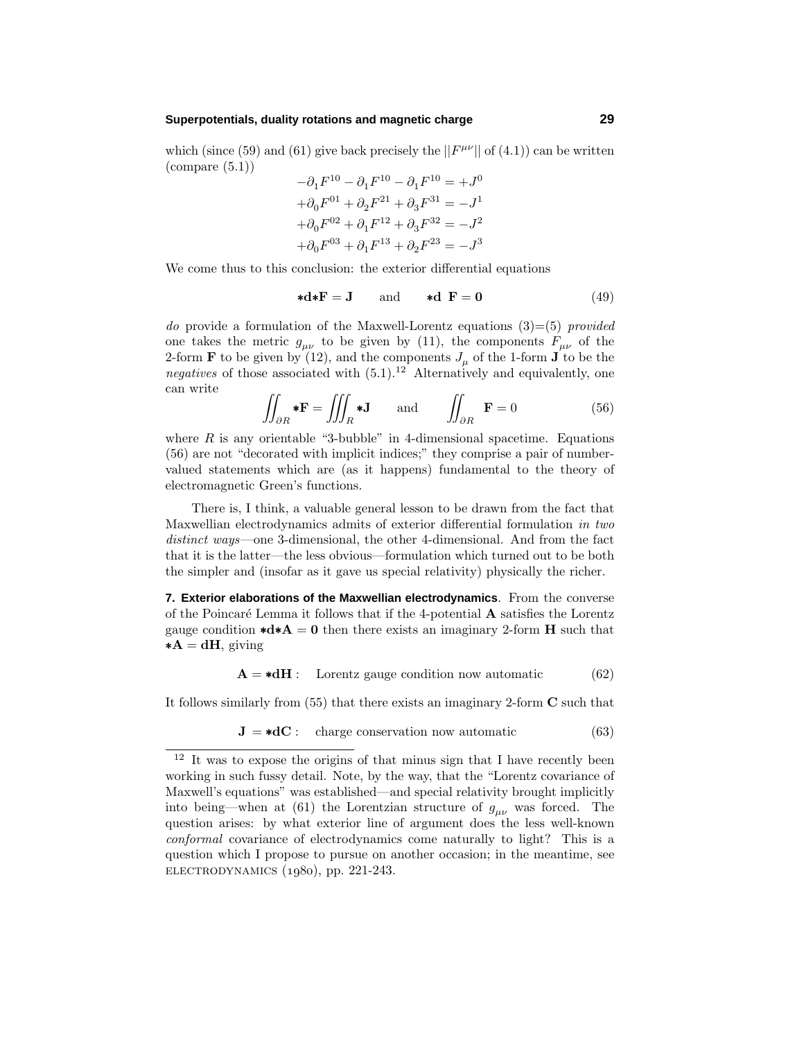which (since (59) and (61) give back precisely the $||F^{\mu\nu}||$ of (4.1)) can be written (compare (5.1))

$$
\begin{aligned}
-\partial_1 F^{10} - \partial_1 F^{10} - \partial_1 F^{10} &= +J^0 \\
+\partial_0 F^{01} + \partial_2 F^{21} + \partial_3 F^{31} &= -J^1 \\
+\partial_0 F^{02} + \partial_1 F^{12} + \partial_3 F^{32} &= -J^2 \\
+\partial_0 F^{03} + \partial_1 F^{13} + \partial_2 F^{23} &= -J^3
\end{aligned}
$$

We come thus to this conclusion: the exterior differential equations

$$
*\mathbf{d}*\mathbf{F} = \mathbf{J} \qquad \text{and} \qquad *\mathbf{d}\ \mathbf{F} = \mathbf{0} \tag{49}
$$

*do* provide a formulation of the Maxwell-Lorentz equations (3)=(5) *provided* one takes the metric $g_{\mu\nu}$ to be given by (11), the components $F_{\mu\nu}$ of the 2-form $\mathbf{F}$ to be given by (12), and the components $J_\mu$ of the 1-form $\mathbf{J}$ to be the *negatives* of those associated with (5.1).[12] Alternatively and equivalently, one can write

$$
\iint_{\partial R} *\mathbf{F} = \iiint_R *\mathbf{J} \qquad \text{and} \qquad \iint_{\partial R} \mathbf{F} = 0 \tag{56}
$$

where $R$ is any orientable "3-bubble" in 4-dimensional spacetime. Equations (56) are not "decorated with implicit indices;" they comprise a pair of number-valued statements which are (as it happens) fundamental to the theory of electromagnetic Green's functions.

There is, I think, a valuable general lesson to be drawn from the fact that Maxwellian electrodynamics admits of exterior differential formulation *in two distinct ways*—one 3-dimensional, the other 4-dimensional. And from the fact that it is the latter—the less obvious—formulation which turned out to be both the simpler and (insofar as it gave us special relativity) physically the richer.

**7. Exterior elaborations of the Maxwellian electrodynamics**. From the converse of the Poincaré Lemma it follows that if the 4-potential $\mathbf{A}$ satisfies the Lorentz gauge condition $*\mathbf{d}*\mathbf{A} = \mathbf{0}$ then there exists an imaginary 2-form $\mathbf{H}$ such that $*\mathbf{A} = \mathbf{dH}$, giving

$$
\mathbf{A} = *\mathbf{dH}: \quad \text{Lorentz gauge condition now automatic} \tag{62}
$$

It follows similarly from (55) that there exists an imaginary 2-form $\mathbf{C}$ such that

$$
\mathbf{J} = *\mathbf{dC}: \quad \text{charge conservation now automatic} \tag{63}
$$

[12] It was to expose the origins of that minus sign that I have recently been working in such fussy detail. Note, by the way, that the "Lorentz covariance of Maxwell's equations" was established—and special relativity brought implicitly into being—when at (61) the Lorentzian structure of $g_{\mu\nu}$ was forced. The question arises: by what exterior line of argument does the less well-known *conformal* covariance of electrodynamics come naturally to light? This is a question which I propose to pursue on another occasion; in the meantime, see ELECTRODYNAMICS (1980), pp. 221-243.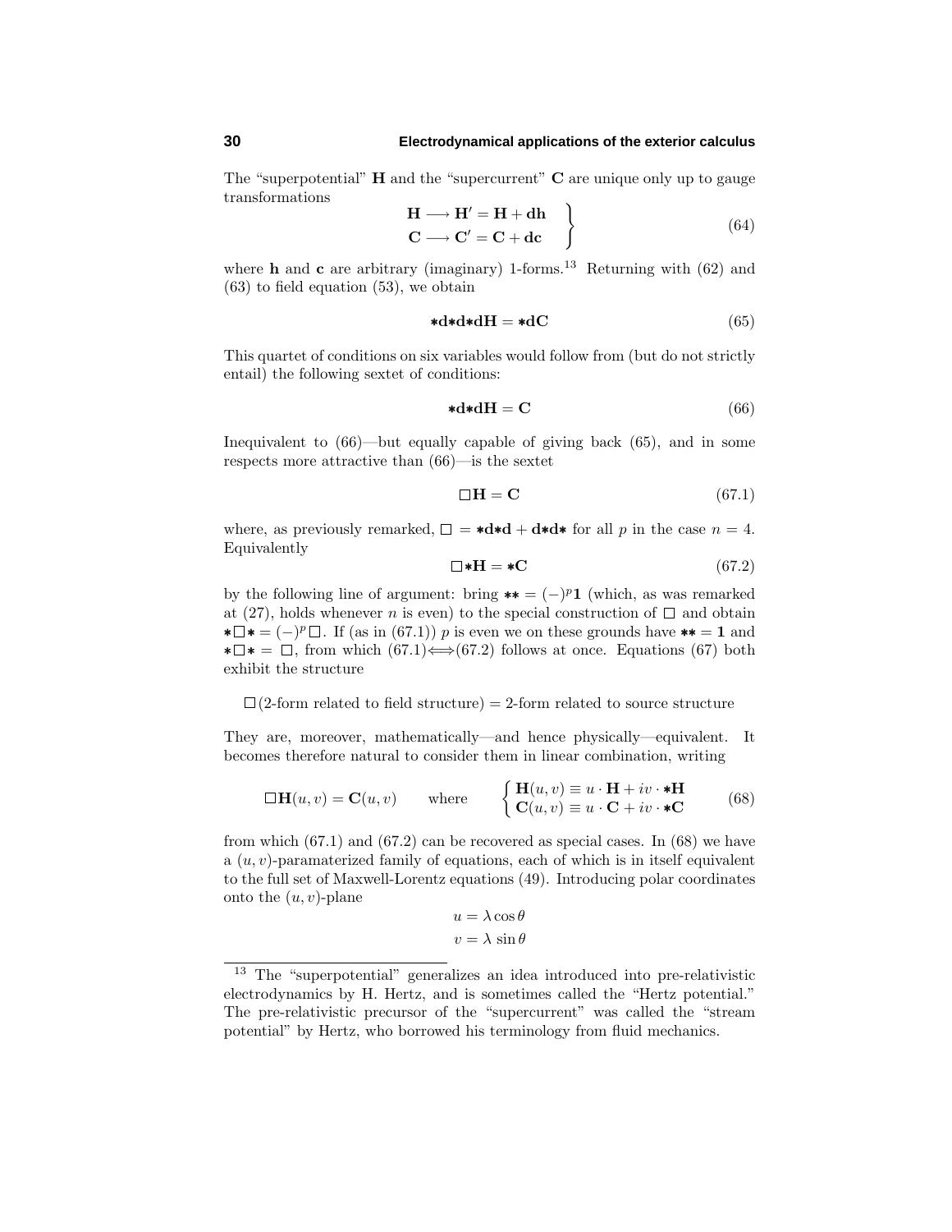The "superpotential" $\mathbf{H}$ and the "supercurrent" $\mathbf{C}$ are unique only up to gauge transformations

$$\left.\begin{aligned}\mathbf{H} &\longrightarrow \mathbf{H}' = \mathbf{H} + \mathbf{dh} \\ \mathbf{C} &\longrightarrow \mathbf{C}' = \mathbf{C} + \mathbf{dc}\end{aligned}\right\} \tag{64}$$

where $\mathbf{h}$ and $\mathbf{c}$ are arbitrary (imaginary) 1-forms.[13] Returning with (62) and (63) to field equation (53), we obtain

$$\ast\mathbf{d}\ast\mathbf{d}\ast\mathbf{dH} = \ast\mathbf{dC} \tag{65}$$

This quartet of conditions on six variables would follow from (but do not strictly entail) the following sextet of conditions:

$$\ast\mathbf{d}\ast\mathbf{dH} = \mathbf{C} \tag{66}$$

Inequivalent to (66)—but equally capable of giving back (65), and in some respects more attractive than (66)—is the sextet

$$\Box\mathbf{H} = \mathbf{C} \tag{67.1}$$

where, as previously remarked, $\Box = \ast\mathbf{d}\ast\mathbf{d} + \mathbf{d}\ast\mathbf{d}\ast$ for all $p$ in the case $n = 4$. Equivalently

$$\Box\ast\mathbf{H} = \ast\mathbf{C} \tag{67.2}$$

by the following line of argument: bring $\ast\ast = (-)^p\mathbf{1}$ (which, as was remarked at (27), holds whenever $n$ is even) to the special construction of $\Box$ and obtain $\ast\Box\ast = (-)^p\Box$. If (as in (67.1)) $p$ is even we on these grounds have $\ast\ast = \mathbf{1}$ and $\ast\Box\ast = \Box$, from which (67.1)$\Longleftrightarrow$(67.2) follows at once. Equations (67) both exhibit the structure

$$\Box(\text{2-form related to field structure}) = \text{2-form related to source structure}$$

They are, moreover, mathematically—and hence physically—equivalent. It becomes therefore natural to consider them in linear combination, writing

$$\Box\mathbf{H}(u,v) = \mathbf{C}(u,v) \qquad \text{where} \qquad \begin{cases}\mathbf{H}(u,v) \equiv u\cdot\mathbf{H} + iv\cdot\ast\mathbf{H} \\ \mathbf{C}(u,v) \equiv u\cdot\mathbf{C} + iv\cdot\ast\mathbf{C}\end{cases} \tag{68}$$

from which (67.1) and (67.2) can be recovered as special cases. In (68) we have a $(u,v)$-paramaterized family of equations, each of which is in itself equivalent to the full set of Maxwell-Lorentz equations (49). Introducing polar coordinates onto the $(u,v)$-plane

$$\begin{aligned}u &= \lambda\cos\theta \\ v &= \lambda\sin\theta\end{aligned}$$

[13] The "superpotential" generalizes an idea introduced into pre-relativistic electrodynamics by H. Hertz, and is sometimes called the "Hertz potential." The pre-relativistic precursor of the "supercurrent" was called the "stream potential" by Hertz, who borrowed his terminology from fluid mechanics.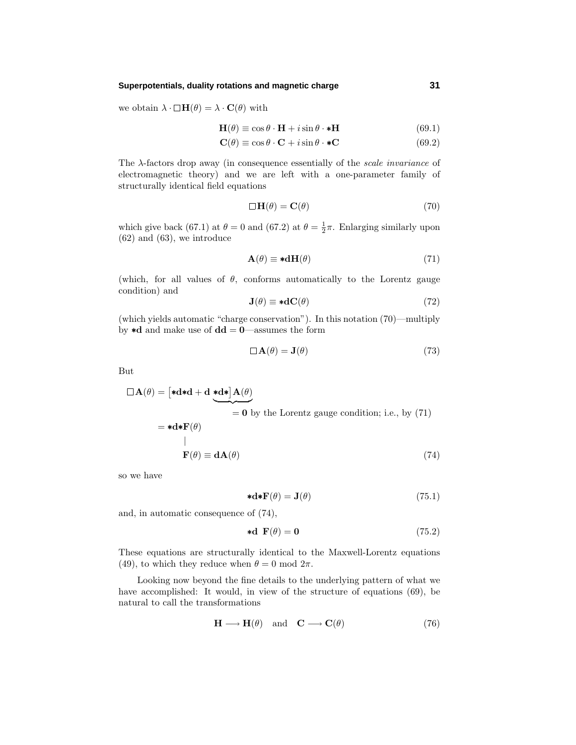we obtain $\lambda \cdot \Box \mathbf{H}(\theta) = \lambda \cdot \mathbf{C}(\theta)$ with

$$\mathbf{H}(\theta) \equiv \cos\theta \cdot \mathbf{H} + i\sin\theta \cdot {*}\mathbf{H} \tag{69.1}$$

$$\mathbf{C}(\theta) \equiv \cos\theta \cdot \mathbf{C} + i\sin\theta \cdot {*}\mathbf{C} \tag{69.2}$$

The $\lambda$-factors drop away (in consequence essentially of the *scale invariance* of electromagnetic theory) and we are left with a one-parameter family of structurally identical field equations

$$\Box \mathbf{H}(\theta) = \mathbf{C}(\theta) \tag{70}$$

which give back (67.1) at $\theta = 0$ and (67.2) at $\theta = \frac{1}{2}\pi$. Enlarging similarly upon (62) and (63), we introduce

$$\mathbf{A}(\theta) \equiv {*}\mathbf{d}\mathbf{H}(\theta) \tag{71}$$

(which, for all values of $\theta$, conforms automatically to the Lorentz gauge condition) and

$$\mathbf{J}(\theta) \equiv {*}\mathbf{d}\mathbf{C}(\theta) \tag{72}$$

(which yields automatic "charge conservation"). In this notation (70)—multiply by ${*}\mathbf{d}$ and make use of $\mathbf{dd} = \mathbf{0}$—assumes the form

$$\Box \mathbf{A}(\theta) = \mathbf{J}(\theta) \tag{73}$$

But

$$\begin{aligned}
\Box \mathbf{A}(\theta) &= \big[{*}\mathbf{d}{*}\mathbf{d} + \mathbf{d}\, \underbrace{{*}\mathbf{d}{*}\big]\mathbf{A}(\theta)}_{=\,\mathbf{0} \text{ by the Lorentz gauge condition; i.e., by (71)}} \\
&= {*}\mathbf{d}{*}\mathbf{F}(\theta) \\
&\qquad \big| \\
&\qquad \mathbf{F}(\theta) \equiv \mathbf{d}\mathbf{A}(\theta)
\end{aligned} \tag{74}$$

so we have

$$ {*}\mathbf{d}{*}\mathbf{F}(\theta) = \mathbf{J}(\theta) \tag{75.1}$$

and, in automatic consequence of (74),

$$ {*}\mathbf{d}\ \mathbf{F}(\theta) = \mathbf{0} \tag{75.2}$$

These equations are structurally identical to the Maxwell-Lorentz equations (49), to which they reduce when $\theta = 0 \bmod 2\pi$.

Looking now beyond the fine details to the underlying pattern of what we have accomplished: It would, in view of the structure of equations (69), be natural to call the transformations

$$\mathbf{H} \longrightarrow \mathbf{H}(\theta) \quad \text{and} \quad \mathbf{C} \longrightarrow \mathbf{C}(\theta) \tag{76}$$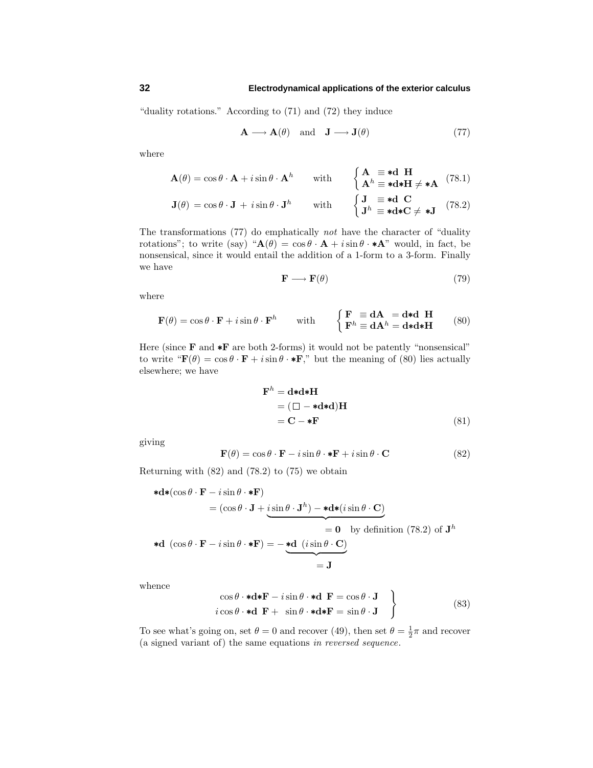"duality rotations." According to (71) and (72) they induce

$$\mathbf{A} \longrightarrow \mathbf{A}(\theta) \quad \text{and} \quad \mathbf{J} \longrightarrow \mathbf{J}(\theta) \tag{77}$$

where

$$\mathbf{A}(\theta) = \cos\theta \cdot \mathbf{A} + i\sin\theta \cdot \mathbf{A}^h \qquad \text{with} \qquad \begin{cases} \mathbf{A} \ \equiv {*}\mathbf{d}\ \mathbf{H} \\ \mathbf{A}^h \equiv {*}\mathbf{d}{*}\mathbf{H} \neq {*}\mathbf{A} \end{cases} \tag{78.1}$$

$$\mathbf{J}(\theta) = \cos\theta \cdot \mathbf{J} + i\sin\theta \cdot \mathbf{J}^h \qquad \text{with} \qquad \begin{cases} \mathbf{J} \ \equiv {*}\mathbf{d}\ \mathbf{C} \\ \mathbf{J}^h \equiv {*}\mathbf{d}{*}\mathbf{C} \neq {*}\mathbf{J} \end{cases} \tag{78.2}$$

The transformations (77) do emphatically *not* have the character of "duality rotations"; to write (say) "$\mathbf{A}(\theta) = \cos\theta \cdot \mathbf{A} + i\sin\theta \cdot {*}\mathbf{A}$" would, in fact, be nonsensical, since it would entail the addition of a 1-form to a 3-form. Finally we have

$$\mathbf{F} \longrightarrow \mathbf{F}(\theta) \tag{79}$$

where

$$\mathbf{F}(\theta) = \cos\theta \cdot \mathbf{F} + i\sin\theta \cdot \mathbf{F}^h \qquad \text{with} \qquad \begin{cases} \mathbf{F} \ \equiv \mathbf{dA} \ = \mathbf{d}{*}\mathbf{d}\ \mathbf{H} \\ \mathbf{F}^h \equiv \mathbf{dA}^h = \mathbf{d}{*}\mathbf{d}{*}\mathbf{H} \end{cases} \tag{80}$$

Here (since $\mathbf{F}$ and ${*}\mathbf{F}$ are both 2-forms) it would not be patently "nonsensical" to write "$\mathbf{F}(\theta) = \cos\theta \cdot \mathbf{F} + i\sin\theta \cdot {*}\mathbf{F}$," but the meaning of (80) lies actually elsewhere; we have

$$\begin{aligned} \mathbf{F}^h &= \mathbf{d}{*}\mathbf{d}{*}\mathbf{H} \\ &= (\Box - {*}\mathbf{d}{*}\mathbf{d})\mathbf{H} \\ &= \mathbf{C} - {*}\mathbf{F} \end{aligned} \tag{81}$$

giving

$$\mathbf{F}(\theta) = \cos\theta \cdot \mathbf{F} - i\sin\theta \cdot {*}\mathbf{F} + i\sin\theta \cdot \mathbf{C} \tag{82}$$

Returning with (82) and (78.2) to (75) we obtain

$$\begin{aligned} {*}\mathbf{d}{*}(\cos\theta \cdot \mathbf{F} - i\sin\theta \cdot {*}\mathbf{F}) \\ &= (\cos\theta \cdot \mathbf{J} + \underbrace{i\sin\theta \cdot \mathbf{J}^h) - {*}\mathbf{d}{*}(i\sin\theta \cdot \mathbf{C})}_{=\ \mathbf{0} \quad \text{by definition (78.2) of } \mathbf{J}^h} \\ {*}\mathbf{d}\ (\cos\theta \cdot \mathbf{F} - i\sin\theta \cdot {*}\mathbf{F}) &= -\underbrace{{*}\mathbf{d}\ (i\sin\theta \cdot \mathbf{C})}_{=\ \mathbf{J}} \end{aligned}$$

whence

$$\left.\begin{aligned} \cos\theta \cdot {*}\mathbf{d}{*}\mathbf{F} - i\sin\theta \cdot {*}\mathbf{d}\ \mathbf{F} &= \cos\theta \cdot \mathbf{J} \\ i\cos\theta \cdot {*}\mathbf{d}\ \mathbf{F} + \ \sin\theta \cdot {*}\mathbf{d}{*}\mathbf{F} &= \sin\theta \cdot \mathbf{J} \end{aligned}\right\} \tag{83}$$

To see what's going on, set $\theta = 0$ and recover (49), then set $\theta = \frac{1}{2}\pi$ and recover (a signed variant of) the same equations *in reversed sequence*.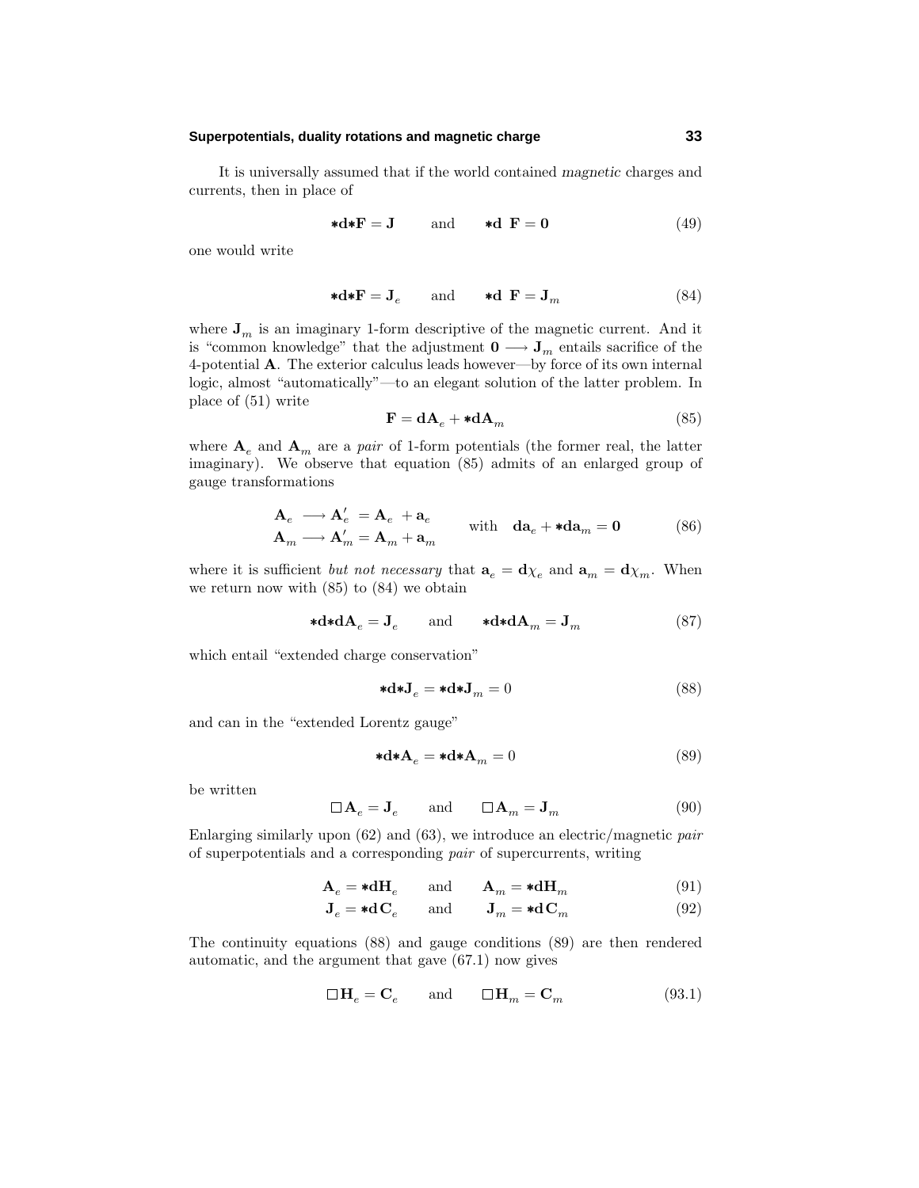It is universally assumed that if the world contained *magnetic* charges and currents, then in place of

$$\boldsymbol{*}\mathbf{d}\boldsymbol{*}\mathbf{F} = \mathbf{J} \qquad \text{and} \qquad \boldsymbol{*}\mathbf{d}\ \ \mathbf{F} = \mathbf{0} \tag{49}$$

one would write

$$\boldsymbol{*}\mathbf{d}\boldsymbol{*}\mathbf{F} = \mathbf{J}_e \qquad \text{and} \qquad \boldsymbol{*}\mathbf{d}\ \ \mathbf{F} = \mathbf{J}_m \tag{84}$$

where $\mathbf{J}_m$ is an imaginary 1-form descriptive of the magnetic current. And it is "common knowledge" that the adjustment $\mathbf{0} \longrightarrow \mathbf{J}_m$ entails sacrifice of the 4-potential $\mathbf{A}$. The exterior calculus leads however—by force of its own internal logic, almost "automatically"—to an elegant solution of the latter problem. In place of (51) write

$$\mathbf{F} = \mathbf{d}\mathbf{A}_e + \boldsymbol{*}\mathbf{d}\mathbf{A}_m \tag{85}$$

where $\mathbf{A}_e$ and $\mathbf{A}_m$ are a *pair* of 1-form potentials (the former real, the latter imaginary). We observe that equation (85) admits of an enlarged group of gauge transformations

$$\begin{aligned} \mathbf{A}_e &\longrightarrow \mathbf{A}'_e = \mathbf{A}_e + \mathbf{a}_e \\ \mathbf{A}_m &\longrightarrow \mathbf{A}'_m = \mathbf{A}_m + \mathbf{a}_m \end{aligned} \qquad \text{with} \quad \mathbf{d}\mathbf{a}_e + \boldsymbol{*}\mathbf{d}\mathbf{a}_m = \mathbf{0} \tag{86}$$

where it is sufficient *but not necessary* that $\mathbf{a}_e = \mathbf{d}\chi_e$ and $\mathbf{a}_m = \mathbf{d}\chi_m$. When we return now with (85) to (84) we obtain

$$\boldsymbol{*}\mathbf{d}\boldsymbol{*}\mathbf{d}\mathbf{A}_e = \mathbf{J}_e \qquad \text{and} \qquad \boldsymbol{*}\mathbf{d}\boldsymbol{*}\mathbf{d}\mathbf{A}_m = \mathbf{J}_m \tag{87}$$

which entail "extended charge conservation"

$$\boldsymbol{*}\mathbf{d}\boldsymbol{*}\mathbf{J}_e = \boldsymbol{*}\mathbf{d}\boldsymbol{*}\mathbf{J}_m = 0 \tag{88}$$

and can in the "extended Lorentz gauge"

$$\boldsymbol{*}\mathbf{d}\boldsymbol{*}\mathbf{A}_e = \boldsymbol{*}\mathbf{d}\boldsymbol{*}\mathbf{A}_m = 0 \tag{89}$$

be written

$$\Box\,\mathbf{A}_e = \mathbf{J}_e \qquad \text{and} \qquad \Box\,\mathbf{A}_m = \mathbf{J}_m \tag{90}$$

Enlarging similarly upon (62) and (63), we introduce an electric/magnetic *pair* of superpotentials and a corresponding *pair* of supercurrents, writing

$$\mathbf{A}_e = \boldsymbol{*}\mathbf{d}\mathbf{H}_e \qquad \text{and} \qquad \mathbf{A}_m = \boldsymbol{*}\mathbf{d}\mathbf{H}_m \tag{91}$$

$$\mathbf{J}_e = \boldsymbol{*}\mathbf{d}\,\mathbf{C}_e \qquad \text{and} \qquad \mathbf{J}_m = \boldsymbol{*}\mathbf{d}\,\mathbf{C}_m \tag{92}$$

The continuity equations (88) and gauge conditions (89) are then rendered automatic, and the argument that gave (67.1) now gives

$$\Box\,\mathbf{H}_e = \mathbf{C}_e \qquad \text{and} \qquad \Box\,\mathbf{H}_m = \mathbf{C}_m \tag{93.1}$$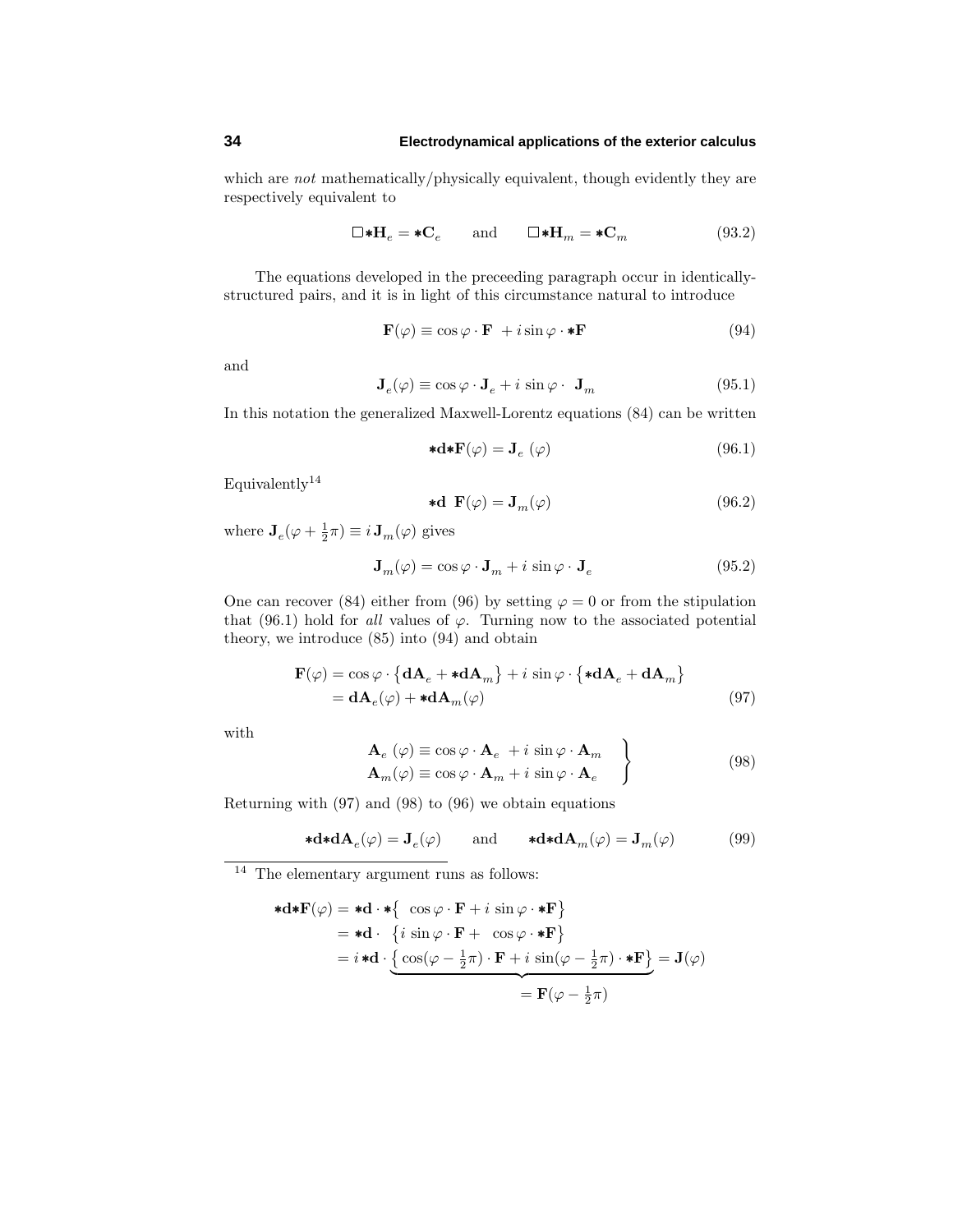which are *not* mathematically/physically equivalent, though evidently they are respectively equivalent to

$$\Box{*}\mathbf{H}_e = {*}\mathbf{C}_e \qquad \text{and} \qquad \Box{*}\mathbf{H}_m = {*}\mathbf{C}_m \tag{93.2}$$

The equations developed in the preceeding paragraph occur in identically-structured pairs, and it is in light of this circumstance natural to introduce

$$\mathbf{F}(\varphi) \equiv \cos\varphi \cdot \mathbf{F} \; + i\sin\varphi \cdot {*}\mathbf{F} \tag{94}$$

and

$$\mathbf{J}_e(\varphi) \equiv \cos\varphi \cdot \mathbf{J}_e + i\,\sin\varphi \cdot \;\mathbf{J}_m \tag{95.1}$$

In this notation the generalized Maxwell-Lorentz equations (84) can be written

$${*}\mathbf{d}{*}\mathbf{F}(\varphi) = \mathbf{J}_e\,(\varphi) \tag{96.1}$$

Equivalently[14]

$${*}\mathbf{d}\;\;\mathbf{F}(\varphi) = \mathbf{J}_m(\varphi) \tag{96.2}$$

where $\mathbf{J}_e(\varphi + \frac{1}{2}\pi) \equiv i\,\mathbf{J}_m(\varphi)$ gives

$$\mathbf{J}_m(\varphi) = \cos\varphi \cdot \mathbf{J}_m + i\,\sin\varphi \cdot \mathbf{J}_e \tag{95.2}$$

One can recover (84) either from (96) by setting $\varphi = 0$ or from the stipulation that (96.1) hold for *all* values of $\varphi$. Turning now to the associated potential theory, we introduce (85) into (94) and obtain

$$\begin{aligned}\mathbf{F}(\varphi) &= \cos\varphi \cdot \left\{\mathbf{dA}_e + {*}\mathbf{dA}_m\right\} + i\,\sin\varphi \cdot \left\{{*}\mathbf{dA}_e + \mathbf{dA}_m\right\} \\ &= \mathbf{dA}_e(\varphi) + {*}\mathbf{dA}_m(\varphi)\end{aligned} \tag{97}$$

with

$$\left.\begin{aligned}\mathbf{A}_e\,(\varphi) &\equiv \cos\varphi \cdot \mathbf{A}_e \; + i\,\sin\varphi \cdot \mathbf{A}_m \\ \mathbf{A}_m(\varphi) &\equiv \cos\varphi \cdot \mathbf{A}_m + i\,\sin\varphi \cdot \mathbf{A}_e\end{aligned}\right\} \tag{98}$$

Returning with (97) and (98) to (96) we obtain equations

$${*}\mathbf{d}{*}\mathbf{dA}_e(\varphi) = \mathbf{J}_e(\varphi) \qquad \text{and} \qquad {*}\mathbf{d}{*}\mathbf{dA}_m(\varphi) = \mathbf{J}_m(\varphi) \tag{99}$$

---

[14] The elementary argument runs as follows:

$$\begin{aligned}{*}\mathbf{d}{*}\mathbf{F}(\varphi) &= {*}\mathbf{d}\cdot{*}\big\{\;\cos\varphi\cdot\mathbf{F} + i\,\sin\varphi\cdot{*}\mathbf{F}\big\} \\ &= {*}\mathbf{d}\cdot\;\big\{i\,\sin\varphi\cdot\mathbf{F} + \;\cos\varphi\cdot{*}\mathbf{F}\big\} \\ &= i\,{*}\mathbf{d}\cdot\underbrace{\big\{\cos(\varphi-\tfrac{1}{2}\pi)\cdot\mathbf{F} + i\,\sin(\varphi-\tfrac{1}{2}\pi)\cdot{*}\mathbf{F}\big\}}_{=\,\mathbf{F}(\varphi-\frac{1}{2}\pi)} = \mathbf{J}(\varphi)\end{aligned}$$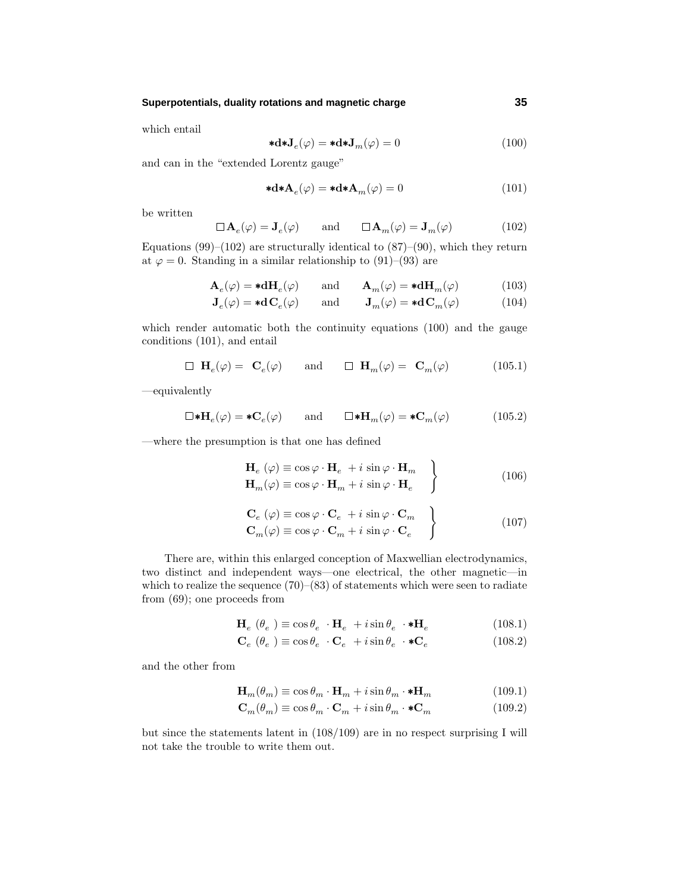which entail

$$\boldsymbol{*}\mathbf{d}\boldsymbol{*}\mathbf{J}_e(\varphi) = \boldsymbol{*}\mathbf{d}\boldsymbol{*}\mathbf{J}_m(\varphi) = 0 \tag{100}$$

and can in the "extended Lorentz gauge"

$$\boldsymbol{*}\mathbf{d}\boldsymbol{*}\mathbf{A}_e(\varphi) = \boldsymbol{*}\mathbf{d}\boldsymbol{*}\mathbf{A}_m(\varphi) = 0 \tag{101}$$

be written

$$\Box\,\mathbf{A}_e(\varphi) = \mathbf{J}_e(\varphi) \qquad \text{and} \qquad \Box\,\mathbf{A}_m(\varphi) = \mathbf{J}_m(\varphi) \tag{102}$$

Equations (99)–(102) are structurally identical to (87)–(90), which they return at $\varphi = 0$. Standing in a similar relationship to (91)–(93) are

$$\mathbf{A}_e(\varphi) = \boldsymbol{*}\mathbf{d}\mathbf{H}_e(\varphi) \qquad \text{and} \qquad \mathbf{A}_m(\varphi) = \boldsymbol{*}\mathbf{d}\mathbf{H}_m(\varphi) \tag{103}$$

$$\mathbf{J}_e(\varphi) = \boldsymbol{*}\mathbf{d}\,\mathbf{C}_e(\varphi) \qquad \text{and} \qquad \mathbf{J}_m(\varphi) = \boldsymbol{*}\mathbf{d}\,\mathbf{C}_m(\varphi) \tag{104}$$

which render automatic both the continuity equations (100) and the gauge conditions (101), and entail

$$\Box\;\;\mathbf{H}_e(\varphi) = \;\;\mathbf{C}_e(\varphi) \qquad \text{and} \qquad \Box\;\;\mathbf{H}_m(\varphi) = \;\;\mathbf{C}_m(\varphi) \tag{105.1}$$

—equivalently

$$\Box\boldsymbol{*}\mathbf{H}_e(\varphi) = \boldsymbol{*}\mathbf{C}_e(\varphi) \qquad \text{and} \qquad \Box\boldsymbol{*}\mathbf{H}_m(\varphi) = \boldsymbol{*}\mathbf{C}_m(\varphi) \tag{105.2}$$

—where the presumption is that one has defined

$$\left.\begin{aligned} \mathbf{H}_e\,(\varphi) &\equiv \cos\varphi\cdot\mathbf{H}_e\;\, + i\,\sin\varphi\cdot\mathbf{H}_m \\ \mathbf{H}_m(\varphi) &\equiv \cos\varphi\cdot\mathbf{H}_m + i\,\sin\varphi\cdot\mathbf{H}_e \end{aligned}\right\} \tag{106}$$

$$\left.\begin{aligned} \mathbf{C}_e\,(\varphi) &\equiv \cos\varphi\cdot\mathbf{C}_e\;\, + i\,\sin\varphi\cdot\mathbf{C}_m \\ \mathbf{C}_m(\varphi) &\equiv \cos\varphi\cdot\mathbf{C}_m + i\,\sin\varphi\cdot\mathbf{C}_e \end{aligned}\right\} \tag{107}$$

There are, within this enlarged conception of Maxwellian electrodynamics, two distinct and independent ways—one electrical, the other magnetic—in which to realize the sequence (70)–(83) of statements which were seen to radiate from (69); one proceeds from

$$\mathbf{H}_e\,(\theta_e\,) \equiv \cos\theta_e\;\cdot\mathbf{H}_e\;\,+ i\sin\theta_e\;\cdot\boldsymbol{*}\mathbf{H}_e \tag{108.1}$$

$$\mathbf{C}_e\,(\theta_e\,) \equiv \cos\theta_e\;\cdot\mathbf{C}_e\;\,+ i\sin\theta_e\;\cdot\boldsymbol{*}\mathbf{C}_e \tag{108.2}$$

and the other from

$$\mathbf{H}_m(\theta_m) \equiv \cos\theta_m\cdot\mathbf{H}_m + i\sin\theta_m\cdot\boldsymbol{*}\mathbf{H}_m \tag{109.1}$$

$$\mathbf{C}_m(\theta_m) \equiv \cos\theta_m\cdot\mathbf{C}_m + i\sin\theta_m\cdot\boldsymbol{*}\mathbf{C}_m \tag{109.2}$$

but since the statements latent in (108/109) are in no respect surprising I will not take the trouble to write them out.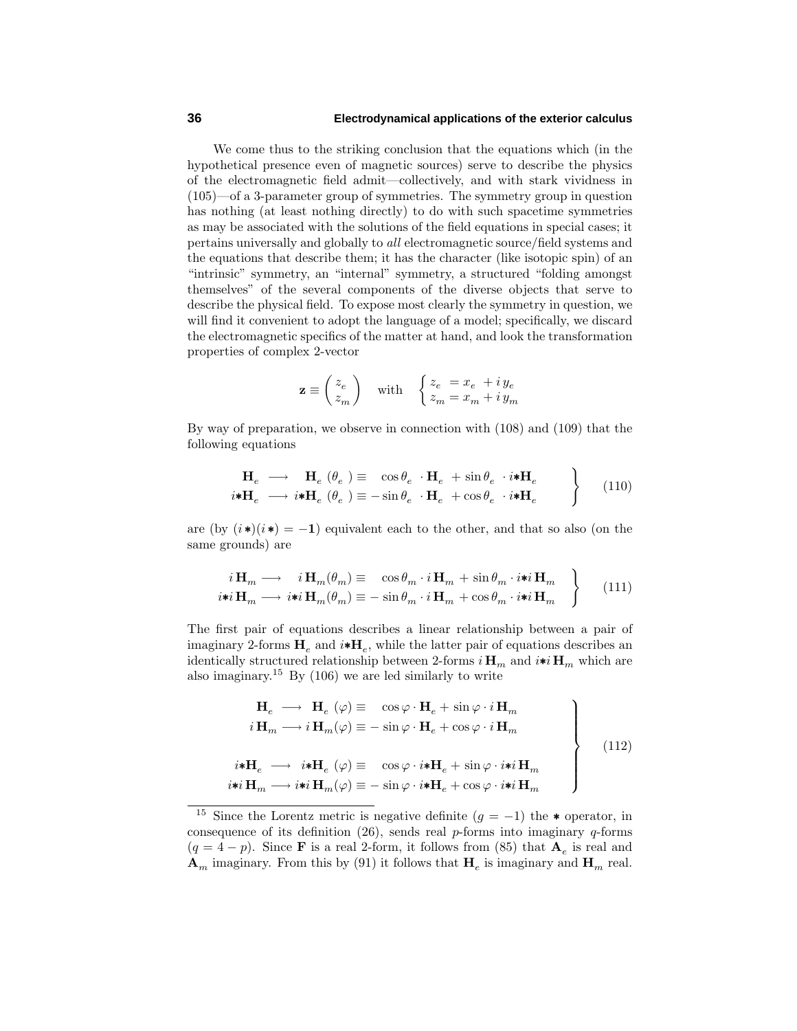We come thus to the striking conclusion that the equations which (in the hypothetical presence even of magnetic sources) serve to describe the physics of the electromagnetic field admit—collectively, and with stark vividness in (105)—of a 3-parameter group of symmetries. The symmetry group in question has nothing (at least nothing directly) to do with such spacetime symmetries as may be associated with the solutions of the field equations in special cases; it pertains universally and globally to *all* electromagnetic source/field systems and the equations that describe them; it has the character (like isotopic spin) of an "intrinsic" symmetry, an "internal" symmetry, a structured "folding amongst themselves" of the several components of the diverse objects that serve to describe the physical field. To expose most clearly the symmetry in question, we will find it convenient to adopt the language of a model; specifically, we discard the electromagnetic specifics of the matter at hand, and look the transformation properties of complex 2-vector

$$\mathbf{z} \equiv \begin{pmatrix} z_e \\ z_m \end{pmatrix} \quad \text{with} \quad \begin{cases} z_e \;= x_e \;+ i\, y_e \\ z_m = x_m + i\, y_m \end{cases}$$

By way of preparation, we observe in connection with (108) and (109) that the following equations

$$\left.\begin{aligned} \mathbf{H}_e \;\longrightarrow\; \mathbf{H}_e\,(\theta_e) &\equiv \;\;\;\cos\theta_e \cdot \mathbf{H}_e + \sin\theta_e \cdot i{*}\mathbf{H}_e \\ i{*}\mathbf{H}_e \;\longrightarrow\; i{*}\mathbf{H}_e\,(\theta_e) &\equiv -\sin\theta_e \cdot \mathbf{H}_e + \cos\theta_e \cdot i{*}\mathbf{H}_e \end{aligned}\right\} \tag{110}$$

are (by $(i{*})(i{*}) = -\mathbf{1}$) equivalent each to the other, and that so also (on the same grounds) are

$$\left.\begin{aligned} i\,\mathbf{H}_m \longrightarrow\; i\,\mathbf{H}_m(\theta_m) &\equiv \;\;\;\cos\theta_m \cdot i\,\mathbf{H}_m + \sin\theta_m \cdot i{*}i\,\mathbf{H}_m \\ i{*}i\,\mathbf{H}_m \longrightarrow i{*}i\,\mathbf{H}_m(\theta_m) &\equiv -\sin\theta_m \cdot i\,\mathbf{H}_m + \cos\theta_m \cdot i{*}i\,\mathbf{H}_m \end{aligned}\right\} \tag{111}$$

The first pair of equations describes a linear relationship between a pair of imaginary 2-forms $\mathbf{H}_e$ and $i{*}\mathbf{H}_e$, while the latter pair of equations describes an identically structured relationship between 2-forms $i\,\mathbf{H}_m$ and $i{*}i\,\mathbf{H}_m$ which are also imaginary.[15] By (106) we are led similarly to write

$$\left.\begin{aligned} \mathbf{H}_e \;\longrightarrow\; \mathbf{H}_e\,(\varphi) &\equiv \;\;\;\cos\varphi \cdot \mathbf{H}_e + \sin\varphi \cdot i\,\mathbf{H}_m \\ i\,\mathbf{H}_m \longrightarrow i\,\mathbf{H}_m(\varphi) &\equiv -\sin\varphi \cdot \mathbf{H}_e + \cos\varphi \cdot i\,\mathbf{H}_m \\[1em] i{*}\mathbf{H}_e \;\longrightarrow\; i{*}\mathbf{H}_e\,(\varphi) &\equiv \;\;\;\cos\varphi \cdot i{*}\mathbf{H}_e + \sin\varphi \cdot i{*}i\,\mathbf{H}_m \\ i{*}i\,\mathbf{H}_m \longrightarrow i{*}i\,\mathbf{H}_m(\varphi) &\equiv -\sin\varphi \cdot i{*}\mathbf{H}_e + \cos\varphi \cdot i{*}i\,\mathbf{H}_m \end{aligned}\right\} \tag{112}$$

---

[15] Since the Lorentz metric is negative definite ($g = -1$) the $*$ operator, in consequence of its definition (26), sends real $p$-forms into imaginary $q$-forms ($q = 4 - p$). Since $\mathbf{F}$ is a real 2-form, it follows from (85) that $\mathbf{A}_e$ is real and $\mathbf{A}_m$ imaginary. From this by (91) it follows that $\mathbf{H}_e$ is imaginary and $\mathbf{H}_m$ real.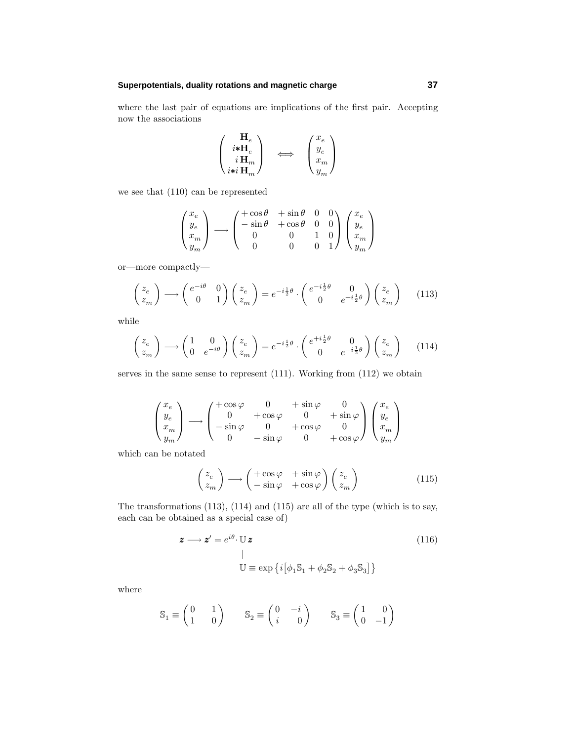where the last pair of equations are implications of the first pair. Accepting now the associations

$$\begin{pmatrix} \mathbf{H}_e \\ i{\ast}\mathbf{H}_e \\ i\,\mathbf{H}_m \\ i{\ast}i\,\mathbf{H}_m \end{pmatrix} \iff \begin{pmatrix} x_e \\ y_e \\ x_m \\ y_m \end{pmatrix}$$

we see that (110) can be represented

$$\begin{pmatrix} x_e \\ y_e \\ x_m \\ y_m \end{pmatrix} \longrightarrow \begin{pmatrix} +\cos\theta & +\sin\theta & 0 & 0 \\ -\sin\theta & +\cos\theta & 0 & 0 \\ 0 & 0 & 1 & 0 \\ 0 & 0 & 0 & 1 \end{pmatrix} \begin{pmatrix} x_e \\ y_e \\ x_m \\ y_m \end{pmatrix}$$

or—more compactly—

$$\begin{pmatrix} z_e \\ z_m \end{pmatrix} \longrightarrow \begin{pmatrix} e^{-i\theta} & 0 \\ 0 & 1 \end{pmatrix} \begin{pmatrix} z_e \\ z_m \end{pmatrix} = e^{-i\frac{1}{2}\theta} \cdot \begin{pmatrix} e^{-i\frac{1}{2}\theta} & 0 \\ 0 & e^{+i\frac{1}{2}\theta} \end{pmatrix} \begin{pmatrix} z_e \\ z_m \end{pmatrix} \tag{113}$$

while

$$\begin{pmatrix} z_e \\ z_m \end{pmatrix} \longrightarrow \begin{pmatrix} 1 & 0 \\ 0 & e^{-i\theta} \end{pmatrix} \begin{pmatrix} z_e \\ z_m \end{pmatrix} = e^{-i\frac{1}{2}\theta} \cdot \begin{pmatrix} e^{+i\frac{1}{2}\theta} & 0 \\ 0 & e^{-i\frac{1}{2}\theta} \end{pmatrix} \begin{pmatrix} z_e \\ z_m \end{pmatrix} \tag{114}$$

serves in the same sense to represent (111). Working from (112) we obtain

$$\begin{pmatrix} x_e \\ y_e \\ x_m \\ y_m \end{pmatrix} \longrightarrow \begin{pmatrix} +\cos\varphi & 0 & +\sin\varphi & 0 \\ 0 & +\cos\varphi & 0 & +\sin\varphi \\ -\sin\varphi & 0 & +\cos\varphi & 0 \\ 0 & -\sin\varphi & 0 & +\cos\varphi \end{pmatrix} \begin{pmatrix} x_e \\ y_e \\ x_m \\ y_m \end{pmatrix}$$

which can be notated

$$\begin{pmatrix} z_e \\ z_m \end{pmatrix} \longrightarrow \begin{pmatrix} +\cos\varphi & +\sin\varphi \\ -\sin\varphi & +\cos\varphi \end{pmatrix} \begin{pmatrix} z_e \\ z_m \end{pmatrix} \tag{115}$$

The transformations (113), (114) and (115) are all of the type (which is to say, each can be obtained as a special case of)

$$\boldsymbol{z} \longrightarrow \boldsymbol{z}' = e^{i\theta} \cdot \mathbb{U}\,\boldsymbol{z} \tag{116}$$

$$\mathbb{U} \equiv \exp\left\{ i\left[\phi_1 \mathbb{S}_1 + \phi_2 \mathbb{S}_2 + \phi_3 \mathbb{S}_3\right]\right\}$$

where

$$\mathbb{S}_1 \equiv \begin{pmatrix} 0 & 1 \\ 1 & 0 \end{pmatrix} \qquad \mathbb{S}_2 \equiv \begin{pmatrix} 0 & -i \\ i & 0 \end{pmatrix} \qquad \mathbb{S}_3 \equiv \begin{pmatrix} 1 & 0 \\ 0 & -1 \end{pmatrix}$$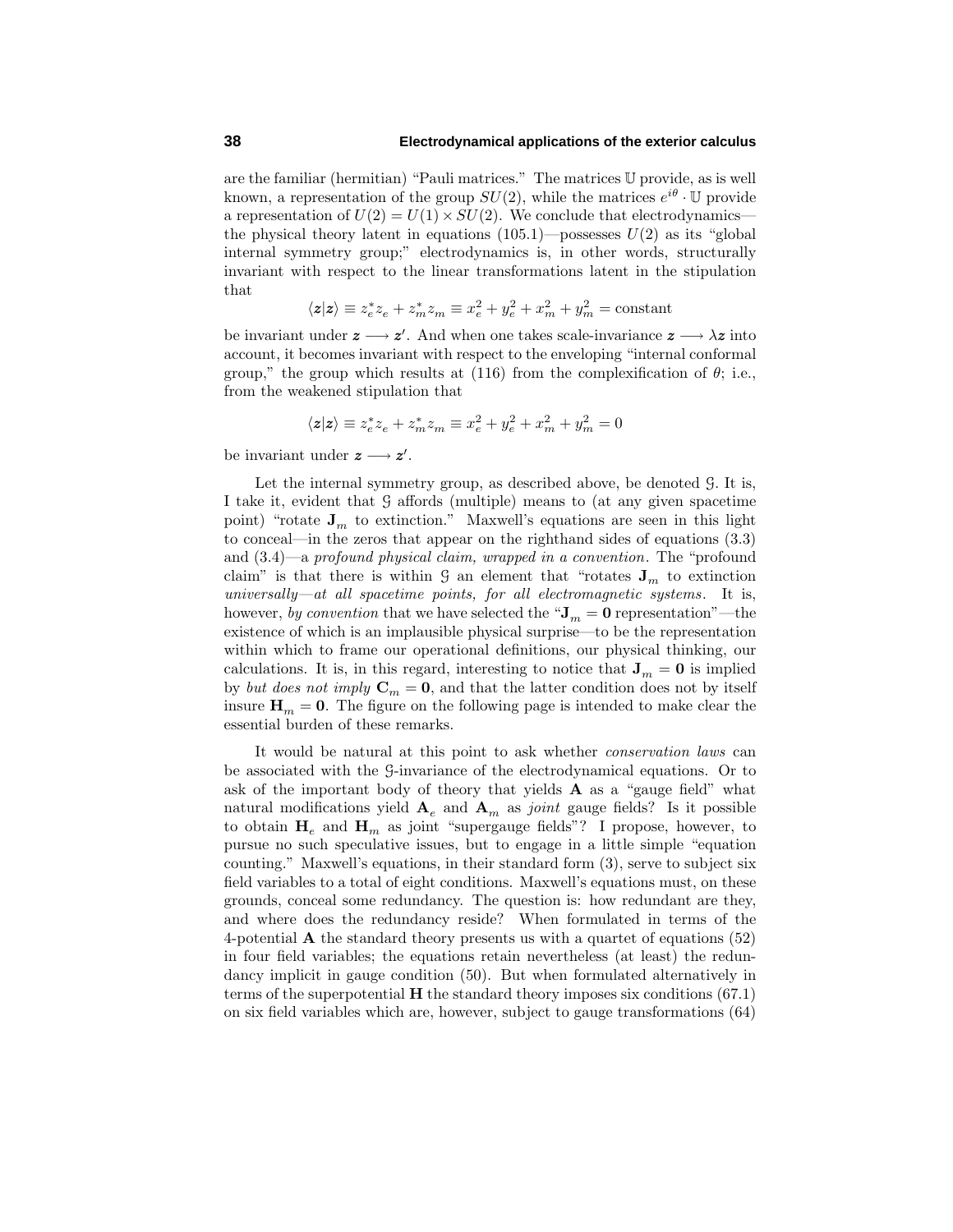are the familiar (hermitian) "Pauli matrices." The matrices $\mathbb{U}$ provide, as is well known, a representation of the group $SU(2)$, while the matrices $e^{i\theta}\cdot\mathbb{U}$ provide a representation of $U(2) = U(1)\times SU(2)$. We conclude that electrodynamics—the physical theory latent in equations (105.1)—possesses $U(2)$ as its "global internal symmetry group;" electrodynamics is, in other words, structurally invariant with respect to the linear transformations latent in the stipulation that

$$\langle \boldsymbol{z}|\boldsymbol{z}\rangle \equiv z_e^* z_e + z_m^* z_m \equiv x_e^2 + y_e^2 + x_m^2 + y_m^2 = \text{constant}$$

be invariant under $\boldsymbol{z} \longrightarrow \boldsymbol{z}'$. And when one takes scale-invariance $\boldsymbol{z} \longrightarrow \lambda\boldsymbol{z}$ into account, it becomes invariant with respect to the enveloping "internal conformal group," the group which results at (116) from the complexification of $\theta$; i.e., from the weakened stipulation that

$$\langle \boldsymbol{z}|\boldsymbol{z}\rangle \equiv z_e^* z_e + z_m^* z_m \equiv x_e^2 + y_e^2 + x_m^2 + y_m^2 = 0$$

be invariant under $\boldsymbol{z} \longrightarrow \boldsymbol{z}'$.

Let the internal symmetry group, as described above, be denoted $\mathcal{G}$. It is, I take it, evident that $\mathcal{G}$ affords (multiple) means to (at any given spacetime point) "rotate $\mathbf{J}_m$ to extinction." Maxwell's equations are seen in this light to conceal—in the zeros that appear on the righthand sides of equations (3.3) and (3.4)—a *profound physical claim, wrapped in a convention*. The "profound claim" is that there is within $\mathcal{G}$ an element that "rotates $\mathbf{J}_m$ to extinction *universally—at all spacetime points, for all electromagnetic systems*. It is, however, *by convention* that we have selected the "$\mathbf{J}_m = \mathbf{0}$ representation"—the existence of which is an implausible physical surprise—to be the representation within which to frame our operational definitions, our physical thinking, our calculations. It is, in this regard, interesting to notice that $\mathbf{J}_m = \mathbf{0}$ is implied by *but does not imply* $\mathbf{C}_m = \mathbf{0}$, and that the latter condition does not by itself insure $\mathbf{H}_m = \mathbf{0}$. The figure on the following page is intended to make clear the essential burden of these remarks.

It would be natural at this point to ask whether *conservation laws* can be associated with the $\mathcal{G}$-invariance of the electrodynamical equations. Or to ask of the important body of theory that yields $\mathbf{A}$ as a "gauge field" what natural modifications yield $\mathbf{A}_e$ and $\mathbf{A}_m$ as *joint* gauge fields? Is it possible to obtain $\mathbf{H}_e$ and $\mathbf{H}_m$ as joint "supergauge fields"? I propose, however, to pursue no such speculative issues, but to engage in a little simple "equation counting." Maxwell's equations, in their standard form (3), serve to subject six field variables to a total of eight conditions. Maxwell's equations must, on these grounds, conceal some redundancy. The question is: how redundant are they, and where does the redundancy reside? When formulated in terms of the 4-potential $\mathbf{A}$ the standard theory presents us with a quartet of equations (52) in four field variables; the equations retain nevertheless (at least) the redundancy implicit in gauge condition (50). But when formulated alternatively in terms of the superpotential $\mathbf{H}$ the standard theory imposes six conditions (67.1) on six field variables which are, however, subject to gauge transformations (64)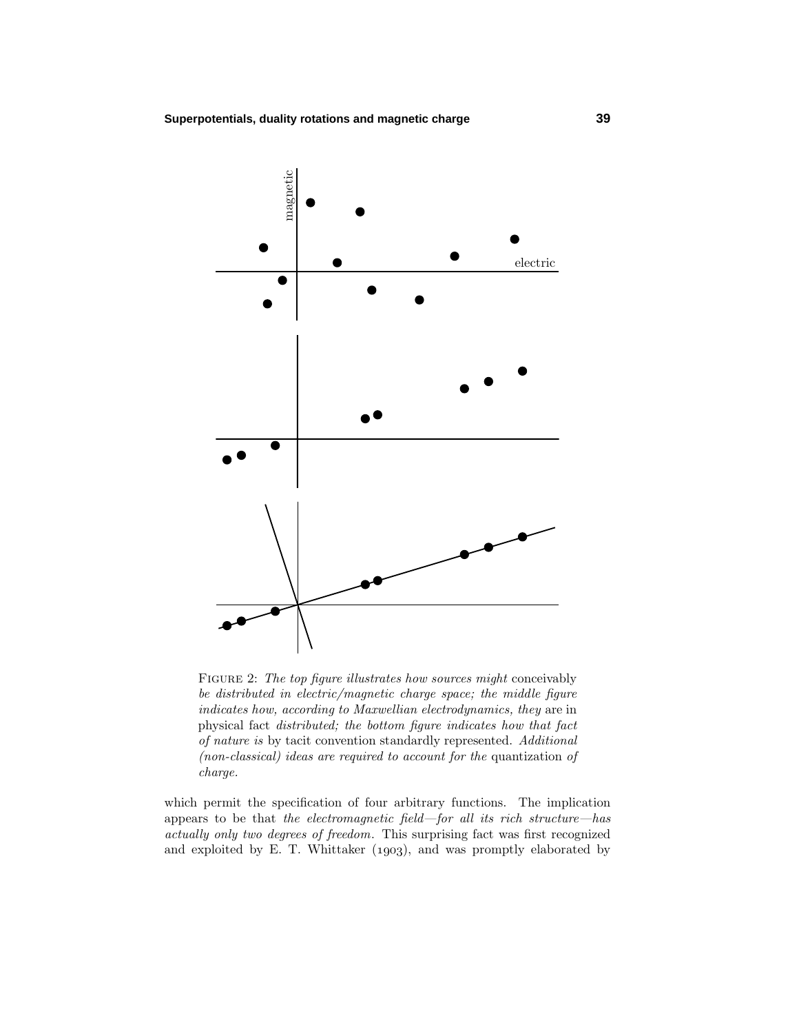Figure 2: *The top figure illustrates how sources might* conceivably *be distributed in electric/magnetic charge space; the middle figure indicates how, according to Maxwellian electrodynamics, they* are in physical fact *distributed; the bottom figure indicates how that fact of nature is* by tacit convention standardly represented. *Additional (non-classical) ideas are required to account for the* quantization *of charge.*

which permit the specification of four arbitrary functions. The implication appears to be that *the electromagnetic field—for all its rich structure—has actually only two degrees of freedom*. This surprising fact was first recognized and exploited by E. T. Whittaker (1903), and was promptly elaborated by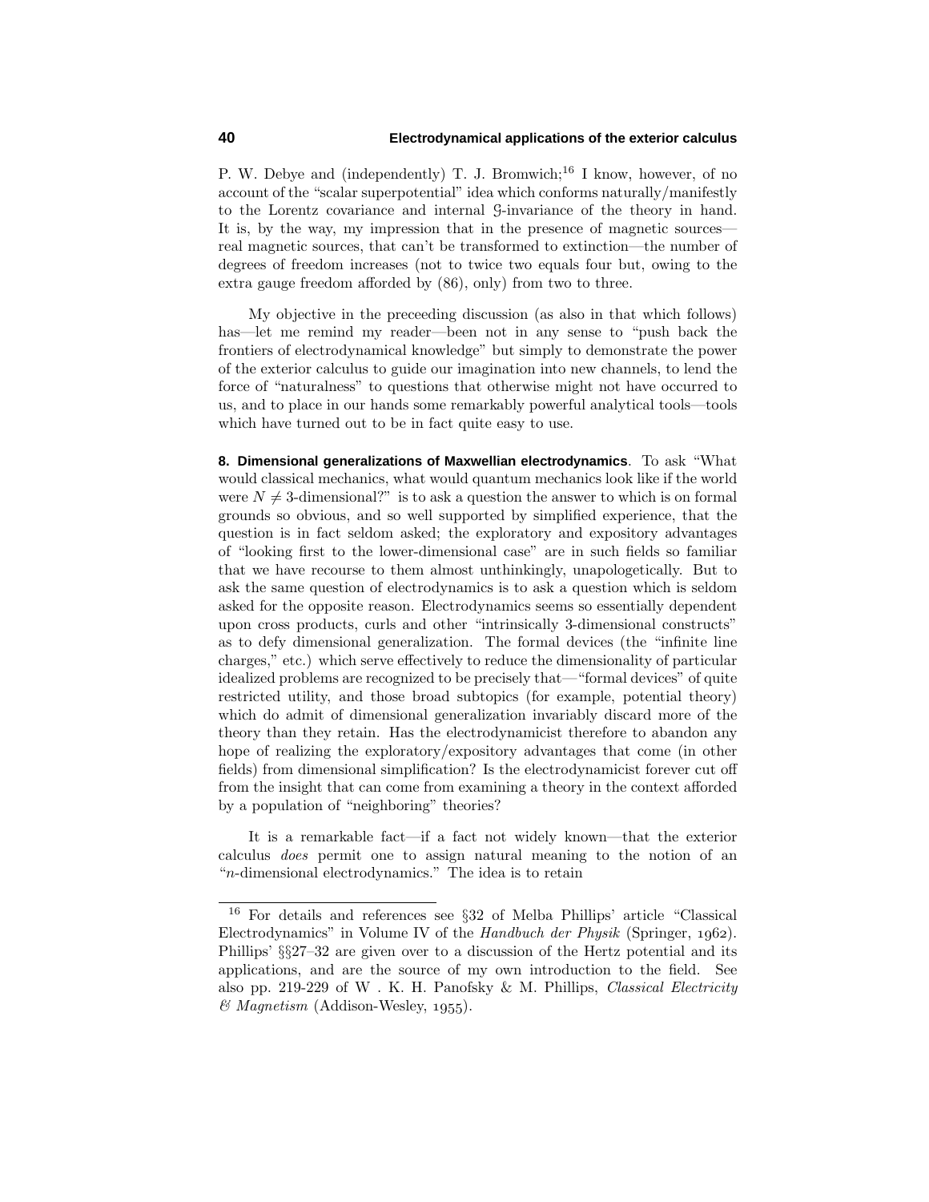P. W. Debye and (independently) T. J. Bromwich;[16] I know, however, of no account of the "scalar superpotential" idea which conforms naturally/manifestly to the Lorentz covariance and internal $\mathcal{G}$-invariance of the theory in hand. It is, by the way, my impression that in the presence of magnetic sources—real magnetic sources, that can't be transformed to extinction—the number of degrees of freedom increases (not to twice two equals four but, owing to the extra gauge freedom afforded by (86), only) from two to three.

My objective in the preceeding discussion (as also in that which follows) has—let me remind my reader—been not in any sense to "push back the frontiers of electrodynamical knowledge" but simply to demonstrate the power of the exterior calculus to guide our imagination into new channels, to lend the force of "naturalness" to questions that otherwise might not have occurred to us, and to place in our hands some remarkably powerful analytical tools—tools which have turned out to be in fact quite easy to use.

**8. Dimensional generalizations of Maxwellian electrodynamics**. To ask "What would classical mechanics, what would quantum mechanics look like if the world were $N \neq 3$-dimensional?" is to ask a question the answer to which is on formal grounds so obvious, and so well supported by simplified experience, that the question is in fact seldom asked; the exploratory and expository advantages of "looking first to the lower-dimensional case" are in such fields so familiar that we have recourse to them almost unthinkingly, unapologetically. But to ask the same question of electrodynamics is to ask a question which is seldom asked for the opposite reason. Electrodynamics seems so essentially dependent upon cross products, curls and other "intrinsically 3-dimensional constructs" as to defy dimensional generalization. The formal devices (the "infinite line charges," etc.) which serve effectively to reduce the dimensionality of particular idealized problems are recognized to be precisely that—"formal devices" of quite restricted utility, and those broad subtopics (for example, potential theory) which do admit of dimensional generalization invariably discard more of the theory than they retain. Has the electrodynamicist therefore to abandon any hope of realizing the exploratory/expository advantages that come (in other fields) from dimensional simplification? Is the electrodynamicist forever cut off from the insight that can come from examining a theory in the context afforded by a population of "neighboring" theories?

It is a remarkable fact—if a fact not widely known—that the exterior calculus *does* permit one to assign natural meaning to the notion of an "$n$-dimensional electrodynamics." The idea is to retain

[16] For details and references see §32 of Melba Phillips' article "Classical Electrodynamics" in Volume IV of the *Handbuch der Physik* (Springer, 1962). Phillips' §§27–32 are given over to a discussion of the Hertz potential and its applications, and are the source of my own introduction to the field. See also pp. 219-229 of W . K. H. Panofsky & M. Phillips, *Classical Electricity & Magnetism* (Addison-Wesley, 1955).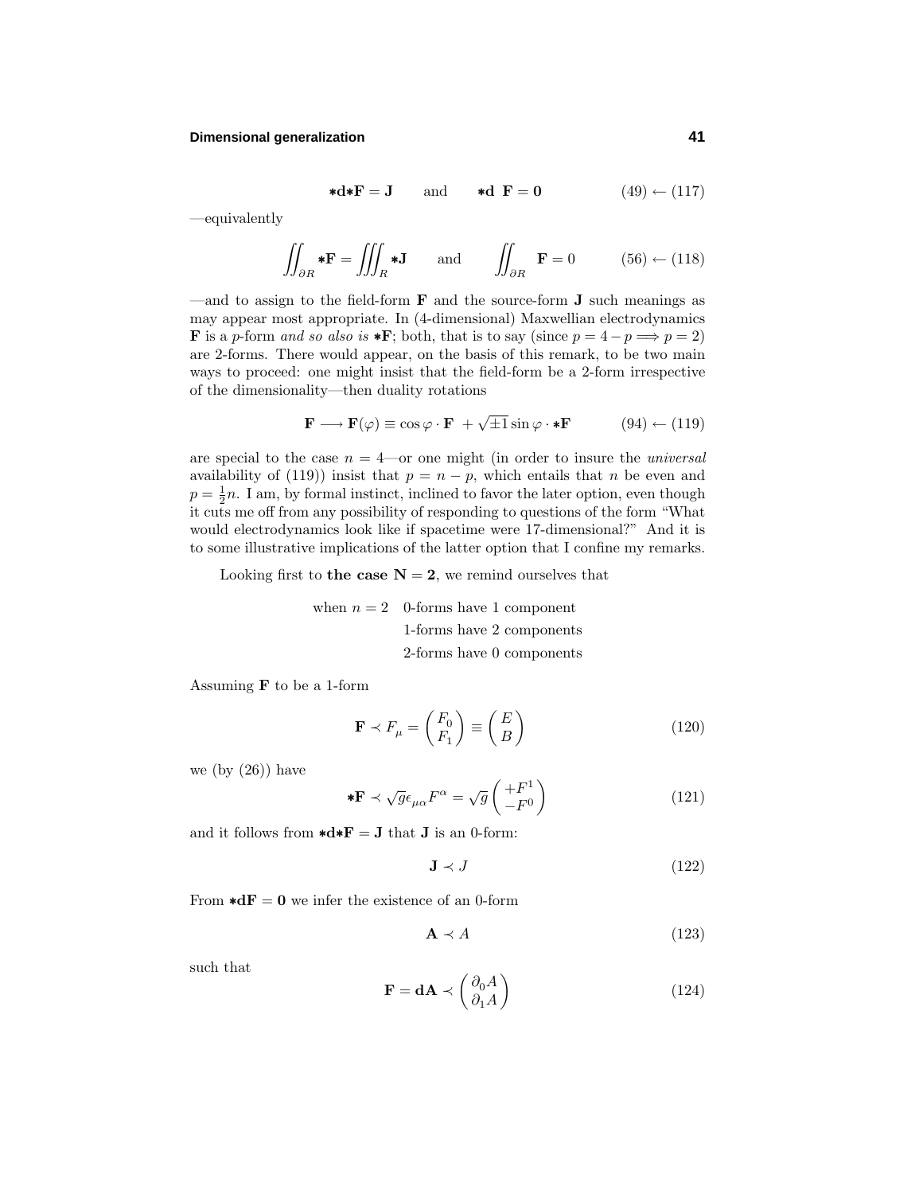$$\ast\mathbf{d}\ast\mathbf{F} = \mathbf{J} \qquad \text{and} \qquad \ast\mathbf{d}\ \mathbf{F} = \mathbf{0} \tag{(49) ← (117)}$$

—equivalently

$$\iint_{\partial R} \ast\mathbf{F} = \iiint_R \ast\mathbf{J} \qquad \text{and} \qquad \iint_{\partial R} \mathbf{F} = 0 \tag{(56) ← (118)}$$

—and to assign to the field-form $\mathbf{F}$ and the source-form $\mathbf{J}$ such meanings as may appear most appropriate. In (4-dimensional) Maxwellian electrodynamics $\mathbf{F}$ is a $p$-form *and so also is* $\ast\mathbf{F}$; both, that is to say (since $p = 4 - p \Longrightarrow p = 2$) are 2-forms. There would appear, on the basis of this remark, to be two main ways to proceed: one might insist that the field-form be a 2-form irrespective of the dimensionality—then duality rotations

$$\mathbf{F} \longrightarrow \mathbf{F}(\varphi) \equiv \cos\varphi \cdot \mathbf{F} \ + \sqrt{\pm 1}\sin\varphi \cdot \ast\mathbf{F} \tag{(94) ← (119)}$$

are special to the case $n = 4$—or one might (in order to insure the *universal* availability of (119)) insist that $p = n - p$, which entails that $n$ be even and $p = \frac{1}{2}n$. I am, by formal instinct, inclined to favor the later option, even though it cuts me off from any possibility of responding to questions of the form "What would electrodynamics look like if spacetime were 17-dimensional?" And it is to some illustrative implications of the latter option that I confine my remarks.

Looking first to **the case** $\mathbf{N = 2}$, we remind ourselves that

when $n = 2$ 0-forms have 1 component
1-forms have 2 components
2-forms have 0 components

Assuming $\mathbf{F}$ to be a 1-form

$$\mathbf{F} \prec F_\mu = \begin{pmatrix} F_0 \\ F_1 \end{pmatrix} \equiv \begin{pmatrix} E \\ B \end{pmatrix} \tag{120}$$

we (by (26)) have

$$\ast\mathbf{F} \prec \sqrt{g}\,\epsilon_{\mu\alpha}F^\alpha = \sqrt{g}\begin{pmatrix} +F^1 \\ -F^0 \end{pmatrix} \tag{121}$$

and it follows from $\ast\mathbf{d}\ast\mathbf{F} = \mathbf{J}$ that $\mathbf{J}$ is an 0-form:

$$\mathbf{J} \prec J \tag{122}$$

From $\ast\mathbf{d}\mathbf{F} = \mathbf{0}$ we infer the existence of an 0-form

$$\mathbf{A} \prec A \tag{123}$$

such that

$$\mathbf{F} = \mathbf{d}\mathbf{A} \prec \begin{pmatrix} \partial_0 A \\ \partial_1 A \end{pmatrix} \tag{124}$$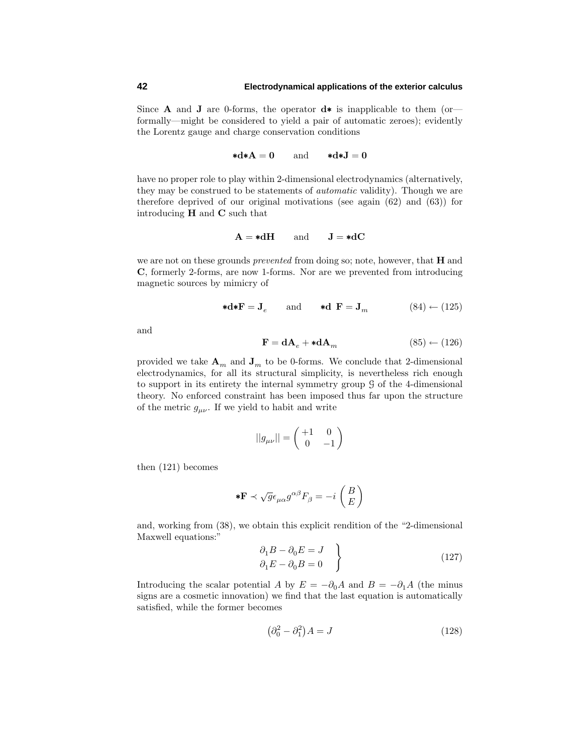Since $\mathbf{A}$ and $\mathbf{J}$ are 0-forms, the operator $\mathbf{d}{*}$ is inapplicable to them (or—formally—might be considered to yield a pair of automatic zeroes); evidently the Lorentz gauge and charge conservation conditions

$$
{*}\mathbf{d}{*}\mathbf{A} = \mathbf{0} \qquad \text{and} \qquad {*}\mathbf{d}{*}\mathbf{J} = \mathbf{0}
$$

have no proper role to play within 2-dimensional electrodynamics (alternatively, they may be construed to be statements of *automatic* validity). Though we are therefore deprived of our original motivations (see again (62) and (63)) for introducing $\mathbf{H}$ and $\mathbf{C}$ such that

$$
\mathbf{A} = {*}\mathbf{d}\mathbf{H} \qquad \text{and} \qquad \mathbf{J} = {*}\mathbf{d}\mathbf{C}
$$

we are not on these grounds *prevented* from doing so; note, however, that $\mathbf{H}$ and $\mathbf{C}$, formerly 2-forms, are now 1-forms. Nor are we prevented from introducing magnetic sources by mimicry of

$$
{*}\mathbf{d}{*}\mathbf{F} = \mathbf{J}_e \qquad \text{and} \qquad {*}\mathbf{d}\ \mathbf{F} = \mathbf{J}_m \tag{84 $\leftarrow$ 125}
$$

and

$$
\mathbf{F} = \mathbf{d}\mathbf{A}_e + {*}\mathbf{d}\mathbf{A}_m \tag{85 $\leftarrow$ 126}
$$

provided we take $\mathbf{A}_m$ and $\mathbf{J}_m$ to be 0-forms. We conclude that 2-dimensional electrodynamics, for all its structural simplicity, is nevertheless rich enough to support in its entirety the internal symmetry group $\mathcal{G}$ of the 4-dimensional theory. No enforced constraint has been imposed thus far upon the structure of the metric $g_{\mu\nu}$. If we yield to habit and write

$$
\|g_{\mu\nu}\| = \begin{pmatrix} +1 & 0 \\ 0 & -1 \end{pmatrix}
$$

then (121) becomes

$$
{*}\mathbf{F} \prec \sqrt{g}\,\epsilon_{\mu\alpha} g^{\alpha\beta} F_\beta = -i \begin{pmatrix} B \\ E \end{pmatrix}
$$

and, working from (38), we obtain this explicit rendition of the "2-dimensional Maxwell equations:"

$$
\left.
\begin{aligned}
\partial_1 B - \partial_0 E &= J \\
\partial_1 E - \partial_0 B &= 0
\end{aligned}
\right\} \tag{127}
$$

Introducing the scalar potential $A$ by $E = -\partial_0 A$ and $B = -\partial_1 A$ (the minus signs are a cosmetic innovation) we find that the last equation is automatically satisfied, while the former becomes

$$
\left(\partial_0^2 - \partial_1^2\right) A = J \tag{128}
$$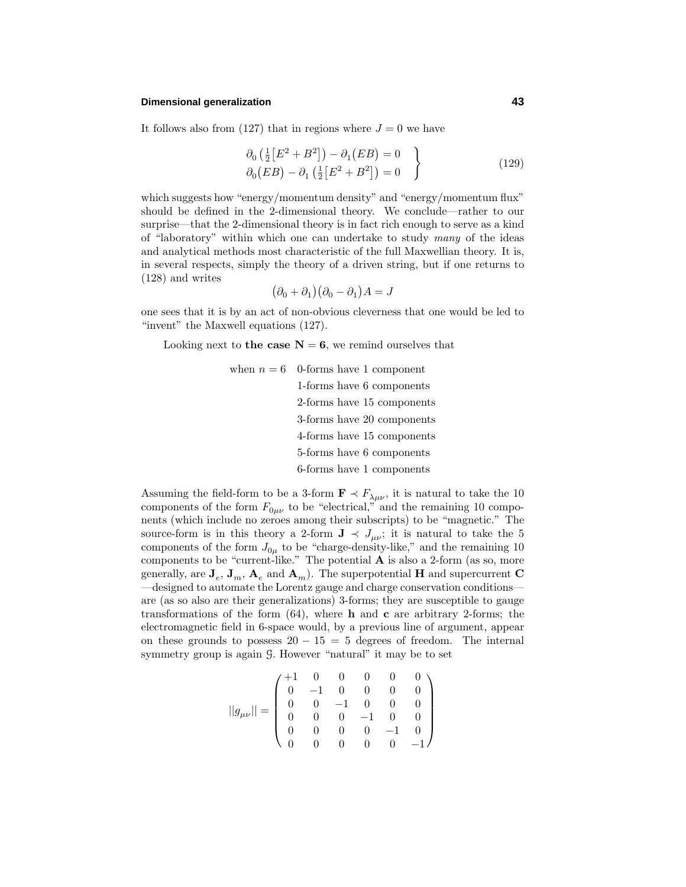It follows also from (127) that in regions where $J = 0$ we have

$$
\left.\begin{aligned}
\partial_0\left(\tfrac{1}{2}\left[E^2 + B^2\right]\right) - \partial_1\left(EB\right) = 0\\
\partial_0\left(EB\right) - \partial_1\left(\tfrac{1}{2}\left[E^2 + B^2\right]\right) = 0
\end{aligned}\right\} \tag{129}
$$

which suggests how "energy/momentum density" and "energy/momentum flux" should be defined in the 2-dimensional theory. We conclude—rather to our surprise—that the 2-dimensional theory is in fact rich enough to serve as a kind of "laboratory" within which one can undertake to study *many* of the ideas and analytical methods most characteristic of the full Maxwellian theory. It is, in several respects, simply the theory of a driven string, but if one returns to (128) and writes

$$
\big(\partial_0 + \partial_1\big)\big(\partial_0 - \partial_1\big)A = J
$$

one sees that it is by an act of non-obvious cleverness that one would be led to "invent" the Maxwell equations (127).

Looking next to **the case N = 6**, we remind ourselves that

when $n = 6$ 0-forms have 1 component
1-forms have 6 components
2-forms have 15 components
3-forms have 20 components
4-forms have 15 components
5-forms have 6 components
6-forms have 1 components

Assuming the field-form to be a 3-form $\mathbf{F} \prec F_{\lambda\mu\nu}$, it is natural to take the 10 components of the form $F_{0\mu\nu}$ to be "electrical," and the remaining 10 components (which include no zeroes among their subscripts) to be "magnetic." The source-form is in this theory a 2-form $\mathbf{J} \prec J_{\mu\nu}$; it is natural to take the 5 components of the form $J_{0\mu}$ to be "charge-density-like," and the remaining 10 components to be "current-like." The potential $\mathbf{A}$ is also a 2-form (as so, more generally, are $\mathbf{J}_e$, $\mathbf{J}_m$, $\mathbf{A}_e$ and $\mathbf{A}_m$). The superpotential $\mathbf{H}$ and supercurrent $\mathbf{C}$ —designed to automate the Lorentz gauge and charge conservation conditions— are (as so also are their generalizations) 3-forms; they are susceptible to gauge transformations of the form (64), where $\mathbf{h}$ and $\mathbf{c}$ are arbitrary 2-forms; the electromagnetic field in 6-space would, by a previous line of argument, appear on these grounds to possess $20 - 15 = 5$ degrees of freedom. The internal symmetry group is again $\mathcal{G}$. However "natural" it may be to set

$$
||g_{\mu\nu}|| = \begin{pmatrix}
+1 & 0 & 0 & 0 & 0 & 0\\
0 & -1 & 0 & 0 & 0 & 0\\
0 & 0 & -1 & 0 & 0 & 0\\
0 & 0 & 0 & -1 & 0 & 0\\
0 & 0 & 0 & 0 & -1 & 0\\
0 & 0 & 0 & 0 & 0 & -1
\end{pmatrix}
$$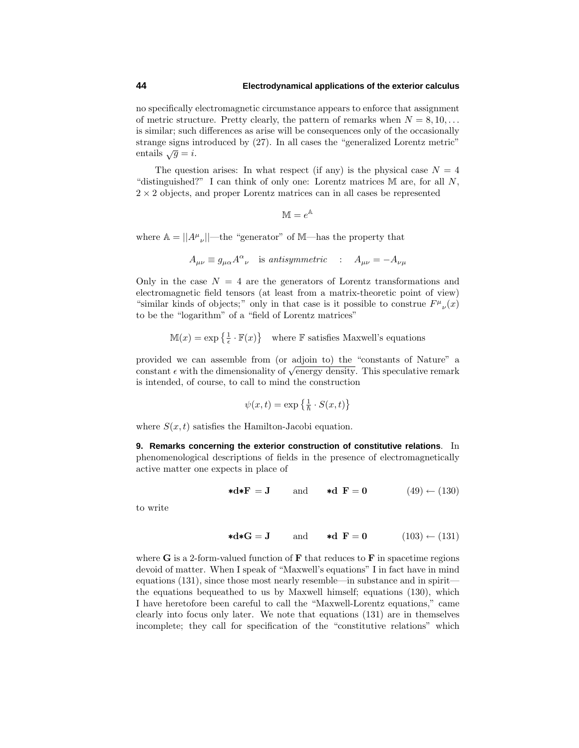no specifically electromagnetic circumstance appears to enforce that assignment of metric structure. Pretty clearly, the pattern of remarks when $N = 8, 10, \ldots$ is similar; such differences as arise will be consequences only of the occasionally strange signs introduced by (27). In all cases the "generalized Lorentz metric" entails $\sqrt{g} = i$.

The question arises: In what respect (if any) is the physical case $N = 4$ "distinguished?" I can think of only one: Lorentz matrices $\mathbb{M}$ are, for all $N$, $2 \times 2$ objects, and proper Lorentz matrices can in all cases be represented

$$\mathbb{M} = e^{\mathbb{A}}$$

where $\mathbb{A} = \|A^\mu{}_\nu\|$—the "generator" of $\mathbb{M}$—has the property that

$$A_{\mu\nu} \equiv g_{\mu\alpha} A^\alpha{}_\nu \quad \text{is } \textit{antisymmetric} \quad : \quad A_{\mu\nu} = -A_{\nu\mu}$$

Only in the case $N = 4$ are the generators of Lorentz transformations and electromagnetic field tensors (at least from a matrix-theoretic point of view) "similar kinds of objects;" only in that case is it possible to construe $F^\mu{}_\nu(x)$ to be the "logarithm" of a "field of Lorentz matrices"

$$\mathbb{M}(x) = \exp\left\{\tfrac{1}{\epsilon} \cdot \mathbb{F}(x)\right\} \quad \text{where } \mathbb{F} \text{ satisfies Maxwell's equations}$$

provided we can assemble from (or adjoin to) the "constants of Nature" a constant $\epsilon$ with the dimensionality of $\sqrt{\text{energy density}}$. This speculative remark is intended, of course, to call to mind the construction

$$\psi(x, t) = \exp\left\{\tfrac{1}{\hbar} \cdot S(x, t)\right\}$$

where $S(x, t)$ satisfies the Hamilton-Jacobi equation.

**9. Remarks concerning the exterior construction of constitutive relations**. In phenomenological descriptions of fields in the presence of electromagnetically active matter one expects in place of

$$\mathbf{*d*F} = \mathbf{J} \qquad \text{and} \qquad \mathbf{*d\ F} = \mathbf{0} \qquad (49) \leftarrow (130)$$

to write

$$\mathbf{*d*G} = \mathbf{J} \qquad \text{and} \qquad \mathbf{*d\ F} = \mathbf{0} \qquad (103) \leftarrow (131)$$

where $\mathbf{G}$ is a 2-form-valued function of $\mathbf{F}$ that reduces to $\mathbf{F}$ in spacetime regions devoid of matter. When I speak of "Maxwell's equations" I in fact have in mind equations (131), since those most nearly resemble—in substance and in spirit—the equations bequeathed to us by Maxwell himself; equations (130), which I have heretofore been careful to call the "Maxwell-Lorentz equations," came clearly into focus only later. We note that equations (131) are in themselves incomplete; they call for specification of the "constitutive relations" which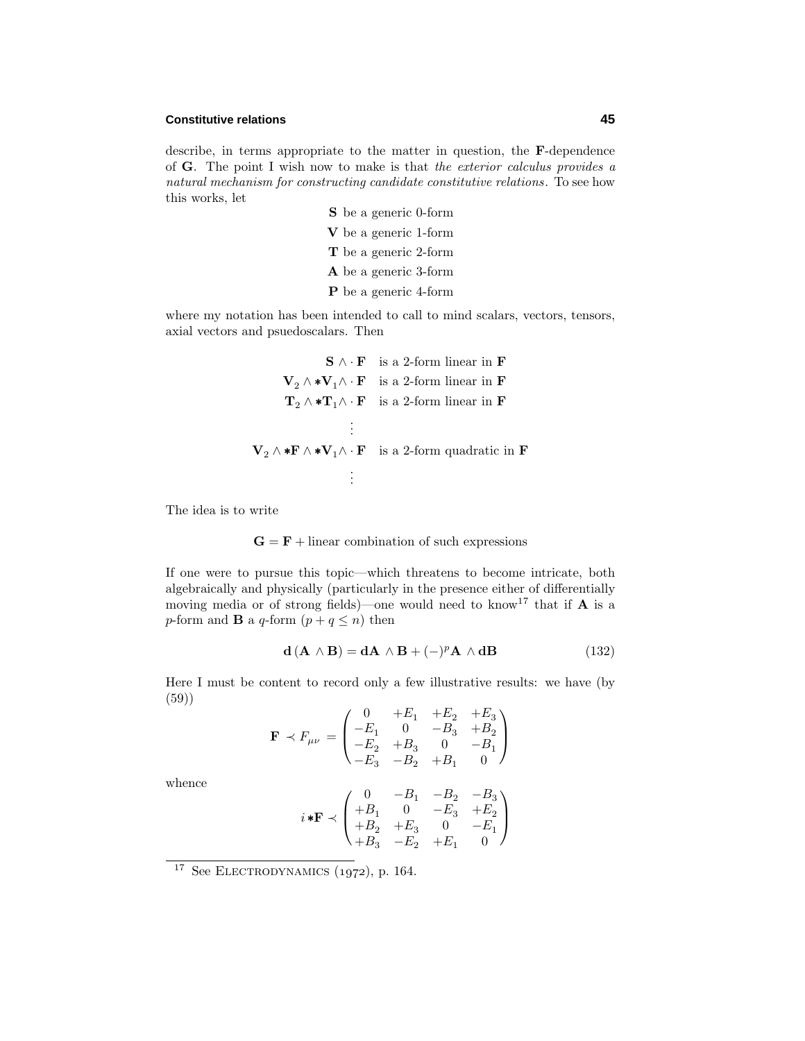describe, in terms appropriate to the matter in question, the **F**-dependence of **G**. The point I wish now to make is that *the exterior calculus provides a natural mechanism for constructing candidate constitutive relations*. To see how this work, let

$$
\begin{aligned}
&\mathbf{S} \text{ be a generic 0-form}\\
&\mathbf{V} \text{ be a generic 1-form}\\
&\mathbf{T} \text{ be a generic 2-form}\\
&\mathbf{A} \text{ be a generic 3-form}\\
&\mathbf{P} \text{ be a generic 4-form}
\end{aligned}
$$

where my notation has been intended to call to mind scalars, vectors, tensors, axial vectors and psuedoscalars. Then

$$
\begin{aligned}
\mathbf{S}\wedge\cdot\,\mathbf{F} &\quad \text{is a 2-form linear in } \mathbf{F}\\
\mathbf{V}_2\wedge *\mathbf{V}_1\wedge\cdot\,\mathbf{F} &\quad \text{is a 2-form linear in } \mathbf{F}\\
\mathbf{T}_2\wedge *\mathbf{T}_1\wedge\cdot\,\mathbf{F} &\quad \text{is a 2-form linear in } \mathbf{F}\\
&\;\;\vdots\\
\mathbf{V}_2\wedge *\mathbf{F}\wedge *\mathbf{V}_1\wedge\cdot\,\mathbf{F} &\quad \text{is a 2-form quadratic in } \mathbf{F}\\
&\;\;\vdots
\end{aligned}
$$

The idea is to write

$$
\mathbf{G} = \mathbf{F} + \text{linear combination of such expressions}
$$

If one were to pursue this topic—which threatens to become intricate, both algebraically and physically (particularly in the presence either of differentially moving media or of strong fields)—one would need to know[17] that if **A** is a $p$-form and **B** a $q$-form ($p+q \le n$) then

$$
\mathbf{d}\,(\mathbf{A}\wedge\mathbf{B}) = \mathbf{dA}\wedge\mathbf{B} + (-)^p\mathbf{A}\wedge\mathbf{dB} \tag{132}
$$

Here I must be content to record only a few illustrative results: we have (by (59))

$$
\mathbf{F} \prec F_{\mu\nu} = \begin{pmatrix} 0 & +E_1 & +E_2 & +E_3\\ -E_1 & 0 & -B_3 & +B_2\\ -E_2 & +B_3 & 0 & -B_1\\ -E_3 & -B_2 & +B_1 & 0 \end{pmatrix}
$$

whence

$$
i\,*\mathbf{F} \prec \begin{pmatrix} 0 & -B_1 & -B_2 & -B_3\\ +B_1 & 0 & -E_3 & +E_2\\ +B_2 & +E_3 & 0 & -E_1\\ +B_3 & -E_2 & +E_1 & 0 \end{pmatrix}
$$

---

[17] See ELECTRODYNAMICS (1972), p. 164.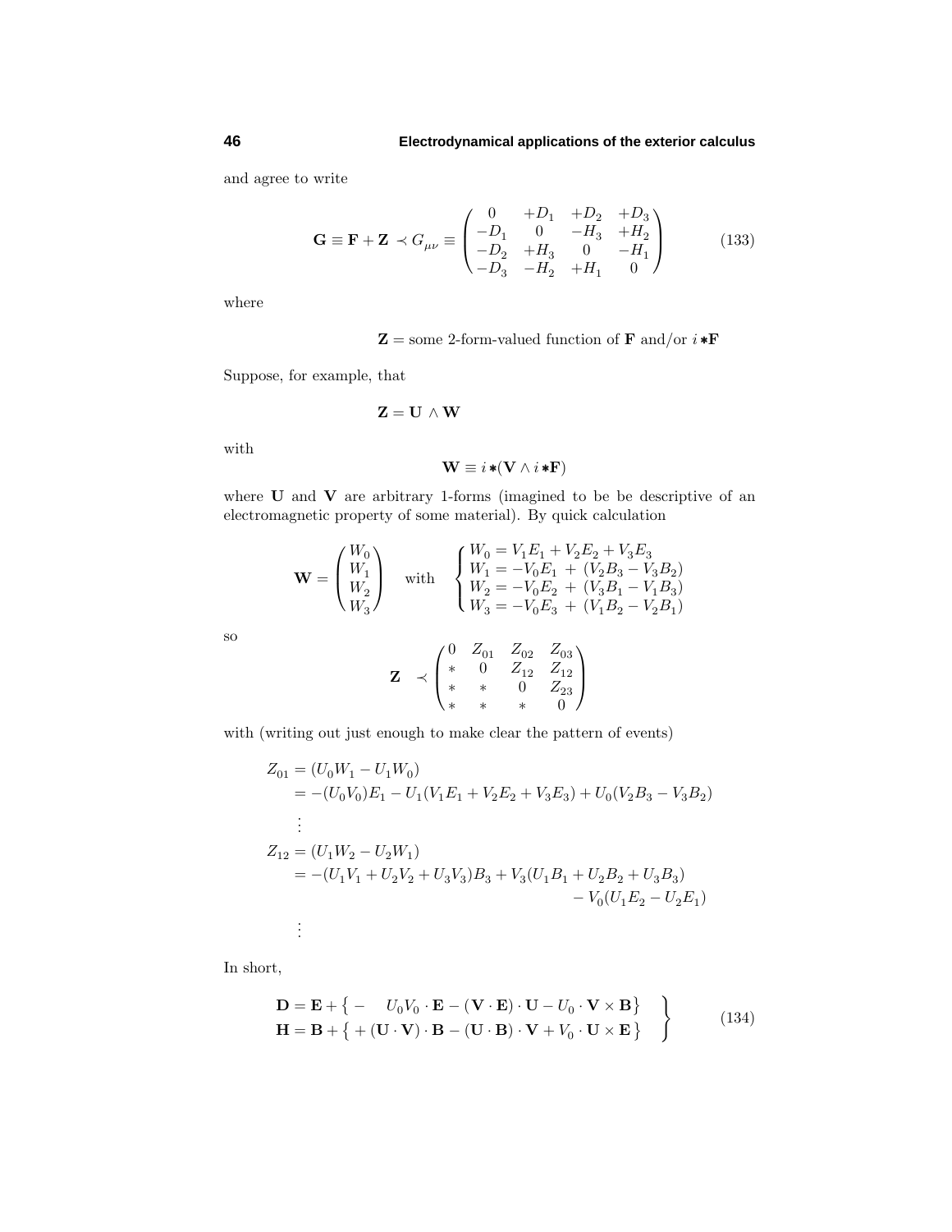and agree to write

$$\mathbf{G} \equiv \mathbf{F} + \mathbf{Z} \prec G_{\mu\nu} \equiv \begin{pmatrix} 0 & +D_1 & +D_2 & +D_3 \\ -D_1 & 0 & -H_3 & +H_2 \\ -D_2 & +H_3 & 0 & -H_1 \\ -D_3 & -H_2 & +H_1 & 0 \end{pmatrix} \tag{133}$$

where

$$\mathbf{Z} = \text{some 2-form-valued function of } \mathbf{F} \text{ and/or } i\,{*}\mathbf{F}$$

Suppose, for example, that

$$\mathbf{Z} = \mathbf{U} \wedge \mathbf{W}$$

with

$$\mathbf{W} \equiv i\,{*}(\mathbf{V} \wedge i\,{*}\mathbf{F})$$

where $\mathbf{U}$ and $\mathbf{V}$ are arbitrary 1-forms (imagined to be be descriptive of an electromagnetic property of some material). By quick calculation

$$\mathbf{W} = \begin{pmatrix} W_0 \\ W_1 \\ W_2 \\ W_3 \end{pmatrix} \quad \text{with} \quad \begin{cases} W_0 = V_1 E_1 + V_2 E_2 + V_3 E_3 \\ W_1 = -V_0 E_1 \,+\, (V_2 B_3 - V_3 B_2) \\ W_2 = -V_0 E_2 \,+\, (V_3 B_1 - V_1 B_3) \\ W_3 = -V_0 E_3 \,+\, (V_1 B_2 - V_2 B_1) \end{cases}$$

so

$$\mathbf{Z} \;\prec \begin{pmatrix} 0 & Z_{01} & Z_{02} & Z_{03} \\ * & 0 & Z_{12} & Z_{12} \\ * & * & 0 & Z_{23} \\ * & * & * & 0 \end{pmatrix}$$

with (writing out just enough to make clear the pattern of events)

$$\begin{aligned} Z_{01} &= (U_0 W_1 - U_1 W_0) \\ &= -(U_0 V_0) E_1 - U_1(V_1 E_1 + V_2 E_2 + V_3 E_3) + U_0(V_2 B_3 - V_3 B_2) \\ &\;\;\vdots \\ Z_{12} &= (U_1 W_2 - U_2 W_1) \\ &= -(U_1 V_1 + U_2 V_2 + U_3 V_3) B_3 + V_3(U_1 B_1 + U_2 B_2 + U_3 B_3) \\ &\qquad\qquad\qquad\qquad\qquad\qquad\qquad - V_0(U_1 E_2 - U_2 E_1) \\ &\;\;\vdots \end{aligned}$$

In short,

$$\left.\begin{aligned} \mathbf{D} &= \mathbf{E} + \big\{ - \quad U_0 V_0 \cdot \mathbf{E} - (\mathbf{V} \cdot \mathbf{E}) \cdot \mathbf{U} - U_0 \cdot \mathbf{V} \times \mathbf{B} \big\} \\ \mathbf{H} &= \mathbf{B} + \big\{ + (\mathbf{U} \cdot \mathbf{V}) \cdot \mathbf{B} - (\mathbf{U} \cdot \mathbf{B}) \cdot \mathbf{V} + V_0 \cdot \mathbf{U} \times \mathbf{E} \big\} \end{aligned} \right\} \tag{134}$$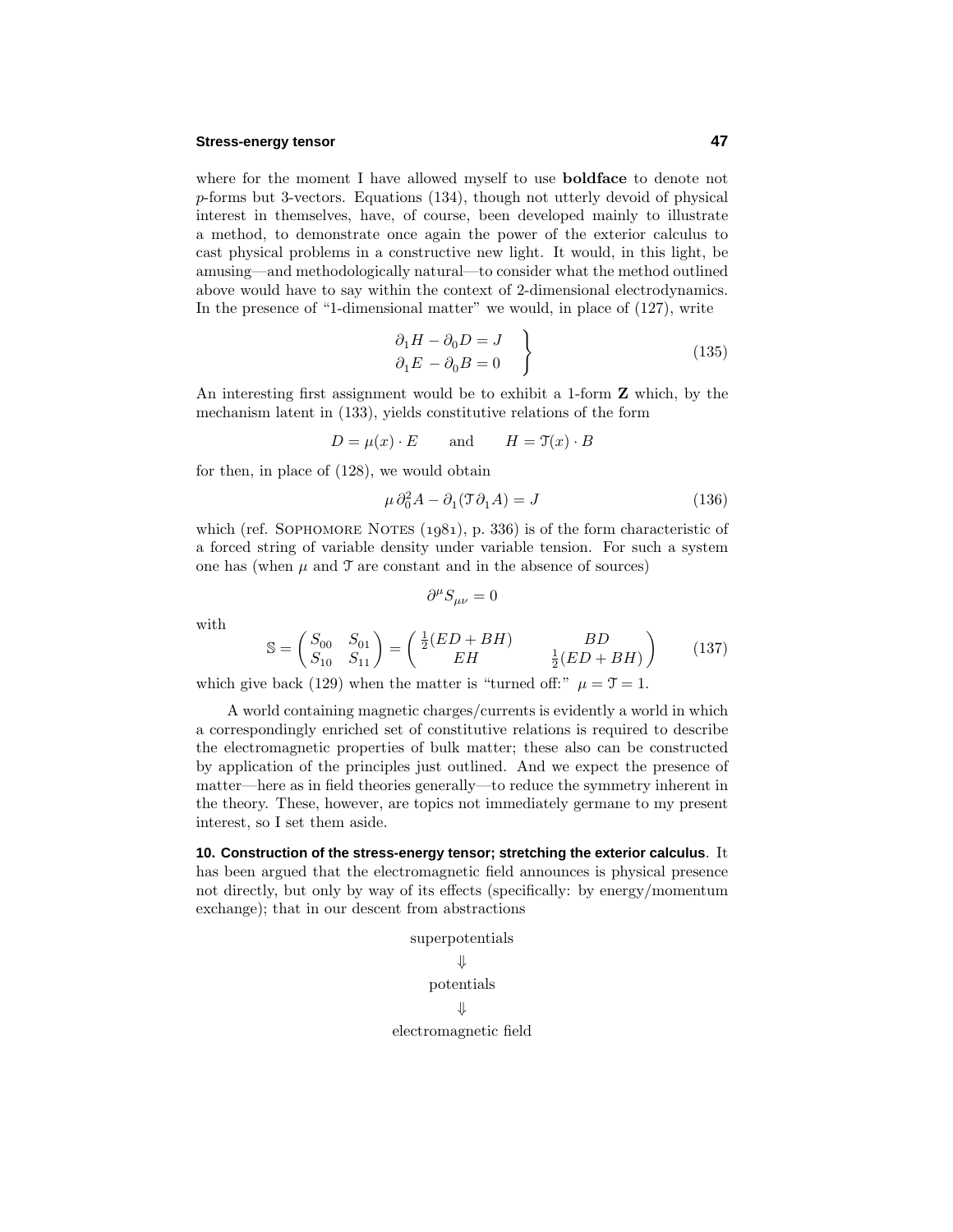where for the moment I have allowed myself to use **boldface** to denote not $p$-forms but 3-vectors. Equations (134), though not utterly devoid of physical interest in themselves, have, of course, been developed mainly to illustrate a method, to demonstrate once again the power of the exterior calculus to cast physical problems in a constructive new light. It would, in this light, be amusing—and methodologically natural—to consider what the method outlined above would have to say within the context of 2-dimensional electrodynamics. In the presence of "1-dimensional matter" we would, in place of (127), write

$$\left.\begin{aligned} \partial_1 H - \partial_0 D &= J \\ \partial_1 E - \partial_0 B &= 0 \end{aligned}\right\} \tag{135}$$

An interesting first assignment would be to exhibit a 1-form $\mathbf{Z}$ which, by the mechanism latent in (133), yields constitutive relations of the form

$$D = \mu(x)\cdot E \qquad \text{and} \qquad H = \mathfrak{T}(x)\cdot B$$

for then, in place of (128), we would obtain

$$\mu\,\partial_0^2 A - \partial_1(\mathfrak{T}\,\partial_1 A) = J \tag{136}$$

which (ref. SOPHOMORE NOTES (1981), p. 336) is of the form characteristic of a forced string of variable density under variable tension. For such a system one has (when $\mu$ and $\mathfrak{T}$ are constant and in the absence of sources)

$$\partial^\mu S_{\mu\nu} = 0$$

with

$$\mathbb{S} = \begin{pmatrix} S_{00} & S_{01} \\ S_{10} & S_{11} \end{pmatrix} = \begin{pmatrix} \frac{1}{2}(ED+BH) & BD \\ EH & \frac{1}{2}(ED+BH) \end{pmatrix} \tag{137}$$

which give back (129) when the matter is "turned off:" $\mu = \mathfrak{T} = 1$.

A world containing magnetic charges/currents is evidently a world in which a correspondingly enriched set of constitutive relations is required to describe the electromagnetic properties of bulk matter; these also can be constructed by application of the principles just outlined. And we expect the presence of matter—here as in field theories generally—to reduce the symmetry inherent in the theory. These, however, are topics not immediately germane to my present interest, so I set them aside.

**10. Construction of the stress-energy tensor; stretching the exterior calculus**. It has been argued that the electromagnetic field announces is physical presence not directly, but only by way of its effects (specifically: by energy/momentum exchange); that in our descent from abstractions

$$\begin{gathered} \text{superpotentials} \\ \Downarrow \\ \text{potentials} \\ \Downarrow \\ \text{electromagnetic field} \end{gathered}$$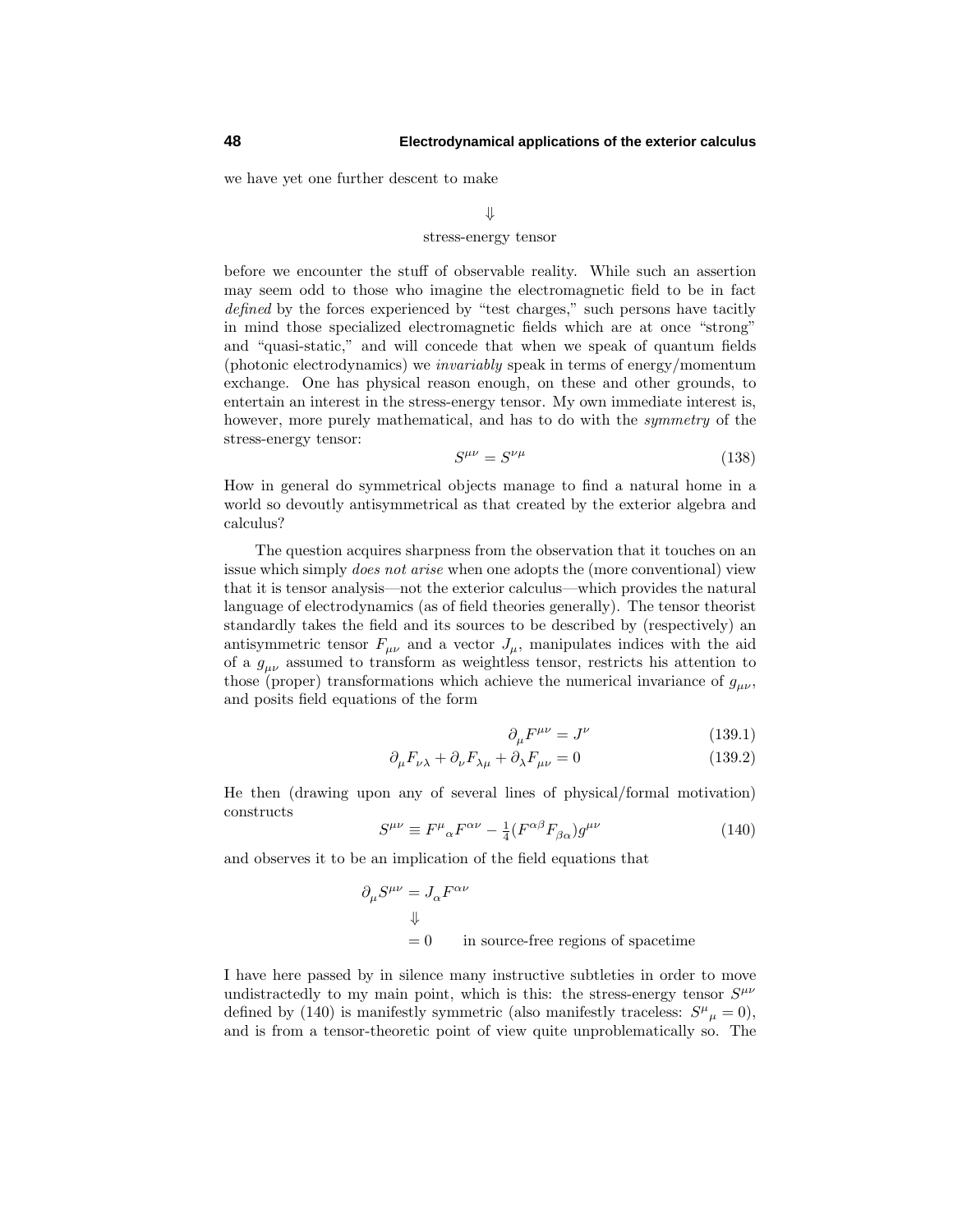we have yet one further descent to make

$$\Downarrow$$

stress-energy tensor

before we encounter the stuff of observable reality. While such an assertion may seem odd to those who imagine the electromagnetic field to be in fact *defined* by the forces experienced by "test charges," such persons have tacitly in mind those specialized electromagnetic fields which are at once "strong" and "quasi-static," and will concede that when we speak of quantum fields (photonic electrodynamics) we *invariably* speak in terms of energy/momentum exchange. One has physical reason enough, on these and other grounds, to entertain an interest in the stress-energy tensor. My own immediate interest is, however, more purely mathematical, and has to do with the *symmetry* of the stress-energy tensor:

$$S^{\mu\nu} = S^{\nu\mu} \tag{138}$$

How in general do symmetrical objects manage to find a natural home in a world so devoutly antisymmetrical as that created by the exterior algebra and calculus?

The question acquires sharpness from the observation that it touches on an issue which simply *does not arise* when one adopts the (more conventional) view that it is tensor analysis—not the exterior calculus—which provides the natural language of electrodynamics (as of field theories generally). The tensor theorist standardly takes the field and its sources to be described by (respectively) an antisymmetric tensor $F_{\mu\nu}$ and a vector $J_\mu$, manipulates indices with the aid of a $g_{\mu\nu}$ assumed to transform as weightless tensor, restricts his attention to those (proper) transformations which achieve the numerical invariance of $g_{\mu\nu}$, and posits field equations of the form

$$\partial_\mu F^{\mu\nu} = J^\nu \tag{139.1}$$

$$\partial_\mu F_{\nu\lambda} + \partial_\nu F_{\lambda\mu} + \partial_\lambda F_{\mu\nu} = 0 \tag{139.2}$$

He then (drawing upon any of several lines of physical/formal motivation) constructs

$$S^{\mu\nu} \equiv F^\mu{}_\alpha F^{\alpha\nu} - \tfrac{1}{4}(F^{\alpha\beta}F_{\beta\alpha})g^{\mu\nu} \tag{140}$$

and observes it to be an implication of the field equations that

$$\begin{aligned} \partial_\mu S^{\mu\nu} &= J_\alpha F^{\alpha\nu} \\ &\Downarrow \\ &= 0 \qquad \text{in source-free regions of spacetime} \end{aligned}$$

I have here passed by in silence many instructive subtleties in order to move undistractedly to my main point, which is this: the stress-energy tensor $S^{\mu\nu}$ defined by (140) is manifestly symmetric (also manifestly traceless: $S^\mu{}_\mu = 0$), and is from a tensor-theoretic point of view quite unproblematically so. The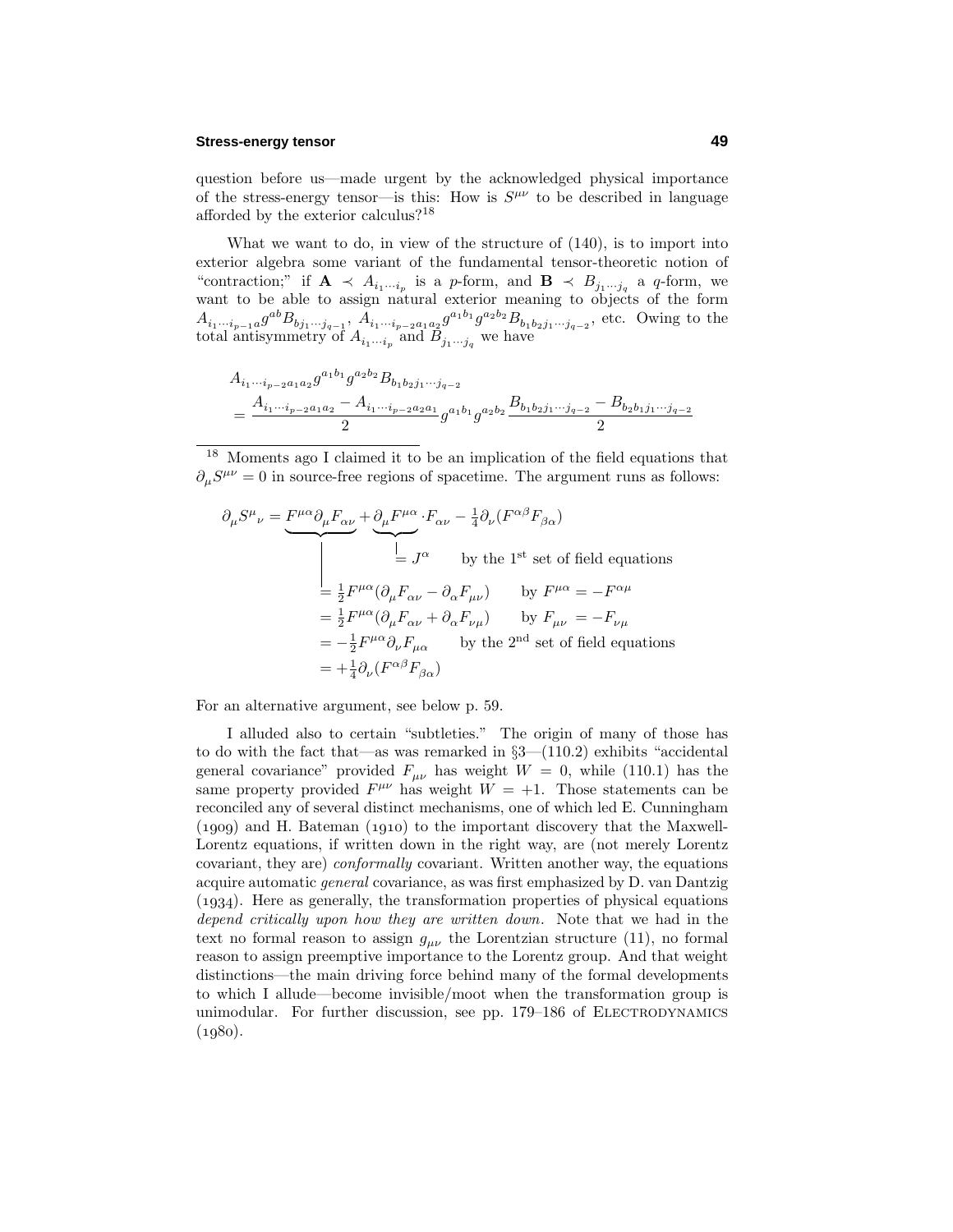question before us—made urgent by the acknowledged physical importance of the stress-energy tensor—is this: How is $S^{\mu\nu}$ to be described in language afforded by the exterior calculus?[18]

What we want to do, in view of the structure of (140), is to import into exterior algebra some variant of the fundamental tensor-theoretic notion of "contraction;" if $\mathbf{A} \prec A_{i_1 \cdots i_p}$ is a $p$-form, and $\mathbf{B} \prec B_{j_1 \cdots j_q}$ a $q$-form, we want to be able to assign natural exterior meaning to objects of the form $A_{i_1 \cdots i_{p-1} a} g^{ab} B_{b j_1 \cdots j_{q-1}}$, $A_{i_1 \cdots i_{p-2} a_1 a_2} g^{a_1 b_1} g^{a_2 b_2} B_{b_1 b_2 j_1 \cdots j_{q-2}}$, etc. Owing to the total antisymmetry of $A_{i_1 \cdots i_p}$ and $B_{j_1 \cdots j_q}$ we have

$$
\begin{aligned}
&A_{i_1 \cdots i_{p-2} a_1 a_2} g^{a_1 b_1} g^{a_2 b_2} B_{b_1 b_2 j_1 \cdots j_{q-2}} \\
&\quad = \frac{A_{i_1 \cdots i_{p-2} a_1 a_2} - A_{i_1 \cdots i_{p-2} a_2 a_1}}{2} g^{a_1 b_1} g^{a_2 b_2} \frac{B_{b_1 b_2 j_1 \cdots j_{q-2}} - B_{b_2 b_1 j_1 \cdots j_{q-2}}}{2}
\end{aligned}
$$

[18] Moments ago I claimed it to be an implication of the field equations that $\partial_\mu S^{\mu\nu} = 0$ in source-free regions of spacetime. The argument runs as follows:

$$
\begin{aligned}
\partial_\mu S^\mu{}_\nu &= \underbrace{F^{\mu\alpha}\partial_\mu F_{\alpha\nu}}_{} + \underbrace{\partial_\mu F^{\mu\alpha}}_{= J^\alpha \text{ by the 1}^{\text{st}}\text{ set of field equations}} \cdot F_{\alpha\nu} - \tfrac{1}{4}\partial_\nu(F^{\alpha\beta}F_{\beta\alpha}) \\
F^{\mu\alpha}\partial_\mu F_{\alpha\nu} &= \tfrac{1}{2}F^{\mu\alpha}(\partial_\mu F_{\alpha\nu} - \partial_\alpha F_{\mu\nu}) \qquad \text{by } F^{\mu\alpha} = -F^{\alpha\mu} \\
&= \tfrac{1}{2}F^{\mu\alpha}(\partial_\mu F_{\alpha\nu} + \partial_\alpha F_{\nu\mu}) \qquad \text{by } F_{\mu\nu} = -F_{\nu\mu} \\
&= -\tfrac{1}{2}F^{\mu\alpha}\partial_\nu F_{\mu\alpha} \qquad \text{by the 2}^{\text{nd}}\text{ set of field equations} \\
&= +\tfrac{1}{4}\partial_\nu(F^{\alpha\beta}F_{\beta\alpha})
\end{aligned}
$$

For an alternative argument, see below p. 59.

I alluded also to certain "subtleties." The origin of many of those has to do with the fact that—as was remarked in §3—(110.2) exhibits "accidental general covariance" provided $F_{\mu\nu}$ has weight $W = 0$, while (110.1) has the same property provided $F^{\mu\nu}$ has weight $W = +1$. Those statements can be reconciled any of several distinct mechanisms, one of which led E. Cunningham (1909) and H. Bateman (1910) to the important discovery that the Maxwell-Lorentz equations, if written down in the right way, are (not merely Lorentz covariant, they are) *conformally* covariant. Written another way, the equations acquire automatic *general* covariance, as was first emphasized by D. van Dantzig (1934). Here as generally, the transformation properties of physical equations *depend critically upon how they are written down*. Note that we had in the text no formal reason to assign $g_{\mu\nu}$ the Lorentzian structure (11), no formal reason to assign preemptive importance to the Lorentz group. And that weight distinctions—the main driving force behind many of the formal developments to which I allude—become invisible/moot when the transformation group is unimodular. For further discussion, see pp. 179–186 of ELECTRODYNAMICS (1980).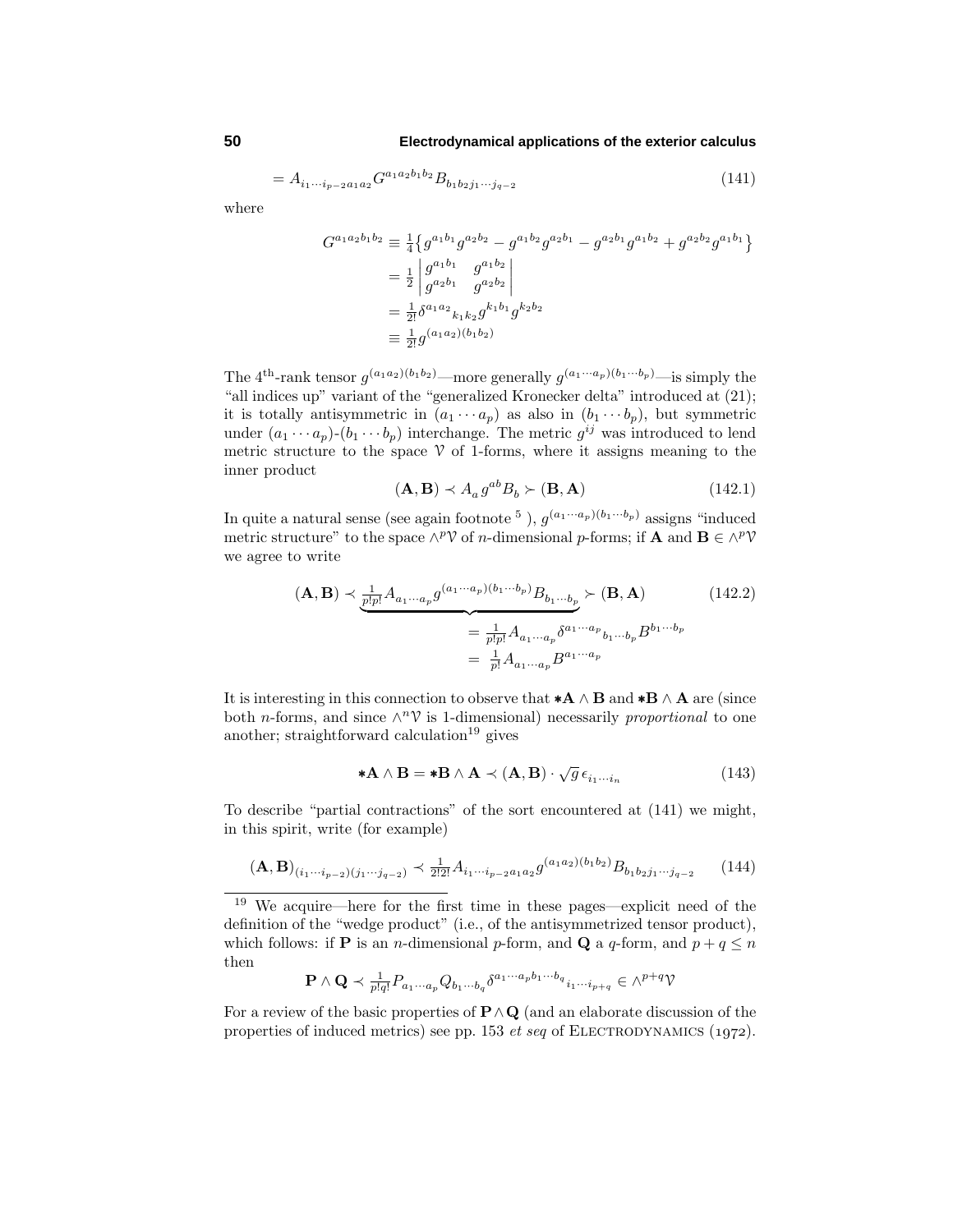$$= A_{i_1\cdots i_{p-2}a_1a_2}G^{a_1a_2b_1b_2}B_{b_1b_2j_1\cdots j_{q-2}} \tag{141}$$

where

$$\begin{aligned}
G^{a_1a_2b_1b_2} &\equiv \tfrac{1}{4}\big\{g^{a_1b_1}g^{a_2b_2} - g^{a_1b_2}g^{a_2b_1} - g^{a_2b_1}g^{a_1b_2} + g^{a_2b_2}g^{a_1b_1}\big\}\\
&= \tfrac{1}{2}\begin{vmatrix} g^{a_1b_1} & g^{a_1b_2}\\ g^{a_2b_1} & g^{a_2b_2}\end{vmatrix}\\
&= \tfrac{1}{2!}\delta^{a_1a_2}{}_{k_1k_2}g^{k_1b_1}g^{k_2b_2}\\
&\equiv \tfrac{1}{2!}g^{(a_1a_2)(b_1b_2)}
\end{aligned}$$

The 4th-rank tensor $g^{(a_1a_2)(b_1b_2)}$—more generally $g^{(a_1\cdots a_p)(b_1\cdots b_p)}$—is simply the "all indices up" variant of the "generalized Kronecker delta" introduced at (21); it is totally antisymmetric in $(a_1\cdots a_p)$ as also in $(b_1\cdots b_p)$, but symmetric under $(a_1\cdots a_p)$-$(b_1\cdots b_p)$ interchange. The metric $g^{ij}$ was introduced to lend metric structure to the space $\mathcal{V}$ of 1-forms, where it assigns meaning to the inner product

$$(\mathbf{A},\mathbf{B}) \prec A_a\, g^{ab}B_b \succ (\mathbf{B},\mathbf{A}) \tag{142.1}$$

In quite a natural sense (see again footnote [5]), $g^{(a_1\cdots a_p)(b_1\cdots b_p)}$ assigns "induced metric structure" to the space $\wedge^p\mathcal{V}$ of $n$-dimensional $p$-forms; if $\mathbf{A}$ and $\mathbf{B}\in\wedge^p\mathcal{V}$ we agree to write

$$\begin{aligned}
(\mathbf{A},\mathbf{B}) \prec \underbrace{\tfrac{1}{p!p!}A_{a_1\cdots a_p}g^{(a_1\cdots a_p)(b_1\cdots b_p)}B_{b_1\cdots b_p}} &\succ (\mathbf{B},\mathbf{A}) \qquad (142.2)\\
= \tfrac{1}{p!p!}A_{a_1\cdots a_p}\delta^{a_1\cdots a_p}{}_{b_1\cdots b_p}&B^{b_1\cdots b_p}\\
= \ \tfrac{1}{p!}A_{a_1\cdots a_p}B^{a_1\cdots a_p}&
\end{aligned}$$

It is interesting in this connection to observe that $*\mathbf{A}\wedge\mathbf{B}$ and $*\mathbf{B}\wedge\mathbf{A}$ are (since both $n$-forms, and since $\wedge^n\mathcal{V}$ is 1-dimensional) necessarily *proportional* to one another; straightforward calculation[19] gives

$$*\mathbf{A}\wedge\mathbf{B} = *\mathbf{B}\wedge\mathbf{A} \prec (\mathbf{A},\mathbf{B})\cdot\sqrt{g}\,\epsilon_{i_1\cdots i_n} \tag{143}$$

To describe "partial contractions" of the sort encountered at (141) we might, in this spirit, write (for example)

$$(\mathbf{A},\mathbf{B})_{(i_1\cdots i_{p-2})(j_1\cdots j_{q-2})} \prec \tfrac{1}{2!2!}A_{i_1\cdots i_{p-2}a_1a_2}g^{(a_1a_2)(b_1b_2)}B_{b_1b_2j_1\cdots j_{q-2}} \tag{144}$$

---

[19] We acquire—here for the first time in these pages—explicit need of the definition of the "wedge product" (i.e., of the antisymmetrized tensor product), which follows: if $\mathbf{P}$ is an $n$-dimensional $p$-form, and $\mathbf{Q}$ a $q$-form, and $p+q\le n$ then

$$\mathbf{P}\wedge\mathbf{Q} \prec \tfrac{1}{p!q!}P_{a_1\cdots a_p}Q_{b_1\cdots b_q}\delta^{a_1\cdots a_pb_1\cdots b_q}{}_{i_1\cdots i_{p+q}} \in \wedge^{p+q}\mathcal{V}$$

For a review of the basic properties of $\mathbf{P}\wedge\mathbf{Q}$ (and an elaborate discussion of the properties of induced metrics) see pp. 153 *et seq* of ELECTRODYNAMICS (1972).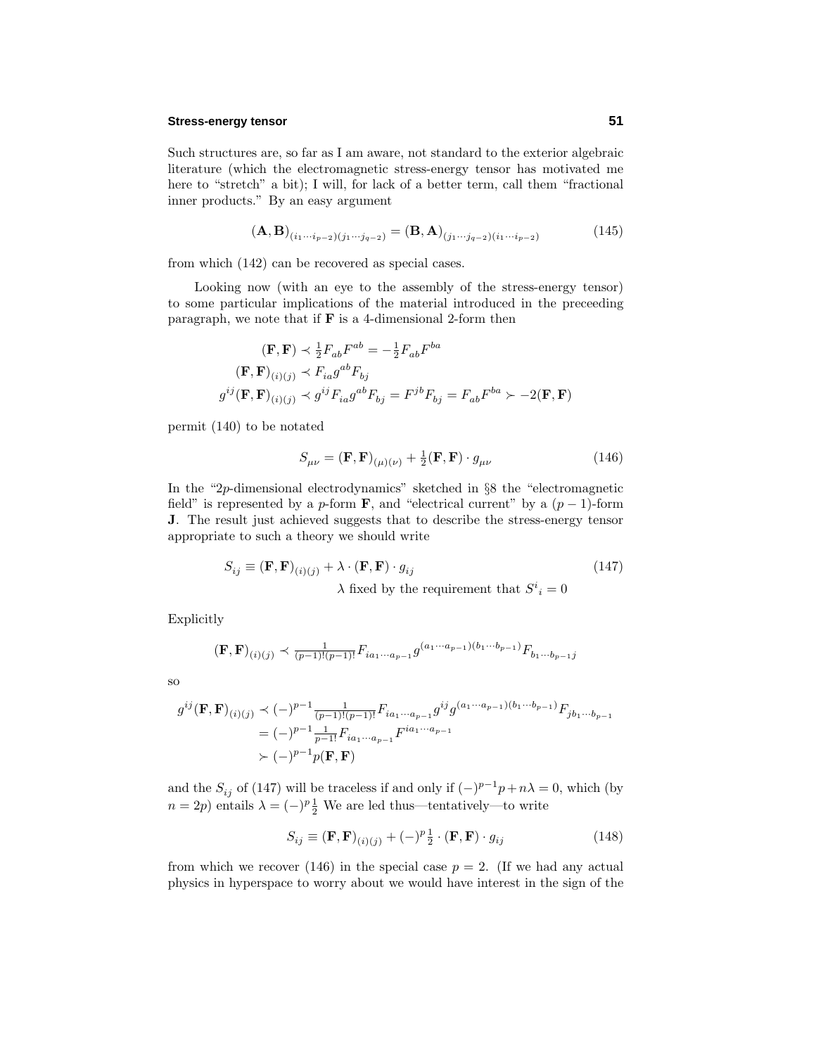Such structures are, so far as I am aware, not standard to the exterior algebraic literature (which the electromagnetic stress-energy tensor has motivated me here to "stretch" a bit); I will, for lack of a better term, call them "fractional inner products." By an easy argument

$$(\mathbf{A},\mathbf{B})_{(i_1\cdots i_{p-2})(j_1\cdots j_{q-2})} = (\mathbf{B},\mathbf{A})_{(j_1\cdots j_{q-2})(i_1\cdots i_{p-2})} \tag{145}$$

from which (142) can be recovered as special cases.

Looking now (with an eye to the assembly of the stress-energy tensor) to some particular implications of the material introduced in the preceeding paragraph, we note that if $\mathbf{F}$ is a 4-dimensional 2-form then

$$\begin{aligned}
(\mathbf{F},\mathbf{F}) &\prec \tfrac{1}{2}F_{ab}F^{ab} = -\tfrac{1}{2}F_{ab}F^{ba}\\
(\mathbf{F},\mathbf{F})_{(i)(j)} &\prec F_{ia}g^{ab}F_{bj}\\
g^{ij}(\mathbf{F},\mathbf{F})_{(i)(j)} &\prec g^{ij}F_{ia}g^{ab}F_{bj} = F^{jb}F_{bj} = F_{ab}F^{ba} \succ -2(\mathbf{F},\mathbf{F})
\end{aligned}$$

permit (140) to be notated

$$S_{\mu\nu} = (\mathbf{F},\mathbf{F})_{(\mu)(\nu)} + \tfrac{1}{2}(\mathbf{F},\mathbf{F})\cdot g_{\mu\nu} \tag{146}$$

In the "$2p$-dimensional electrodynamics" sketched in §8 the "electromagnetic field" is represented by a $p$-form $\mathbf{F}$, and "electrical current" by a $(p-1)$-form $\mathbf{J}$. The result just achieved suggests that to describe the stress-energy tensor appropriate to such a theory we should write

$$S_{ij} \equiv (\mathbf{F},\mathbf{F})_{(i)(j)} + \lambda\cdot(\mathbf{F},\mathbf{F})\cdot g_{ij} \tag{147}$$

$$\lambda \text{ fixed by the requirement that } S^i{}_i = 0$$

Explicitly

$$(\mathbf{F},\mathbf{F})_{(i)(j)} \prec \tfrac{1}{(p-1)!(p-1)!}F_{ia_1\cdots a_{p-1}}g^{(a_1\cdots a_{p-1})(b_1\cdots b_{p-1})}F_{b_1\cdots b_{p-1}j}$$

so

$$\begin{aligned}
g^{ij}(\mathbf{F},\mathbf{F})_{(i)(j)} &\prec (-)^{p-1}\tfrac{1}{(p-1)!(p-1)!}F_{ia_1\cdots a_{p-1}}g^{ij}g^{(a_1\cdots a_{p-1})(b_1\cdots b_{p-1})}F_{jb_1\cdots b_{p-1}}\\
&= (-)^{p-1}\tfrac{1}{p-1!}F_{ia_1\cdots a_{p-1}}F^{ia_1\cdots a_{p-1}}\\
&\succ (-)^{p-1}p(\mathbf{F},\mathbf{F})
\end{aligned}$$

and the $S_{ij}$ of (147) will be traceless if and only if $(-)^{p-1}p + n\lambda = 0$, which (by $n = 2p$) entails $\lambda = (-)^p\frac{1}{2}$ We are led thus—tentatively—to write

$$S_{ij} \equiv (\mathbf{F},\mathbf{F})_{(i)(j)} + (-)^p\tfrac{1}{2}\cdot(\mathbf{F},\mathbf{F})\cdot g_{ij} \tag{148}$$

from which we recover (146) in the special case $p = 2$. (If we had any actual physics in hyperspace to worry about we would have interest in the sign of the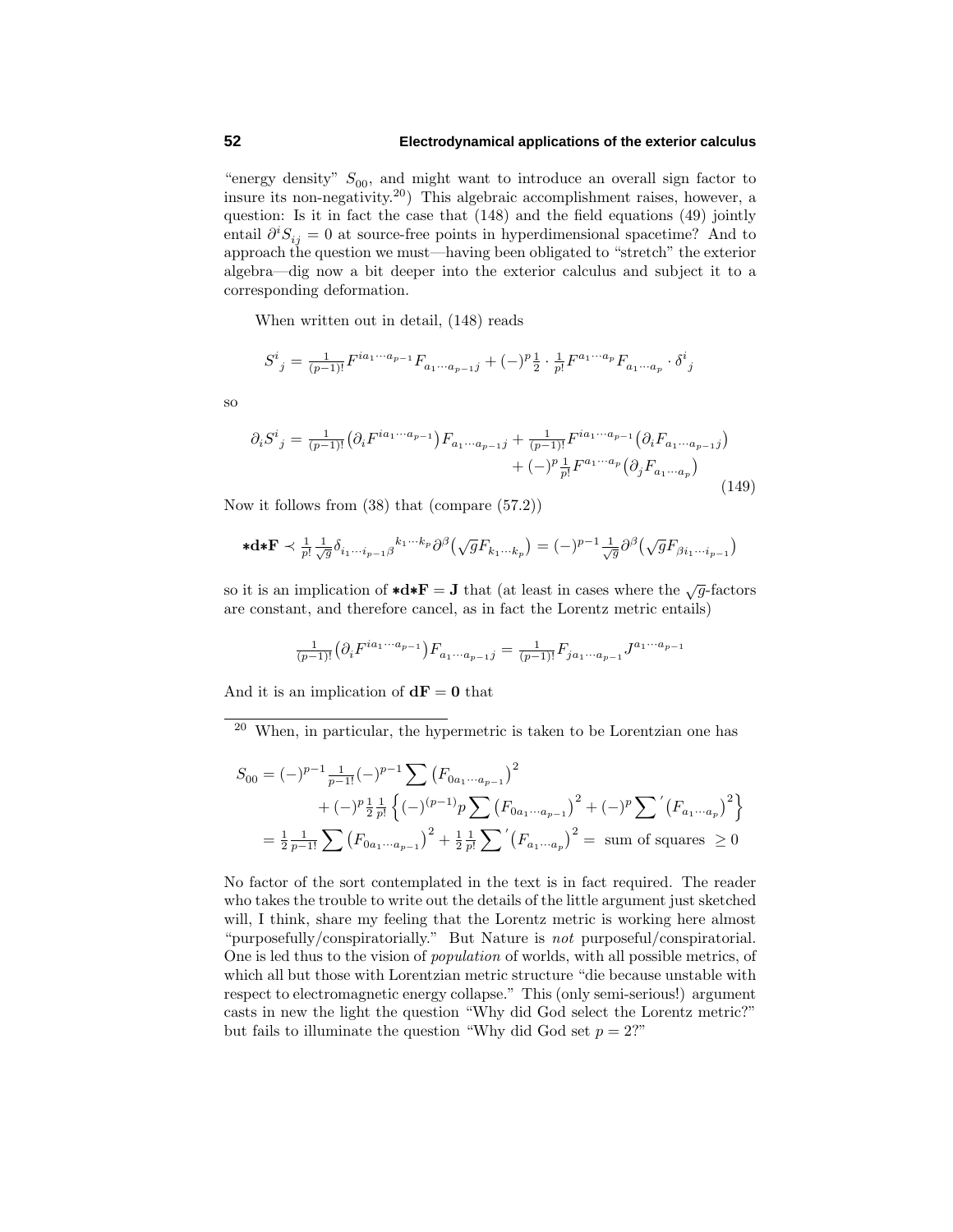"energy density" $S_{00}$, and might want to introduce an overall sign factor to insure its non-negativity.[20]) This algebraic accomplishment raises, however, a question: Is it in fact the case that (148) and the field equations (49) jointly entail $\partial^i S_{ij} = 0$ at source-free points in hyperdimensional spacetime? And to approach the question we must—having been obligated to "stretch" the exterior algebra—dig now a bit deeper into the exterior calculus and subject it to a corresponding deformation.

When written out in detail, (148) reads

$$S^i{}_j = \tfrac{1}{(p-1)!}F^{ia_1\cdots a_{p-1}}F_{a_1\cdots a_{p-1}j} + (-)^p\tfrac{1}{2}\cdot\tfrac{1}{p!}F^{a_1\cdots a_p}F_{a_1\cdots a_p}\cdot\delta^i{}_j$$

so

$$\begin{aligned}\partial_i S^i{}_j = \tfrac{1}{(p-1)!}\big(\partial_i F^{ia_1\cdots a_{p-1}}\big)F_{a_1\cdots a_{p-1}j} &+ \tfrac{1}{(p-1)!}F^{ia_1\cdots a_{p-1}}\big(\partial_i F_{a_1\cdots a_{p-1}j}\big)\\ &+ (-)^p\tfrac{1}{p!}F^{a_1\cdots a_p}\big(\partial_j F_{a_1\cdots a_p}\big)\end{aligned} \tag{149}$$

Now it follows from (38) that (compare (57.2))

$$\ast\mathbf{d}\ast\mathbf{F} \prec \tfrac{1}{p!}\tfrac{1}{\sqrt{g}}\delta_{i_1\cdots i_{p-1}\beta}{}^{k_1\cdots k_p}\partial^\beta\big(\sqrt{g}F_{k_1\cdots k_p}\big) = (-)^{p-1}\tfrac{1}{\sqrt{g}}\partial^\beta\big(\sqrt{g}F_{\beta i_1\cdots i_{p-1}}\big)$$

so it is an implication of $\ast\mathbf{d}\ast\mathbf{F} = \mathbf{J}$ that (at least in cases where the $\sqrt{g}$-factors are constant, and therefore cancel, as in fact the Lorentz metric entails)

$$\tfrac{1}{(p-1)!}\big(\partial_i F^{ia_1\cdots a_{p-1}}\big)F_{a_1\cdots a_{p-1}j} = \tfrac{1}{(p-1)!}F_{ja_1\cdots a_{p-1}}J^{a_1\cdots a_{p-1}}$$

And it is an implication of $\mathbf{dF} = \mathbf{0}$ that

---

[20] When, in particular, the hypermetric is taken to be Lorentzian one has

$$\begin{aligned}S_{00} &= (-)^{p-1}\tfrac{1}{p-1!}(-)^{p-1}\sum\big(F_{0a_1\cdots a_{p-1}}\big)^2\\ &\qquad + (-)^p\tfrac{1}{2}\tfrac{1}{p!}\Big\{(-)^{(p-1)}p\sum\big(F_{0a_1\cdots a_{p-1}}\big)^2 + (-)^p{\sum}'\big(F_{a_1\cdots a_p}\big)^2\Big\}\\ &= \tfrac{1}{2}\tfrac{1}{p-1!}\sum\big(F_{0a_1\cdots a_{p-1}}\big)^2 + \tfrac{1}{2}\tfrac{1}{p!}{\sum}'\big(F_{a_1\cdots a_p}\big)^2 = \text{ sum of squares } \geq 0\end{aligned}$$

No factor of the sort contemplated in the text is in fact required. The reader who takes the trouble to write out the details of the little argument just sketched will, I think, share my feeling that the Lorentz metric is working here almost "purposefully/conspiratorially." But Nature is *not* purposeful/conspiratorial. One is led thus to the vision of *population* of worlds, with all possible metrics, of which all but those with Lorentzian metric structure "die because unstable with respect to electromagnetic energy collapse." This (only semi-serious!) argument casts in new the light the question "Why did God select the Lorentz metric?" but fails to illuminate the question "Why did God set $p = 2$?"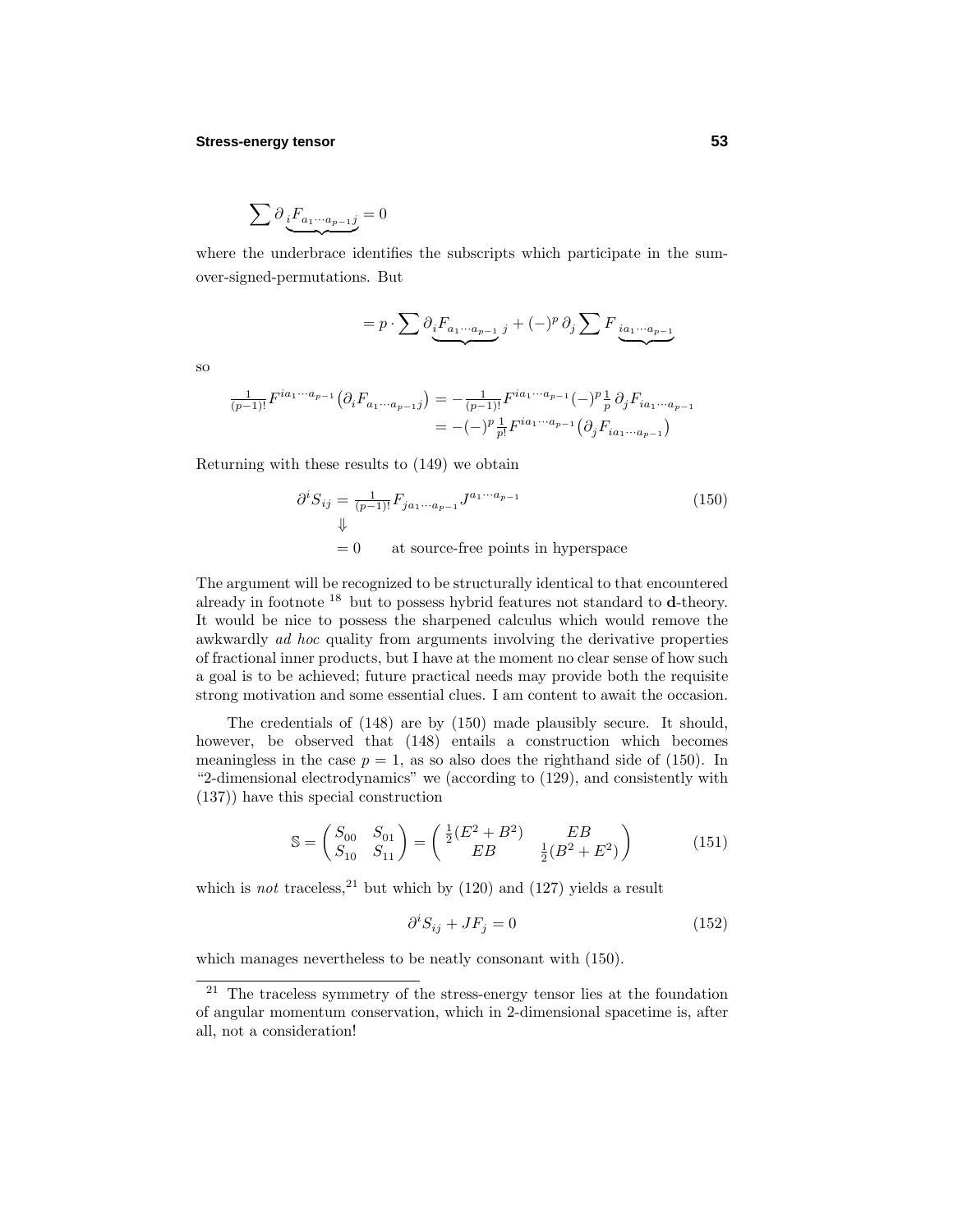$$\sum \partial_{\underbrace{i F_{a_1 \cdots a_{p-1} j}}} = 0$$

where the underbrace identifies the subscripts which participate in the sum-over-signed-permutations. But

$$= p \cdot \sum \partial_{\underbrace{i F_{a_1 \cdots a_{p-1}}}\, j} + (-)^p\, \partial_j \sum F_{\underbrace{i a_1 \cdots a_{p-1}}}$$

so

$$\begin{aligned}
\tfrac{1}{(p-1)!} F^{i a_1 \cdots a_{p-1}} \big( \partial_i F_{a_1 \cdots a_{p-1} j} \big) &= -\tfrac{1}{(p-1)!} F^{i a_1 \cdots a_{p-1}} (-)^p \tfrac{1}{p}\, \partial_j F_{i a_1 \cdots a_{p-1}} \\
&= -(-)^p \tfrac{1}{p!} F^{i a_1 \cdots a_{p-1}} \big( \partial_j F_{i a_1 \cdots a_{p-1}} \big)
\end{aligned}$$

Returning with these results to (149) we obtain

$$\begin{aligned}
\partial^i S_{ij} &= \tfrac{1}{(p-1)!} F_{j a_1 \cdots a_{p-1}} J^{a_1 \cdots a_{p-1}} \qquad (150)\\
&\Downarrow \\
&= 0 \qquad \text{at source-free points in hyperspace}
\end{aligned}$$

The argument will be recognized to be structurally identical to that encountered already in footnote [18] but to possess hybrid features not standard to **d**-theory. It would be nice to possess the sharpened calculus which would remove the awkwardly *ad hoc* quality from arguments involving the derivative properties of fractional inner products, but I have at the moment no clear sense of how such a goal is to be achieved; future practical needs may provide both the requisite strong motivation and some essential clues. I am content to await the occasion.

The credentials of (148) are by (150) made plausibly secure. It should, however, be observed that (148) entails a construction which becomes meaningless in the case $p = 1$, as so also does the righthand side of (150). In "2-dimensional electrodynamics" we (according to (129), and consistently with (137)) have this special construction

$$\mathbb{S} = \begin{pmatrix} S_{00} & S_{01} \\ S_{10} & S_{11} \end{pmatrix} = \begin{pmatrix} \tfrac{1}{2}(E^2 + B^2) & EB \\ EB & \tfrac{1}{2}(B^2 + E^2) \end{pmatrix} \qquad (151)$$

which is *not* traceless,[21] but which by (120) and (127) yields a result

$$\partial^i S_{ij} + J F_j = 0 \qquad (152)$$

which manages nevertheless to be neatly consonant with (150).

[21] The traceless symmetry of the stress-energy tensor lies at the foundation of angular momentum conservation, which in 2-dimensional spacetime is, after all, not a consideration!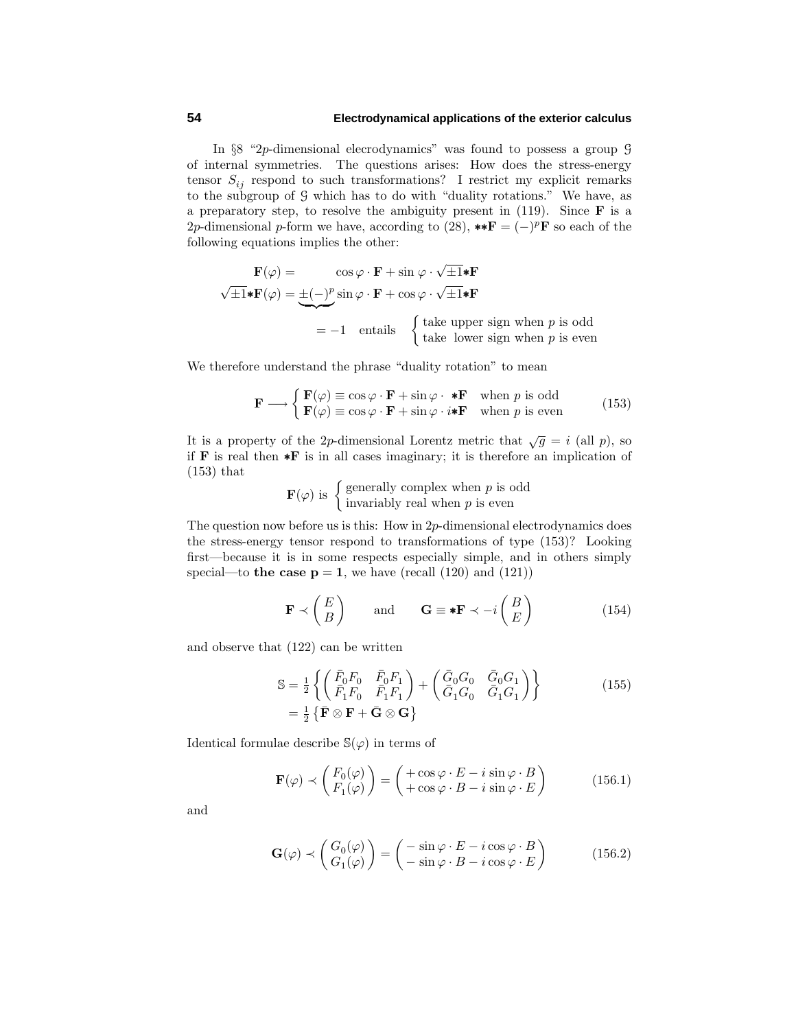In §8 "2$p$-dimensional elecrodynamics" was found to possess a group $\mathcal{G}$ of internal symmetries. The questions arises: How does the stress-energy tensor $S_{ij}$ respond to such transformations? I restrict my explicit remarks to the subgroup of $\mathcal{G}$ which has to do with "duality rotations." We have, as a preparatory step, to resolve the ambiguity present in (119). Since $\mathbf{F}$ is a 2$p$-dimensional $p$-form we have, according to (28), $**\mathbf{F} = (-)^p\mathbf{F}$ so each of the following equations implies the other:

$$
\begin{aligned}
\mathbf{F}(\varphi) &= \qquad\quad \cos\varphi\cdot\mathbf{F} + \sin\varphi\cdot\sqrt{\pm1}*\mathbf{F}\\
\sqrt{\pm1}*\mathbf{F}(\varphi) &= \underbrace{\pm(-)^p}\sin\varphi\cdot\mathbf{F} + \cos\varphi\cdot\sqrt{\pm1}*\mathbf{F}\\
&\qquad\quad = -1 \quad \text{entails} \quad \begin{cases}\text{take upper sign when } p \text{ is odd}\\ \text{take lower sign when } p \text{ is even}\end{cases}
\end{aligned}
$$

We therefore understand the phrase "duality rotation" to mean

$$
\mathbf{F} \longrightarrow \begin{cases}\mathbf{F}(\varphi) \equiv \cos\varphi\cdot\mathbf{F} + \sin\varphi\cdot\ *\mathbf{F} & \text{when } p \text{ is odd}\\ \mathbf{F}(\varphi) \equiv \cos\varphi\cdot\mathbf{F} + \sin\varphi\cdot i*\mathbf{F} & \text{when } p \text{ is even}\end{cases} \tag{153}
$$

It is a property of the 2$p$-dimensional Lorentz metric that $\sqrt{g} = i$ (all $p$), so if $\mathbf{F}$ is real then $*\mathbf{F}$ is in all cases imaginary; it is therefore an implication of (153) that

$$
\mathbf{F}(\varphi) \text{ is } \begin{cases}\text{generally complex when } p \text{ is odd}\\ \text{invariably real when } p \text{ is even}\end{cases}
$$

The question now before us is this: How in 2$p$-dimensional electrodynamics does the stress-energy tensor respond to transformations of type (153)? Looking first—because it is in some respects especially simple, and in others simply special—to **the case $\mathbf{p = 1}$**, we have (recall (120) and (121))

$$
\mathbf{F} \prec \begin{pmatrix} E\\ B\end{pmatrix} \qquad \text{and} \qquad \mathbf{G} \equiv *\mathbf{F} \prec -i\begin{pmatrix} B\\ E\end{pmatrix} \tag{154}
$$

and observe that (122) can be written

$$
\begin{aligned}
\mathbb{S} &= \tfrac{1}{2}\left\{\begin{pmatrix}\bar{F}_0F_0 & \bar{F}_0F_1\\ \bar{F}_1F_0 & \bar{F}_1F_1\end{pmatrix} + \begin{pmatrix}\bar{G}_0G_0 & \bar{G}_0G_1\\ \bar{G}_1G_0 & \bar{G}_1G_1\end{pmatrix}\right\}\\
&= \tfrac{1}{2}\left\{\bar{\mathbf{F}}\otimes\mathbf{F} + \bar{\mathbf{G}}\otimes\mathbf{G}\right\}
\end{aligned} \tag{155}
$$

Identical formulae describe $\mathbb{S}(\varphi)$ in terms of

$$
\mathbf{F}(\varphi) \prec \begin{pmatrix} F_0(\varphi)\\ F_1(\varphi)\end{pmatrix} = \begin{pmatrix} +\cos\varphi\cdot E - i\sin\varphi\cdot B\\ +\cos\varphi\cdot B - i\sin\varphi\cdot E\end{pmatrix} \tag{156.1}
$$

and

$$
\mathbf{G}(\varphi) \prec \begin{pmatrix} G_0(\varphi)\\ G_1(\varphi)\end{pmatrix} = \begin{pmatrix} -\sin\varphi\cdot E - i\cos\varphi\cdot B\\ -\sin\varphi\cdot B - i\cos\varphi\cdot E\end{pmatrix} \tag{156.2}
$$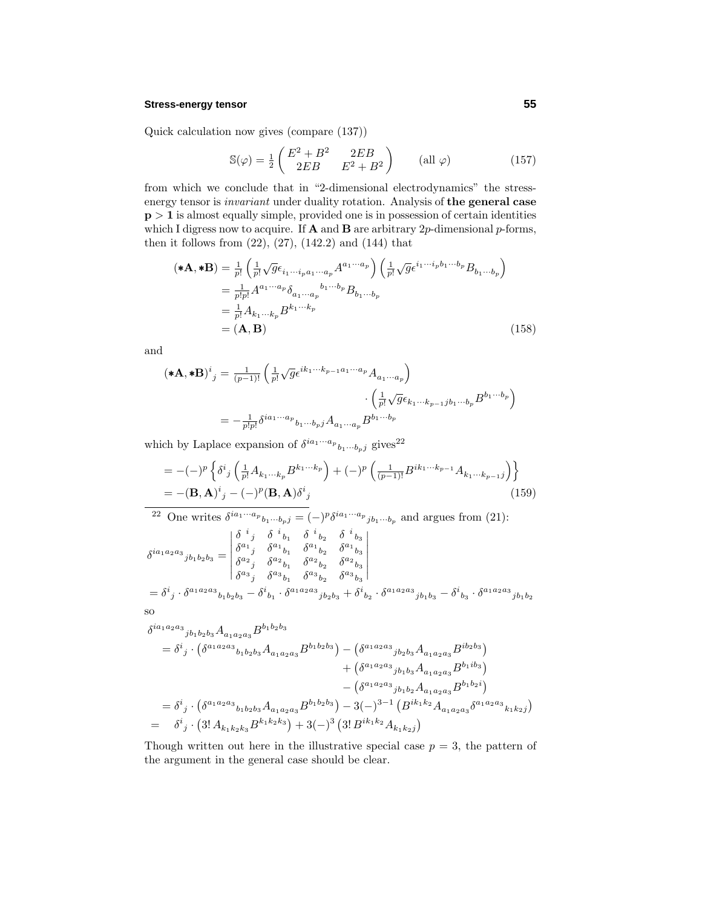Quick calculation now gives (compare (137))

$$
\mathbb{S}(\varphi) = \tfrac{1}{2}\begin{pmatrix} E^2 + B^2 & 2EB \\ 2EB & E^2 + B^2 \end{pmatrix} \qquad (\text{all } \varphi) \tag{157}
$$

from which we conclude that in "2-dimensional electrodynamics" the stress-energy tensor is *invariant* under duality rotation. Analysis of **the general case $\mathbf{p > 1}$** is almost equally simple, provided one is in possession of certain identities which I digress now to acquire. If $\mathbf{A}$ and $\mathbf{B}$ are arbitrary $2p$-dimensional $p$-forms, then it follows from (22), (27), (142.2) and (144) that

$$
\begin{aligned}
(\ast\mathbf{A}, \ast\mathbf{B}) &= \tfrac{1}{p!}\Big(\tfrac{1}{p!}\sqrt{g}\,\epsilon_{i_1\cdots i_p a_1\cdots a_p}A^{a_1\cdots a_p}\Big)\Big(\tfrac{1}{p!}\sqrt{g}\,\epsilon^{i_1\cdots i_p b_1\cdots b_p}B_{b_1\cdots b_p}\Big) \\
&= \tfrac{1}{p!p!}A^{a_1\cdots a_p}\delta_{a_1\cdots a_p}{}^{b_1\cdots b_p}B_{b_1\cdots b_p} \\
&= \tfrac{1}{p!}A_{k_1\cdots k_p}B^{k_1\cdots k_p} \\
&= (\mathbf{A}, \mathbf{B})
\end{aligned} \tag{158}
$$

and

$$
\begin{aligned}
(\ast\mathbf{A}, \ast\mathbf{B})^i{}_j &= \tfrac{1}{(p-1)!}\Big(\tfrac{1}{p!}\sqrt{g}\,\epsilon^{ik_1\cdots k_{p-1}a_1\cdots a_p}A_{a_1\cdots a_p}\Big) \\
&\qquad\qquad \cdot\Big(\tfrac{1}{p!}\sqrt{g}\,\epsilon_{k_1\cdots k_{p-1}jb_1\cdots b_p}B^{b_1\cdots b_p}\Big) \\
&= -\tfrac{1}{p!p!}\delta^{ia_1\cdots a_p}{}_{b_1\cdots b_p j}A_{a_1\cdots a_p}B^{b_1\cdots b_p}
\end{aligned}
$$

which by Laplace expansion of $\delta^{ia_1\cdots a_p}{}_{b_1\cdots b_p j}$ gives[22]

$$
\begin{aligned}
&= -(-)^p\Big\{\delta^i{}_j\Big(\tfrac{1}{p!}A_{k_1\cdots k_p}B^{k_1\cdots k_p}\Big) + (-)^p\Big(\tfrac{1}{(p-1)!}B^{ik_1\cdots k_{p-1}}A_{k_1\cdots k_{p-1}j}\Big)\Big\} \\
&= -(\mathbf{B}, \mathbf{A})^i{}_j - (-)^p(\mathbf{B}, \mathbf{A})\delta^i{}_j
\end{aligned} \tag{159}
$$

---

[22] One writes $\delta^{ia_1\cdots a_p}{}_{b_1\cdots b_p j} = (-)^p\delta^{ia_1\cdots a_p}{}_{jb_1\cdots b_p}$ and argues from (21):

$$
\delta^{ia_1a_2a_3}{}_{jb_1b_2b_3} = \begin{vmatrix} \delta^{\ i}{}_j & \delta^{\ i}{}_{b_1} & \delta^{\ i}{}_{b_2} & \delta^{\ i}{}_{b_3} \\ \delta^{a_1}{}_j & \delta^{a_1}{}_{b_1} & \delta^{a_1}{}_{b_2} & \delta^{a_1}{}_{b_3} \\ \delta^{a_2}{}_j & \delta^{a_2}{}_{b_1} & \delta^{a_2}{}_{b_2} & \delta^{a_2}{}_{b_3} \\ \delta^{a_3}{}_j & \delta^{a_3}{}_{b_1} & \delta^{a_3}{}_{b_2} & \delta^{a_3}{}_{b_3} \end{vmatrix}
$$

$$
= \delta^i{}_j\cdot\delta^{a_1a_2a_3}{}_{b_1b_2b_3} - \delta^i{}_{b_1}\cdot\delta^{a_1a_2a_3}{}_{jb_2b_3} + \delta^i{}_{b_2}\cdot\delta^{a_1a_2a_3}{}_{jb_1b_3} - \delta^i{}_{b_3}\cdot\delta^{a_1a_2a_3}{}_{jb_1b_2}
$$

so

$$
\begin{aligned}
&\delta^{ia_1a_2a_3}{}_{jb_1b_2b_3}A_{a_1a_2a_3}B^{b_1b_2b_3} \\
&\quad = \delta^i{}_j\cdot\big(\delta^{a_1a_2a_3}{}_{b_1b_2b_3}A_{a_1a_2a_3}B^{b_1b_2b_3}\big) - \big(\delta^{a_1a_2a_3}{}_{jb_2b_3}A_{a_1a_2a_3}B^{ib_2b_3}\big) \\
&\qquad\qquad + \big(\delta^{a_1a_2a_3}{}_{jb_1b_3}A_{a_1a_2a_3}B^{b_1ib_3}\big) \\
&\qquad\qquad - \big(\delta^{a_1a_2a_3}{}_{jb_1b_2}A_{a_1a_2a_3}B^{b_1b_2i}\big) \\
&\quad = \delta^i{}_j\cdot\big(\delta^{a_1a_2a_3}{}_{b_1b_2b_3}A_{a_1a_2a_3}B^{b_1b_2b_3}\big) - 3(-)^{3-1}\big(B^{ik_1k_2}A_{a_1a_2a_3}\delta^{a_1a_2a_3}{}_{k_1k_2j}\big) \\
&\quad = \ \ \delta^i{}_j\cdot\big(3!\,A_{k_1k_2k_3}B^{k_1k_2k_3}\big) + 3(-)^3\big(3!\,B^{ik_1k_2}A_{k_1k_2j}\big)
\end{aligned}
$$

Though written out here in the illustrative special case $p = 3$, the pattern of the argument in the general case should be clear.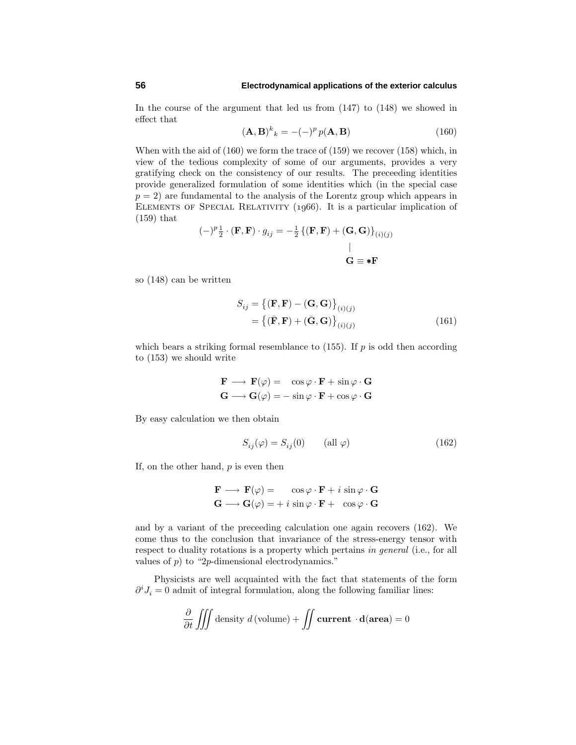In the course of the argument that led us from (147) to (148) we showed in effect that

$$(\mathbf{A},\mathbf{B})^k{}_k = -(-)^p\, p(\mathbf{A},\mathbf{B}) \tag{160}$$

When with the aid of (160) we form the trace of (159) we recover (158) which, in view of the tedious complexity of some of our arguments, provides a very gratifying check on the consistency of our results. The preceeding identities provide generalized formulation of some identities which (in the special case $p = 2$) are fundamental to the analysis of the Lorentz group which appears in ELEMENTS OF SPECIAL RELATIVITY (1966). It is a particular implication of (159) that

$$(-)^p\tfrac{1}{2}\cdot(\mathbf{F},\mathbf{F})\cdot g_{ij} = -\tfrac{1}{2}\big\{(\mathbf{F},\mathbf{F})+(\mathbf{G},\mathbf{G})\big\}_{(i)(j)} \Big|_{\mathbf{G}\equiv *\mathbf{F}}$$

so (148) can be written

$$\begin{aligned} S_{ij} &= \big\{(\mathbf{F},\mathbf{F})-(\mathbf{G},\mathbf{G})\big\}_{(i)(j)} \\ &= \big\{(\bar{\mathbf{F}},\mathbf{F})+(\bar{\mathbf{G}},\mathbf{G})\big\}_{(i)(j)} \end{aligned} \tag{161}$$

which bears a striking formal resemblance to (155). If $p$ is odd then according to (153) we should write

$$\begin{aligned} \mathbf{F} &\longrightarrow \mathbf{F}(\varphi) = \quad\cos\varphi\cdot\mathbf{F}+\sin\varphi\cdot\mathbf{G} \\ \mathbf{G} &\longrightarrow \mathbf{G}(\varphi) = -\sin\varphi\cdot\mathbf{F}+\cos\varphi\cdot\mathbf{G} \end{aligned}$$

By easy calculation we then obtain

$$S_{ij}(\varphi) = S_{ij}(0) \qquad (\text{all } \varphi) \tag{162}$$

If, on the other hand, $p$ is even then

$$\begin{aligned} \mathbf{F} &\longrightarrow \mathbf{F}(\varphi) = \qquad\cos\varphi\cdot\mathbf{F}+i\,\sin\varphi\cdot\mathbf{G} \\ \mathbf{G} &\longrightarrow \mathbf{G}(\varphi) = +\,i\,\sin\varphi\cdot\mathbf{F}+\quad\cos\varphi\cdot\mathbf{G} \end{aligned}$$

and by a variant of the preceeding calculation one again recovers (162). We come thus to the conclusion that invariance of the stress-energy tensor with respect to duality rotations is a property which pertains *in general* (i.e., for all values of $p$) to "$2p$-dimensional electrodynamics."

Physicists are well acquainted with the fact that statements of the form $\partial^i J_i = 0$ admit of integral formulation, along the following familiar lines:

$$\frac{\partial}{\partial t}\iiint \text{density}\ d\,(\text{volume}) + \iint \textbf{current}\ \cdot \mathbf{d}(\textbf{area}) = 0$$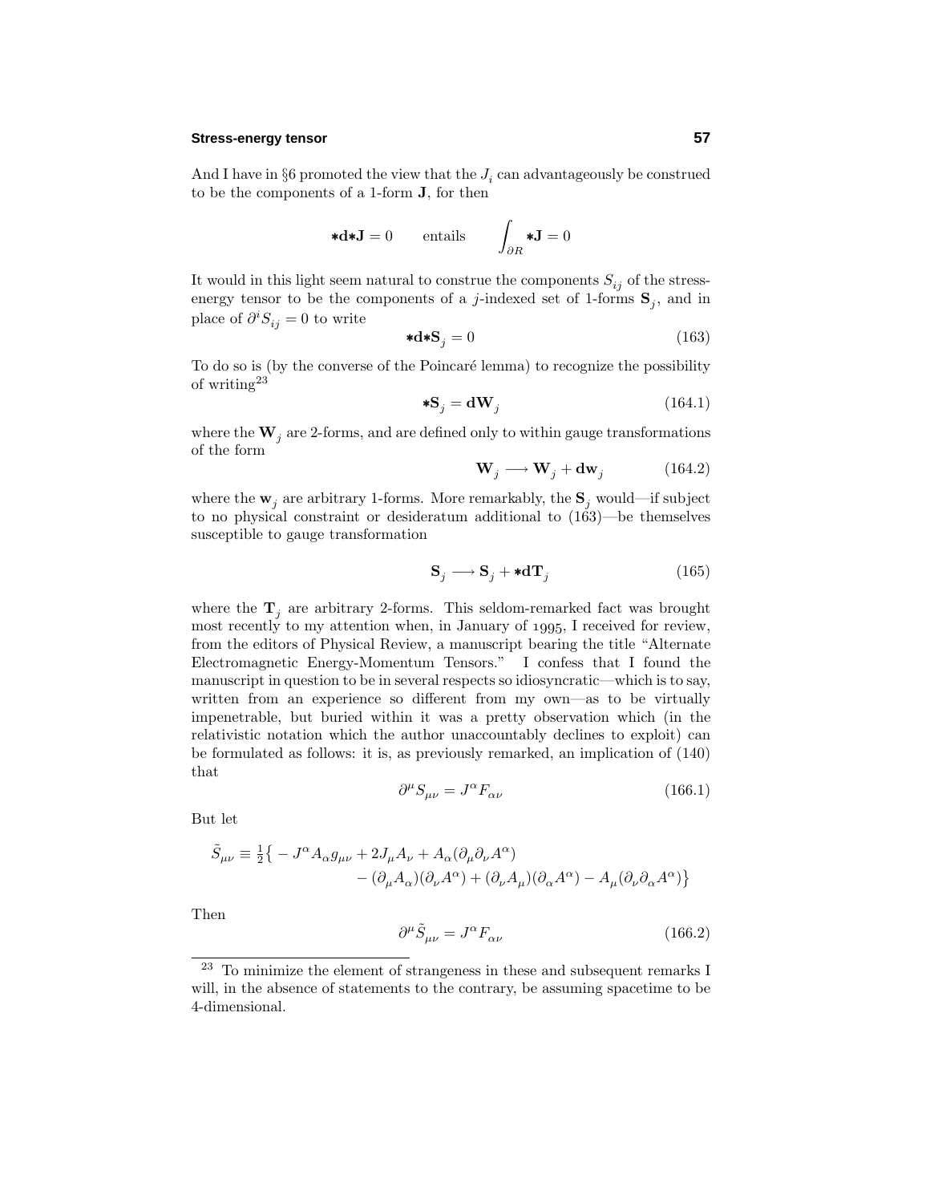And I have in §6 promoted the view that the $J_i$ can advantageously be construed to be the components of a 1-form $\mathbf{J}$, for then

$$\ast\mathbf{d}\ast\mathbf{J} = 0 \qquad \text{entails} \qquad \int_{\partial R} \ast\mathbf{J} = 0$$

It would in this light seem natural to construe the components $S_{ij}$ of the stress-energy tensor to be the components of a $j$-indexed set of 1-forms $\mathbf{S}_j$, and in place of $\partial^i S_{ij} = 0$ to write

$$\ast\mathbf{d}\ast\mathbf{S}_j = 0 \tag{163}$$

To do so is (by the converse of the Poincaré lemma) to recognize the possibility of writing[23]

$$\ast\mathbf{S}_j = \mathbf{d}\mathbf{W}_j \tag{164.1}$$

where the $\mathbf{W}_j$ are 2-forms, and are defined only to within gauge transformations of the form

$$\mathbf{W}_j \longrightarrow \mathbf{W}_j + \mathbf{d}\mathbf{w}_j \tag{164.2}$$

where the $\mathbf{w}_j$ are arbitrary 1-forms. More remarkably, the $\mathbf{S}_j$ would—if subject to no physical constraint or desideratum additional to (163)—be themselves susceptible to gauge transformation

$$\mathbf{S}_j \longrightarrow \mathbf{S}_j + \ast\mathbf{d}\mathbf{T}_j \tag{165}$$

where the $\mathbf{T}_j$ are arbitrary 2-forms. This seldom-remarked fact was brought most recently to my attention when, in January of 1995, I received for review, from the editors of Physical Review, a manuscript bearing the title "Alternate Electromagnetic Energy-Momentum Tensors." I confess that I found the manuscript in question to be in several respects so idiosyncratic—which is to say, written from an experience so different from my own—as to be virtually impenetrable, but buried within it was a pretty observation which (in the relativistic notation which the author unaccountably declines to exploit) can be formulated as follows: it is, as previously remarked, an implication of (140) that

$$\partial^\mu S_{\mu\nu} = J^\alpha F_{\alpha\nu} \tag{166.1}$$

But let

$$\begin{aligned}\tilde{S}_{\mu\nu} \equiv \tfrac{1}{2}\big\{ &- J^\alpha A_\alpha g_{\mu\nu} + 2J_\mu A_\nu + A_\alpha(\partial_\mu\partial_\nu A^\alpha) \\ &- (\partial_\mu A_\alpha)(\partial_\nu A^\alpha) + (\partial_\nu A_\mu)(\partial_\alpha A^\alpha) - A_\mu(\partial_\nu\partial_\alpha A^\alpha)\big\}\end{aligned}$$

Then

$$\partial^\mu \tilde{S}_{\mu\nu} = J^\alpha F_{\alpha\nu} \tag{166.2}$$

[23] To minimize the element of strangeness in these and subsequent remarks I will, in the absence of statements to the contrary, be assuming spacetime to be 4-dimensional.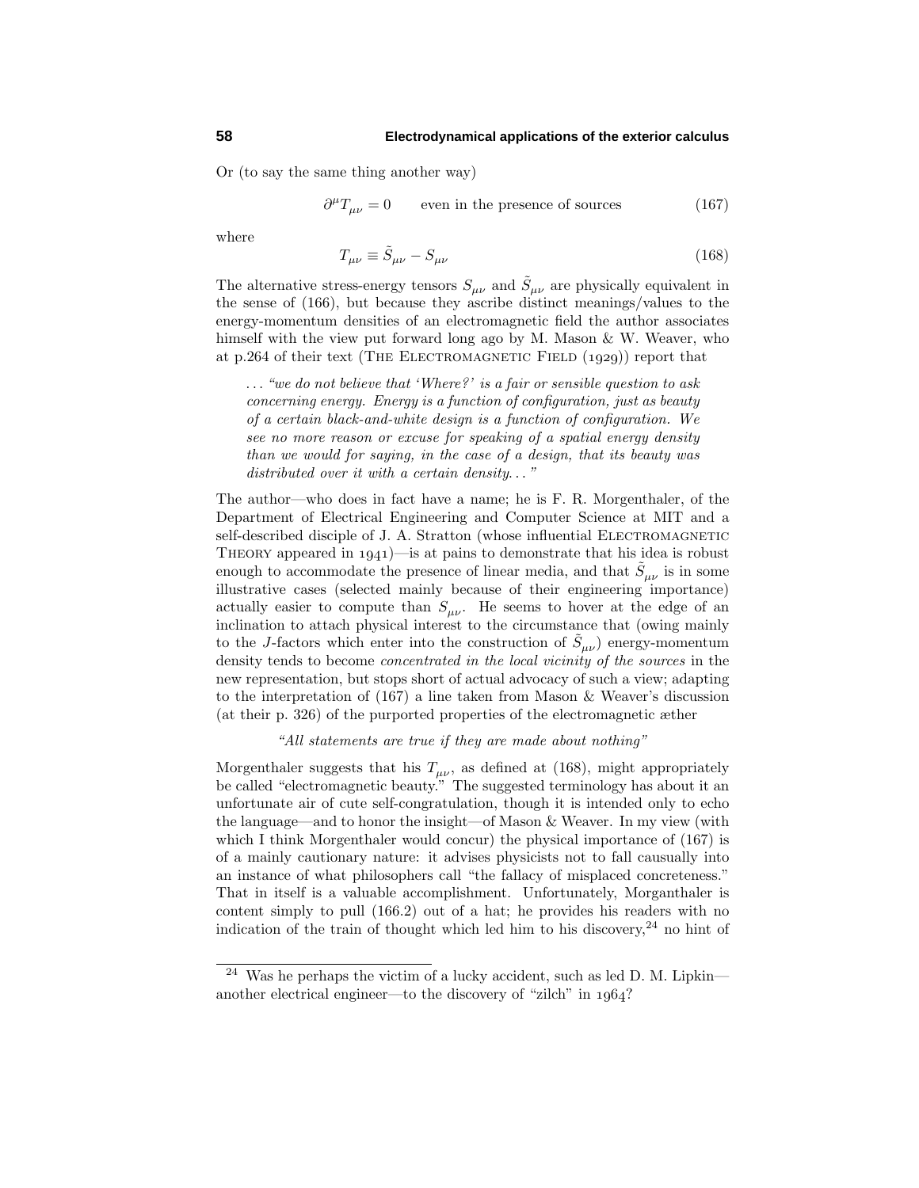Or (to say the same thing another way)

$$\partial^\mu T_{\mu\nu} = 0 \qquad \text{even in the presence of sources} \tag{167}$$

where

$$T_{\mu\nu} \equiv \tilde{S}_{\mu\nu} - S_{\mu\nu} \tag{168}$$

The alternative stress-energy tensors $S_{\mu\nu}$ and $\tilde{S}_{\mu\nu}$ are physically equivalent in the sense of (166), but because they ascribe distinct meanings/values to the energy-momentum densities of an electromagnetic field the author associates himself with the view put forward long ago by M. Mason & W. Weaver, who at p.264 of their text (The Electromagnetic Field (1929)) report that

> ... *"we do not believe that 'Where?' is a fair or sensible question to ask concerning energy. Energy is a function of configuration, just as beauty of a certain black-and-white design is a function of configuration. We see no more reason or excuse for speaking of a spatial energy density than we would for saying, in the case of a design, that its beauty was distributed over it with a certain density..."*

The author—who does in fact have a name; he is F. R. Morgenthaler, of the Department of Electrical Engineering and Computer Science at MIT and a self-described disciple of J. A. Stratton (whose influential Electromagnetic Theory appeared in 1941)—is at pains to demonstrate that his idea is robust enough to accommodate the presence of linear media, and that $\tilde{S}_{\mu\nu}$ is in some illustrative cases (selected mainly because of their engineering importance) actually easier to compute than $S_{\mu\nu}$. He seems to hover at the edge of an inclination to attach physical interest to the circumstance that (owing mainly to the $J$-factors which enter into the construction of $\tilde{S}_{\mu\nu}$) energy-momentum density tends to become *concentrated in the local vicinity of the sources* in the new representation, but stops short of actual advocacy of such a view; adapting to the interpretation of (167) a line taken from Mason & Weaver's discussion (at their p. 326) of the purported properties of the electromagnetic æther

> *"All statements are true if they are made about nothing"*

Morgenthaler suggests that his $T_{\mu\nu}$, as defined at (168), might appropriately be called "electromagnetic beauty." The suggested terminology has about it an unfortunate air of cute self-congratulation, though it is intended only to echo the language—and to honor the insight—of Mason & Weaver. In my view (with which I think Morgenthaler would concur) the physical importance of (167) is of a mainly cautionary nature: it advises physicists not to fall causually into an instance of what philosophers call "the fallacy of misplaced concreteness." That in itself is a valuable accomplishment. Unfortunately, Morganthaler is content simply to pull (166.2) out of a hat; he provides his readers with no indication of the train of thought which led him to his discovery,[24] no hint of

[24] Was he perhaps the victim of a lucky accident, such as led D. M. Lipkin—another electrical engineer—to the discovery of "zilch" in 1964?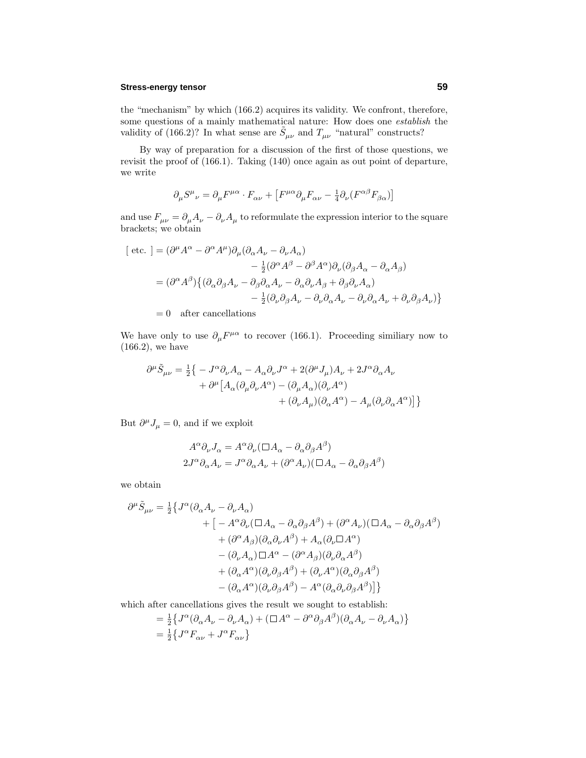the "mechanism" by which (166.2) acquires its validity. We confront, therefore, some questions of a mainly mathematical nature: How does one *establish* the validity of (166.2)? In what sense are $\tilde{S}_{\mu\nu}$ and $T_{\mu\nu}$ "natural" constructs?

By way of preparation for a discussion of the first of those questions, we revisit the proof of (166.1). Taking (140) once again as out point of departure, we write

$$\partial_\mu S^\mu{}_\nu = \partial_\mu F^{\mu\alpha} \cdot F_{\alpha\nu} + \big[F^{\mu\alpha}\partial_\mu F_{\alpha\nu} - \tfrac{1}{4}\partial_\nu(F^{\alpha\beta}F_{\beta\alpha})\big]$$

and use $F_{\mu\nu} = \partial_\mu A_\nu - \partial_\nu A_\mu$ to reformulate the expression interior to the square brackets; we obtain

$$\begin{aligned}
[\text{ etc. }] &= (\partial^\mu A^\alpha - \partial^\alpha A^\mu)\partial_\mu(\partial_\alpha A_\nu - \partial_\nu A_\alpha) \\
&\qquad\qquad - \tfrac{1}{2}(\partial^\alpha A^\beta - \partial^\beta A^\alpha)\partial_\nu(\partial_\beta A_\alpha - \partial_\alpha A_\beta) \\
&= (\partial^\alpha A^\beta)\big\{(\partial_\alpha\partial_\beta A_\nu - \partial_\beta\partial_\alpha A_\nu - \partial_\alpha\partial_\nu A_\beta + \partial_\beta\partial_\nu A_\alpha) \\
&\qquad\qquad - \tfrac{1}{2}(\partial_\nu\partial_\beta A_\nu - \partial_\nu\partial_\alpha A_\nu - \partial_\nu\partial_\alpha A_\nu + \partial_\nu\partial_\beta A_\nu)\big\} \\
&= 0 \quad \text{after cancellations}
\end{aligned}$$

We have only to use $\partial_\mu F^{\mu\alpha}$ to recover (166.1). Proceeding similiary now to (166.2), we have

$$\begin{aligned}
\partial^\mu \tilde{S}_{\mu\nu} = \tfrac{1}{2}\big\{ &- J^\alpha\partial_\nu A_\alpha - A_\alpha\partial_\nu J^\alpha + 2(\partial^\mu J_\mu)A_\nu + 2J^\alpha\partial_\alpha A_\nu \\
&+ \partial^\mu\big[A_\alpha(\partial_\mu\partial_\nu A^\alpha) - (\partial_\mu A_\alpha)(\partial_\nu A^\alpha) \\
&\qquad\qquad + (\partial_\nu A_\mu)(\partial_\alpha A^\alpha) - A_\mu(\partial_\nu\partial_\alpha A^\alpha)\big]\big\}
\end{aligned}$$

But $\partial^\mu J_\mu = 0$, and if we exploit

$$\begin{aligned}
A^\alpha\partial_\nu J_\alpha &= A^\alpha\partial_\nu(\Box A_\alpha - \partial_\alpha\partial_\beta A^\beta) \\
2J^\alpha\partial_\alpha A_\nu &= J^\alpha\partial_\alpha A_\nu + (\partial^\alpha A_\nu)(\Box A_\alpha - \partial_\alpha\partial_\beta A^\beta)
\end{aligned}$$

we obtain

$$\begin{aligned}
\partial^\mu \tilde{S}_{\mu\nu} = \tfrac{1}{2}\big\{&J^\alpha(\partial_\alpha A_\nu - \partial_\nu A_\alpha) \\
&+ \big[ - A^\alpha\partial_\nu(\Box A_\alpha - \partial_\alpha\partial_\beta A^\beta) + (\partial^\alpha A_\nu)(\Box A_\alpha - \partial_\alpha\partial_\beta A^\beta) \\
&\quad + (\partial^\alpha A_\beta)(\partial_\alpha\partial_\nu A^\beta) + A_\alpha(\partial_\nu\Box A^\alpha) \\
&\quad - (\partial_\nu A_\alpha)\Box A^\alpha - (\partial^\alpha A_\beta)(\partial_\nu\partial_\alpha A^\beta) \\
&\quad + (\partial_\alpha A^\alpha)(\partial_\nu\partial_\beta A^\beta) + (\partial_\nu A^\alpha)(\partial_\alpha\partial_\beta A^\beta) \\
&\quad - (\partial_\alpha A^\alpha)(\partial_\nu\partial_\beta A^\beta) - A^\alpha(\partial_\alpha\partial_\nu\partial_\beta A^\beta)\big]\big\}
\end{aligned}$$

which after cancellations gives the result we sought to establish:

$$\begin{aligned}
&= \tfrac{1}{2}\big\{J^\alpha(\partial_\alpha A_\nu - \partial_\nu A_\alpha) + (\Box A^\alpha - \partial^\alpha\partial_\beta A^\beta)(\partial_\alpha A_\nu - \partial_\nu A_\alpha)\big\} \\
&= \tfrac{1}{2}\big\{J^\alpha F_{\alpha\nu} + J^\alpha F_{\alpha\nu}\big\}
\end{aligned}$$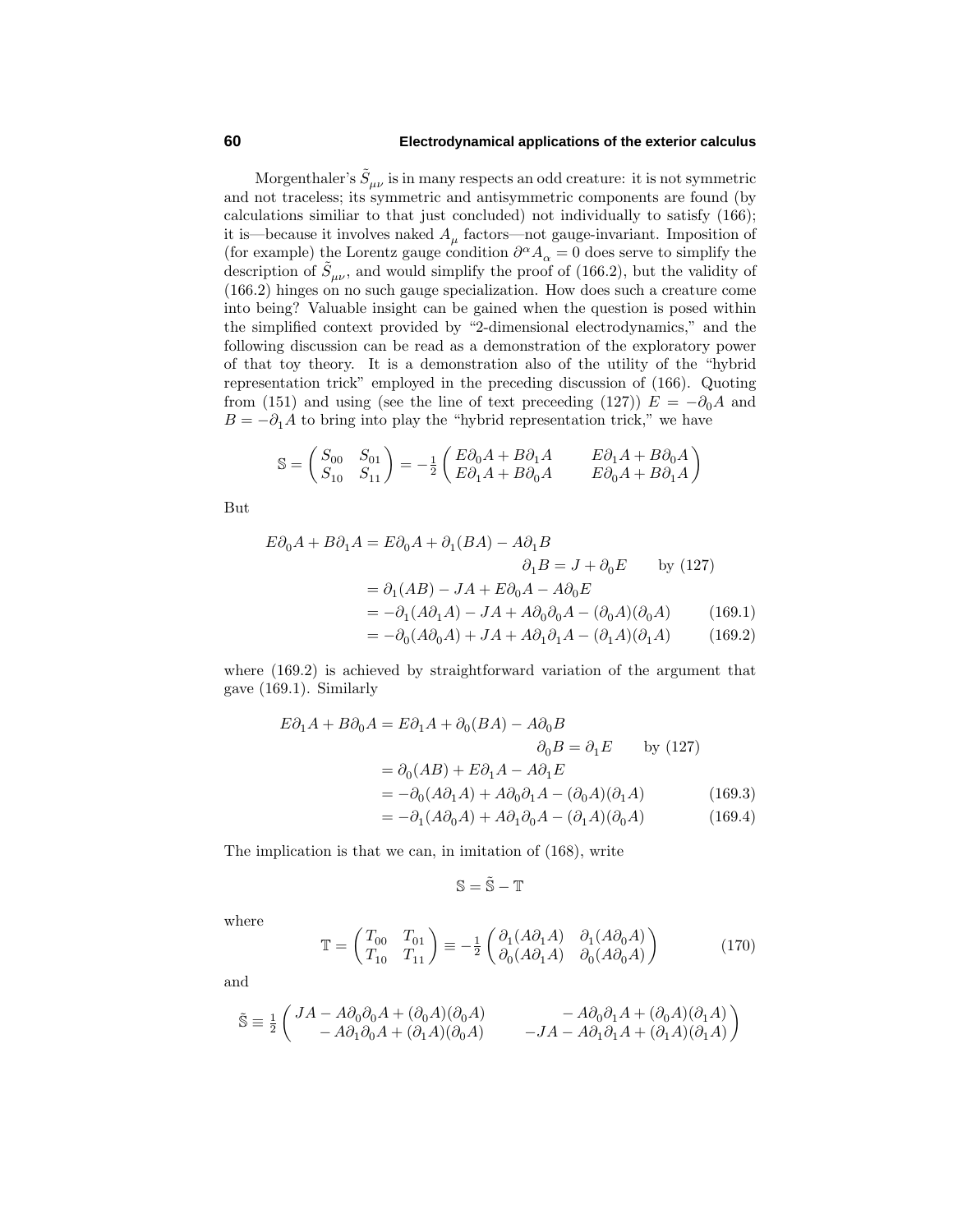Morgenthaler's $\tilde{S}_{\mu\nu}$ is in many respects an odd creature: it is not symmetric and not traceless; its symmetric and antisymmetric components are found (by calculations similiar to that just concluded) not individually to satisfy (166); it is—because it involves naked $A_\mu$ factors—not gauge-invariant. Imposition of (for example) the Lorentz gauge condition $\partial^\alpha A_\alpha = 0$ does serve to simplify the description of $\tilde{S}_{\mu\nu}$, and would simplify the proof of (166.2), but the validity of (166.2) hinges on no such gauge specialization. How does such a creature come into being? Valuable insight can be gained when the question is posed within the simplified context provided by "2-dimensional electrodynamics," and the following discussion can be read as a demonstration of the exploratory power of that toy theory. It is a demonstration also of the utility of the "hybrid representation trick" employed in the preceding discussion of (166). Quoting from (151) and using (see the line of text preceeding (127)) $E = -\partial_0 A$ and $B = -\partial_1 A$ to bring into play the "hybrid representation trick," we have

$$\mathbb{S} = \begin{pmatrix} S_{00} & S_{01} \\ S_{10} & S_{11} \end{pmatrix} = -\tfrac{1}{2}\begin{pmatrix} E\partial_0 A + B\partial_1 A & E\partial_1 A + B\partial_0 A \\ E\partial_1 A + B\partial_0 A & E\partial_0 A + B\partial_1 A \end{pmatrix}$$

But

$$\begin{aligned}
E\partial_0 A + B\partial_1 A &= E\partial_0 A + \partial_1(BA) - A\partial_1 B \\
&\qquad\qquad \partial_1 B = J + \partial_0 E \qquad \text{by (127)} \\
&= \partial_1(AB) - JA + E\partial_0 A - A\partial_0 E \\
&= -\partial_1(A\partial_1 A) - JA + A\partial_0\partial_0 A - (\partial_0 A)(\partial_0 A) \qquad (169.1) \\
&= -\partial_0(A\partial_0 A) + JA + A\partial_1\partial_1 A - (\partial_1 A)(\partial_1 A) \qquad (169.2)
\end{aligned}$$

where (169.2) is achieved by straightforward variation of the argument that gave (169.1). Similarly

$$\begin{aligned}
E\partial_1 A + B\partial_0 A &= E\partial_1 A + \partial_0(BA) - A\partial_0 B \\
&\qquad\qquad \partial_0 B = \partial_1 E \qquad \text{by (127)} \\
&= \partial_0(AB) + E\partial_1 A - A\partial_1 E \\
&= -\partial_0(A\partial_1 A) + A\partial_0\partial_1 A - (\partial_0 A)(\partial_1 A) \qquad (169.3) \\
&= -\partial_1(A\partial_0 A) + A\partial_1\partial_0 A - (\partial_1 A)(\partial_0 A) \qquad (169.4)
\end{aligned}$$

The implication is that we can, in imitation of (168), write

$$\mathbb{S} = \tilde{\mathbb{S}} - \mathbb{T}$$

where

$$\mathbb{T} = \begin{pmatrix} T_{00} & T_{01} \\ T_{10} & T_{11} \end{pmatrix} \equiv -\tfrac{1}{2}\begin{pmatrix} \partial_1(A\partial_1 A) & \partial_1(A\partial_0 A) \\ \partial_0(A\partial_1 A) & \partial_0(A\partial_0 A) \end{pmatrix} \qquad (170)$$

and

$$\tilde{\mathbb{S}} \equiv \tfrac{1}{2}\begin{pmatrix} JA - A\partial_0\partial_0 A + (\partial_0 A)(\partial_0 A) & -A\partial_0\partial_1 A + (\partial_0 A)(\partial_1 A) \\ -A\partial_1\partial_0 A + (\partial_1 A)(\partial_0 A) & -JA - A\partial_1\partial_1 A + (\partial_1 A)(\partial_1 A) \end{pmatrix}$$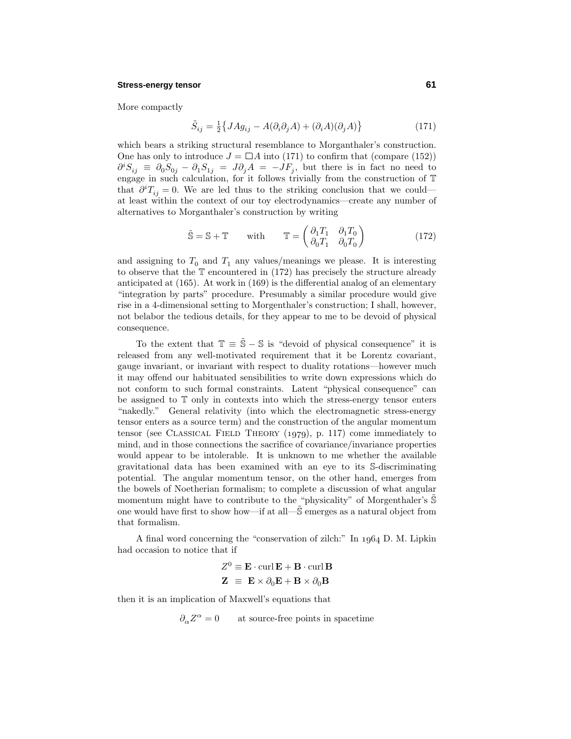More compactly

$$\tilde{S}_{ij} = \tfrac{1}{2}\big\{JAg_{ij} - A(\partial_i\partial_j A) + (\partial_i A)(\partial_j A)\big\} \tag{171}$$

which bears a striking structural resemblance to Morganthaler's construction. One has only to introduce $J = \Box A$ into (171) to confirm that (compare (152)) $\partial^i S_{ij} \equiv \partial_0 S_{0j} - \partial_1 S_{1j} = J\partial_j A = -JF_j$, but there is in fact no need to engage in such calculation, for it follows trivially from the construction of $\mathbb{T}$ that $\partial^i T_{ij} = 0$. We are led thus to the striking conclusion that we could—at least within the context of our toy electrodynamics—create any number of alternatives to Morganthaler's construction by writing

$$\tilde{\mathbb{S}} = \mathbb{S} + \mathbb{T} \qquad \text{with} \qquad \mathbb{T} = \begin{pmatrix} \partial_1 T_1 & \partial_1 T_0 \\ \partial_0 T_1 & \partial_0 T_0 \end{pmatrix} \tag{172}$$

and assigning to $T_0$ and $T_1$ any values/meanings we please. It is interesting to observe that the $\mathbb{T}$ encountered in (172) has precisely the structure already anticipated at (165). At work in (169) is the differential analog of an elementary "integration by parts" procedure. Presumably a similar procedure would give rise in a 4-dimensional setting to Morgenthaler's construction; I shall, however, not belabor the tedious details, for they appear to me to be devoid of physical consequence.

To the extent that $\mathbb{T} \equiv \tilde{\mathbb{S}} - \mathbb{S}$ is "devoid of physical consequence" it is released from any well-motivated requirement that it be Lorentz covariant, gauge invariant, or invariant with respect to duality rotations—however much it may offend our habituated sensibilities to write down expressions which do not conform to such formal constraints. Latent "physical consequence" can be assigned to $\mathbb{T}$ only in contexts into which the stress-energy tensor enters "nakedly." General relativity (into which the electromagnetic stress-energy tensor enters as a source term) and the construction of the angular momentum tensor (see Classical Field Theory (1979), p. 117) come immediately to mind, and in those connections the sacrifice of covariance/invariance properties would appear to be intolerable. It is unknown to me whether the available gravitational data has been examined with an eye to its $\mathbb{S}$-discriminating potential. The angular momentum tensor, on the other hand, emerges from the bowels of Noetherian formalism; to complete a discussion of what angular momentum might have to contribute to the "physicality" of Morgenthaler's $\tilde{\mathbb{S}}$ one would have first to show how—if at all—$\tilde{\mathbb{S}}$ emerges as a natural object from that formalism.

A final word concerning the "conservation of zilch:" In 1964 D. M. Lipkin had occasion to notice that if

$$\begin{aligned} Z^0 &\equiv \mathbf{E}\cdot\text{curl}\,\mathbf{E} + \mathbf{B}\cdot\text{curl}\,\mathbf{B} \\ \mathbf{Z} &\equiv \mathbf{E}\times\partial_0\mathbf{E} + \mathbf{B}\times\partial_0\mathbf{B} \end{aligned}$$

then it is an implication of Maxwell's equations that

$$\partial_\alpha Z^\alpha = 0 \qquad \text{at source-free points in spacetime}$$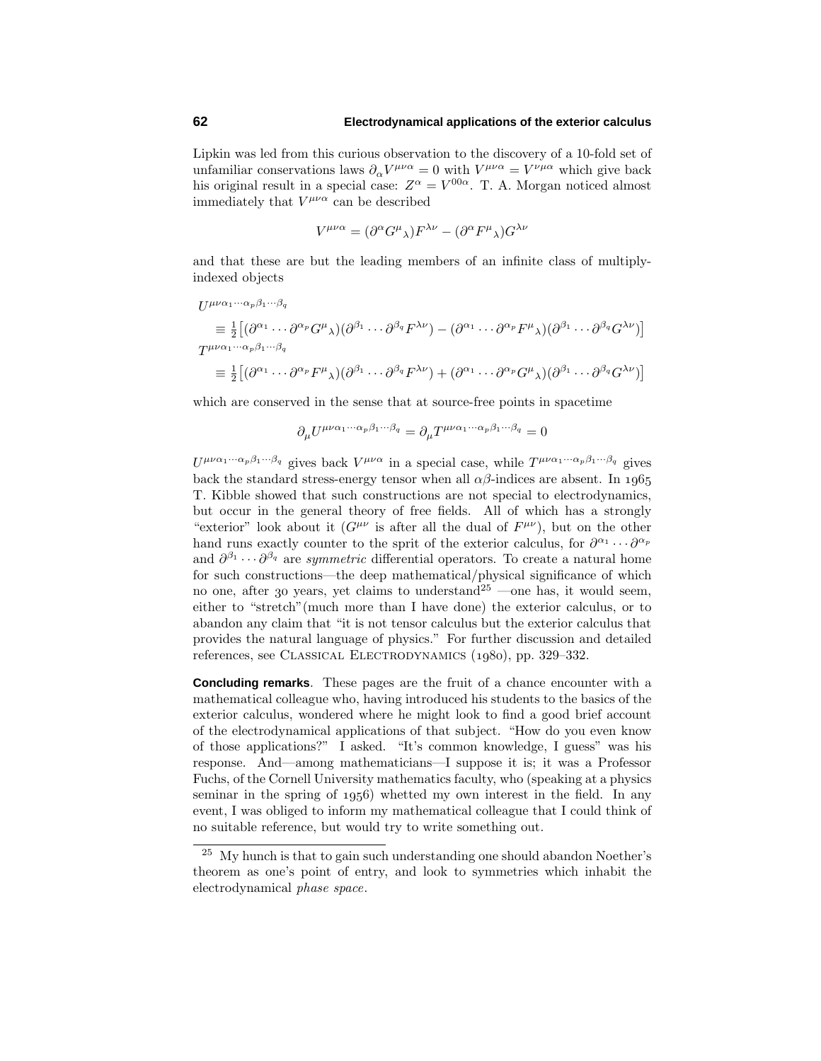Lipkin was led from this curious observation to the discovery of a 10-fold set of unfamiliar conservations laws $\partial_\alpha V^{\mu\nu\alpha} = 0$ with $V^{\mu\nu\alpha} = V^{\nu\mu\alpha}$ which give back his original result in a special case: $Z^\alpha = V^{00\alpha}$. T. A. Morgan noticed almost immediately that $V^{\mu\nu\alpha}$ can be described

$$V^{\mu\nu\alpha} = (\partial^\alpha G^\mu{}_\lambda)F^{\lambda\nu} - (\partial^\alpha F^\mu{}_\lambda)G^{\lambda\nu}$$

and that these are but the leading members of an infinite class of multiply-indexed objects

$$\begin{aligned}
&U^{\mu\nu\alpha_1\cdots\alpha_p\beta_1\cdots\beta_q} \\
&\quad\equiv \tfrac{1}{2}\big[(\partial^{\alpha_1}\cdots\partial^{\alpha_p}G^\mu{}_\lambda)(\partial^{\beta_1}\cdots\partial^{\beta_q}F^{\lambda\nu}) - (\partial^{\alpha_1}\cdots\partial^{\alpha_p}F^\mu{}_\lambda)(\partial^{\beta_1}\cdots\partial^{\beta_q}G^{\lambda\nu})\big] \\
&T^{\mu\nu\alpha_1\cdots\alpha_p\beta_1\cdots\beta_q} \\
&\quad\equiv \tfrac{1}{2}\big[(\partial^{\alpha_1}\cdots\partial^{\alpha_p}F^\mu{}_\lambda)(\partial^{\beta_1}\cdots\partial^{\beta_q}F^{\lambda\nu}) + (\partial^{\alpha_1}\cdots\partial^{\alpha_p}G^\mu{}_\lambda)(\partial^{\beta_1}\cdots\partial^{\beta_q}G^{\lambda\nu})\big]
\end{aligned}$$

which are conserved in the sense that at source-free points in spacetime

$$\partial_\mu U^{\mu\nu\alpha_1\cdots\alpha_p\beta_1\cdots\beta_q} = \partial_\mu T^{\mu\nu\alpha_1\cdots\alpha_p\beta_1\cdots\beta_q} = 0$$

$U^{\mu\nu\alpha_1\cdots\alpha_p\beta_1\cdots\beta_q}$ gives back $V^{\mu\nu\alpha}$ in a special case, while $T^{\mu\nu\alpha_1\cdots\alpha_p\beta_1\cdots\beta_q}$ gives back the standard stress-energy tensor when all $\alpha\beta$-indices are absent. In 1965 T. Kibble showed that such constructions are not special to electrodynamics, but occur in the general theory of free fields. All of which has a strongly "exterior" look about it ($G^{\mu\nu}$ is after all the dual of $F^{\mu\nu}$), but on the other hand runs exactly counter to the sprit of the exterior calculus, for $\partial^{\alpha_1}\cdots\partial^{\alpha_p}$ and $\partial^{\beta_1}\cdots\partial^{\beta_q}$ are *symmetric* differential operators. To create a natural home for such constructions—the deep mathematical/physical significance of which no one, after 30 years, yet claims to understand[25] —one has, it would seem, either to "stretch"(much more than I have done) the exterior calculus, or to abandon any claim that "it is not tensor calculus but the exterior calculus that provides the natural language of physics." For further discussion and detailed references, see Classical Electrodynamics (1980), pp. 329–332.

**Concluding remarks**. These pages are the fruit of a chance encounter with a mathematical colleague who, having introduced his students to the basics of the exterior calculus, wondered where he might look to find a good brief account of the electrodynamical applications of that subject. "How do you even know of those applications?" I asked. "It's common knowledge, I guess" was his response. And—among mathematicians—I suppose it is; it was a Professor Fuchs, of the Cornell University mathematics faculty, who (speaking at a physics seminar in the spring of 1956) whetted my own interest in the field. In any event, I was obliged to inform my mathematical colleague that I could think of no suitable reference, but would try to write something out.

---

[25] My hunch is that to gain such understanding one should abandon Noether's theorem as one's point of entry, and look to symmetries which inhabit the electrodynamical *phase space*.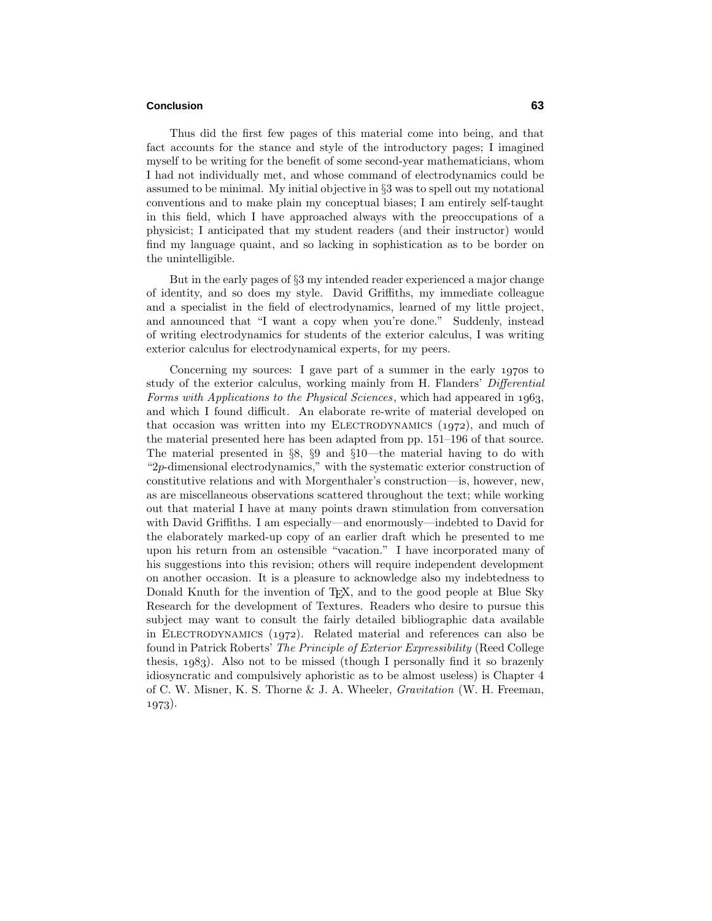Thus did the first few pages of this material come into being, and that fact accounts for the stance and style of the introductory pages; I imagined myself to be writing for the benefit of some second-year mathematicians, whom I had not individually met, and whose command of electrodynamics could be assumed to be minimal. My initial objective in §3 was to spell out my notational conventions and to make plain my conceptual biases; I am entirely self-taught in this field, which I have approached always with the preoccupations of a physicist; I anticipated that my student readers (and their instructor) would find my language quaint, and so lacking in sophistication as to be border on the unintelligible.

But in the early pages of §3 my intended reader experienced a major change of identity, and so does my style. David Griffiths, my immediate colleague and a specialist in the field of electrodynamics, learned of my little project, and announced that "I want a copy when you're done." Suddenly, instead of writing electrodynamics for students of the exterior calculus, I was writing exterior calculus for electrodynamical experts, for my peers.

Concerning my sources: I gave part of a summer in the early 1970s to study of the exterior calculus, working mainly from H. Flanders' *Differential Forms with Applications to the Physical Sciences*, which had appeared in 1963, and which I found difficult. An elaborate re-write of material developed on that occasion was written into my ELECTRODYNAMICS (1972), and much of the material presented here has been adapted from pp. 151–196 of that source. The material presented in §8, §9 and §10—the material having to do with "$2p$-dimensional electrodynamics," with the systematic exterior construction of constitutive relations and with Morgenthaler's construction—is, however, new, as are miscellaneous observations scattered throughout the text; while working out that material I have at many points drawn stimulation from conversation with David Griffiths. I am especially—and enormously—indebted to David for the elaborately marked-up copy of an earlier draft which he presented to me upon his return from an ostensible "vacation." I have incorporated many of his suggestions into this revision; others will require independent development on another occasion. It is a pleasure to acknowledge also my indebtedness to Donald Knuth for the invention of TEX, and to the good people at Blue Sky Research for the development of Textures. Readers who desire to pursue this subject may want to consult the fairly detailed bibliographic data available in ELECTRODYNAMICS (1972). Related material and references can also be found in Patrick Roberts' *The Principle of Exterior Expressibility* (Reed College thesis, 1983). Also not to be missed (though I personally find it so brazenly idiosyncratic and compulsively aphoristic as to be almost useless) is Chapter 4 of C. W. Misner, K. S. Thorne & J. A. Wheeler, *Gravitation* (W. H. Freeman, 1973).